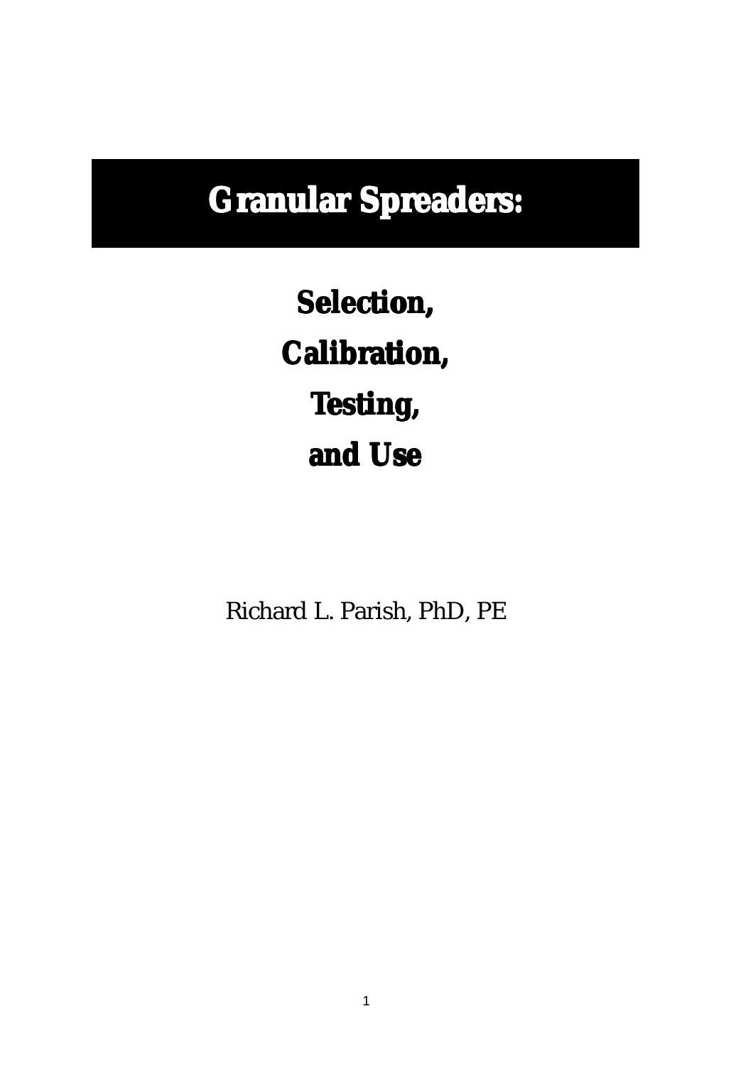# Granular Spreaders:

## Selection,

## Calibration,

## Testing,

## and Use

Richard L. Parish, PhD, PE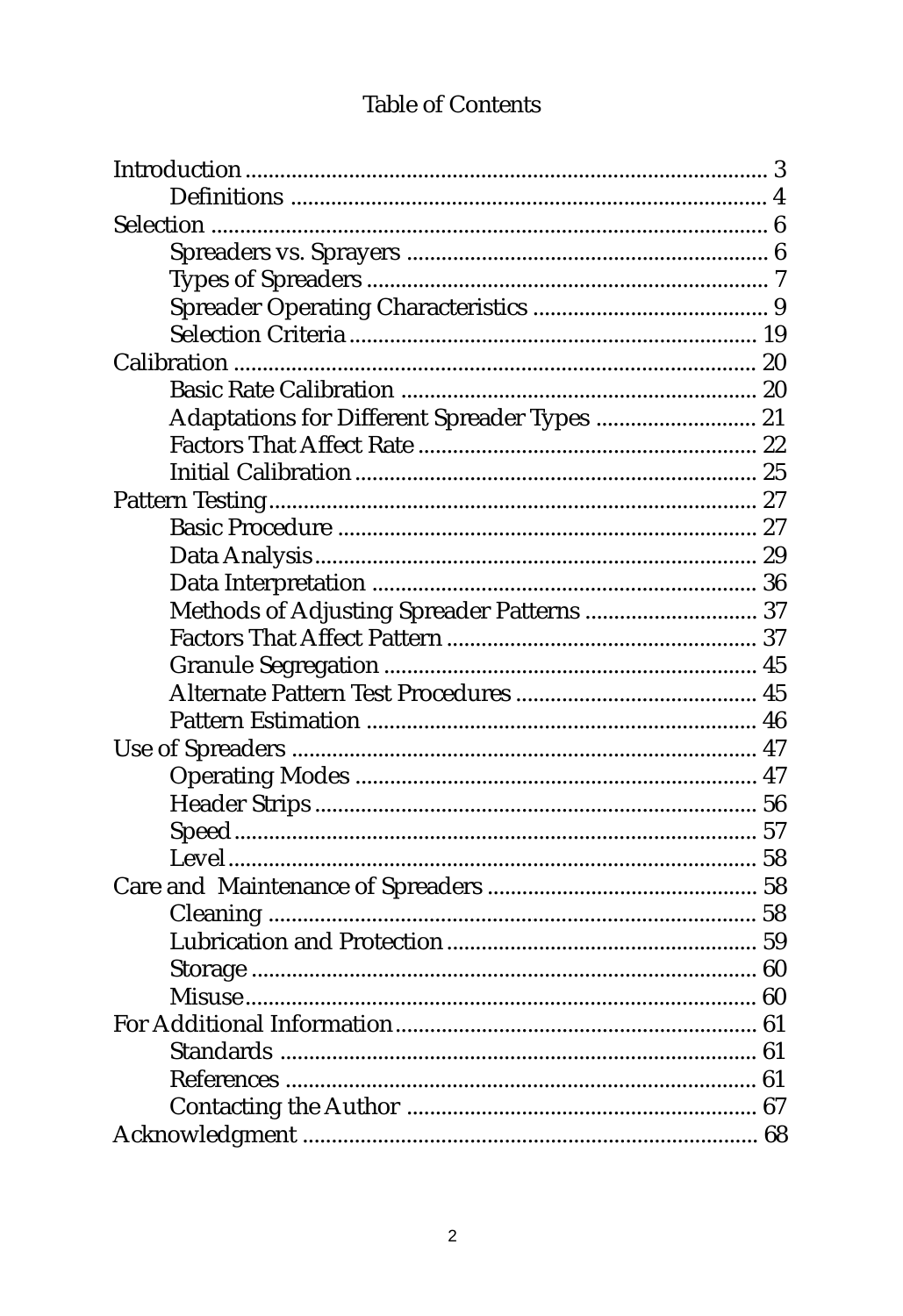# Table of Contents

- Introduction ........................................................................ 3
  - Definitions ................................................................ 4
- Selection ............................................................................ 6
  - Spreaders vs. Sprayers ........................................................ 6
  - Types of Spreaders ............................................................. 7
  - Spreader Operating Characteristics ....................................... 9
  - Selection Criteria ............................................................... 19
- Calibration ....................................................................... 20
  - Basic Rate Calibration ........................................................ 20
  - Adaptations for Different Spreader Types .............................. 21
  - Factors That Affect Rate ..................................................... 22
  - Initial Calibration ............................................................... 25
- Pattern Testing .................................................................. 27
  - Basic Procedure ................................................................. 27
  - Data Analysis ..................................................................... 29
  - Data Interpretation ............................................................. 36
  - Methods of Adjusting Spreader Patterns ............................... 37
  - Factors That Affect Pattern .................................................. 37
  - Granule Segregation ........................................................... 45
  - Alternate Pattern Test Procedures ........................................ 45
  - Pattern Estimation .............................................................. 46
- Use of Spreaders ............................................................... 47
  - Operating Modes ................................................................ 47
  - Header Strips ..................................................................... 56
  - Speed ................................................................................ 57
  - Level ................................................................................. 58
- Care and Maintenance of Spreaders ..................................... 58
  - Cleaning ............................................................................ 58
  - Lubrication and Protection .................................................. 59
  - Storage .............................................................................. 60
  - Misuse ............................................................................... 60
- For Additional Information ................................................... 61
  - Standards .......................................................................... 61
  - References ......................................................................... 61
  - Contacting the Author ......................................................... 67
- Acknowledgment ................................................................ 68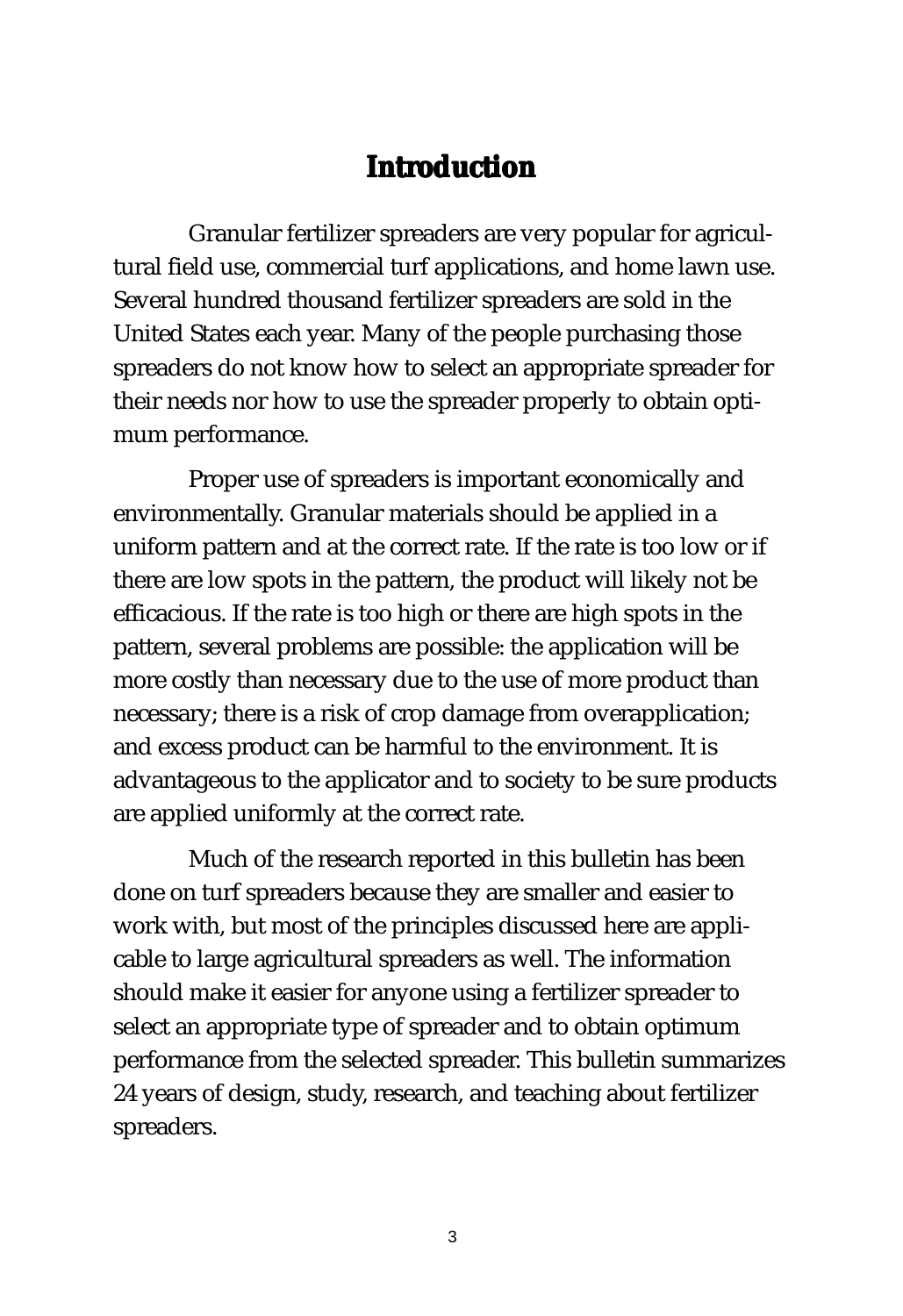# Introduction

Granular fertilizer spreaders are very popular for agricultural field use, commercial turf applications, and home lawn use. Several hundred thousand fertilizer spreaders are sold in the United States each year. Many of the people purchasing those spreaders do not know how to select an appropriate spreader for their needs nor how to use the spreader properly to obtain optimum performance.

Proper use of spreaders is important economically and environmentally. Granular materials should be applied in a uniform pattern and at the correct rate. If the rate is too low or if there are low spots in the pattern, the product will likely not be efficacious. If the rate is too high or there are high spots in the pattern, several problems are possible: the application will be more costly than necessary due to the use of more product than necessary; there is a risk of crop damage from overapplication; and excess product can be harmful to the environment. It is advantageous to the applicator and to society to be sure products are applied uniformly at the correct rate.

Much of the research reported in this bulletin has been done on turf spreaders because they are smaller and easier to work with, but most of the principles discussed here are applicable to large agricultural spreaders as well. The information should make it easier for anyone using a fertilizer spreader to select an appropriate type of spreader and to obtain optimum performance from the selected spreader. This bulletin summarizes 24 years of design, study, research, and teaching about fertilizer spreaders.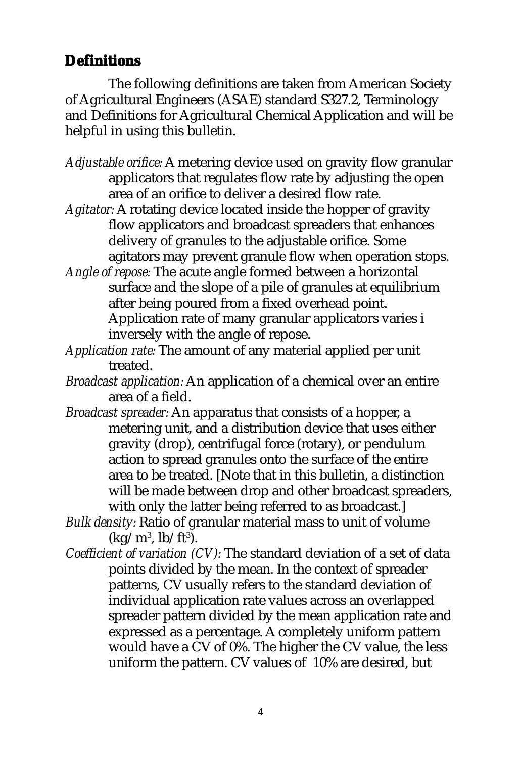## Definitions

The following definitions are taken from American Society of Agricultural Engineers (ASAE) standard S327.2, Terminology and Definitions for Agricultural Chemical Application and will be helpful in using this bulletin.

*Adjustable orifice:* A metering device used on gravity flow granular applicators that regulates flow rate by adjusting the open area of an orifice to deliver a desired flow rate.

*Agitator:* A rotating device located inside the hopper of gravity flow applicators and broadcast spreaders that enhances delivery of granules to the adjustable orifice. Some agitators may prevent granule flow when operation stops.

*Angle of repose:* The acute angle formed between a horizontal surface and the slope of a pile of granules at equilibrium after being poured from a fixed overhead point. Application rate of many granular applicators varies i inversely with the angle of repose.

*Application rate:* The amount of any material applied per unit treated.

*Broadcast application:* An application of a chemical over an entire area of a field.

*Broadcast spreader:* An apparatus that consists of a hopper, a metering unit, and a distribution device that uses either gravity (drop), centrifugal force (rotary), or pendulum action to spread granules onto the surface of the entire area to be treated. [Note that in this bulletin, a distinction will be made between drop and other broadcast spreaders, with only the latter being referred to as broadcast.]

*Bulk density:* Ratio of granular material mass to unit of volume ($kg/m^3$, $lb/ft^3$).

*Coefficient of variation (CV):* The standard deviation of a set of data points divided by the mean. In the context of spreader patterns, CV usually refers to the standard deviation of individual application rate values across an overlapped spreader pattern divided by the mean application rate and expressed as a percentage. A completely uniform pattern would have a CV of 0%. The higher the CV value, the less uniform the pattern. CV values of 10% are desired, but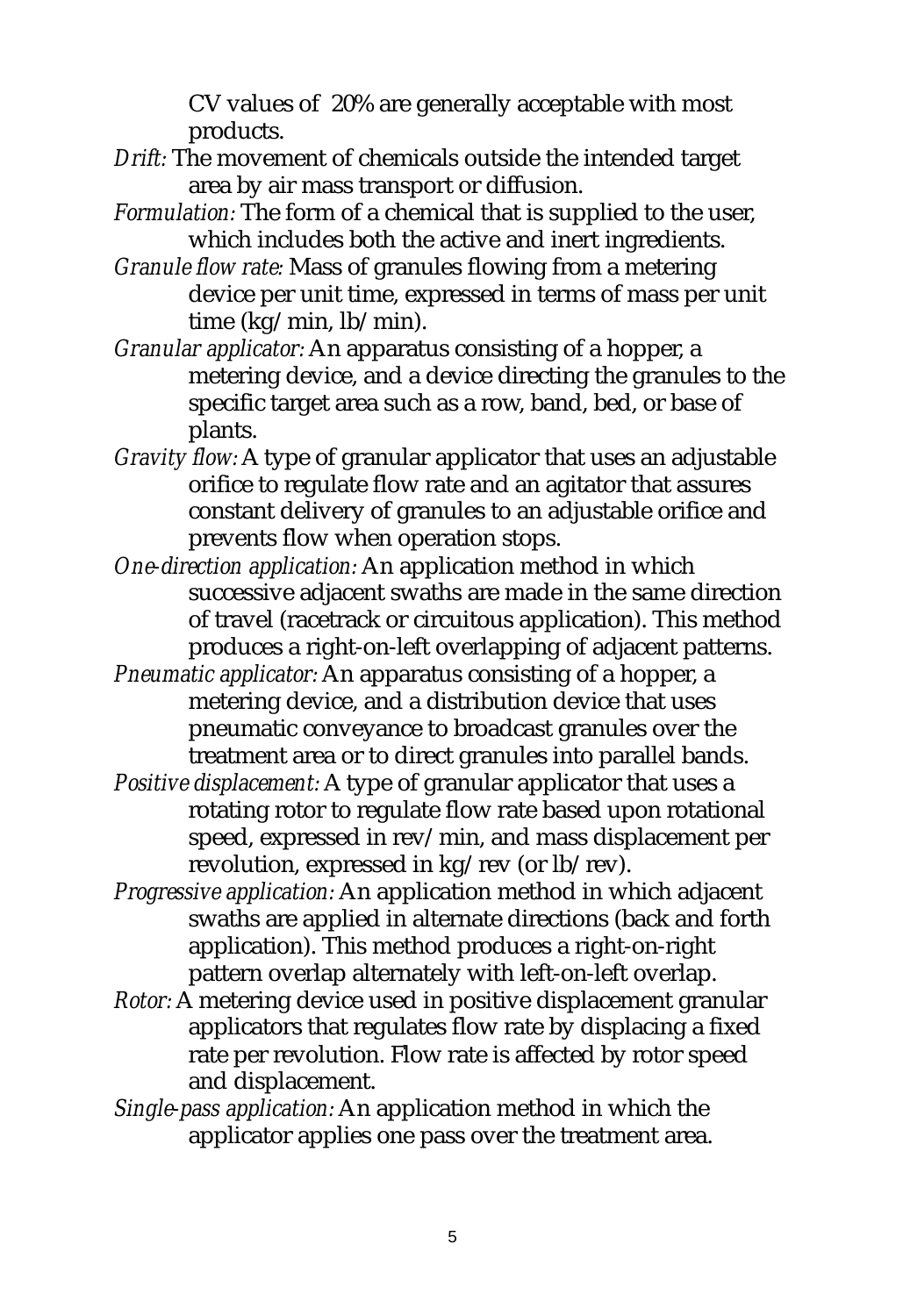CV values of 20% are generally acceptable with most products.

*Drift:* The movement of chemicals outside the intended target area by air mass transport or diffusion.

*Formulation:* The form of a chemical that is supplied to the user, which includes both the active and inert ingredients.

*Granule flow rate:* Mass of granules flowing from a metering device per unit time, expressed in terms of mass per unit time (kg/min, lb/min).

*Granular applicator:* An apparatus consisting of a hopper, a metering device, and a device directing the granules to the specific target area such as a row, band, bed, or base of plants.

*Gravity flow:* A type of granular applicator that uses an adjustable orifice to regulate flow rate and an agitator that assures constant delivery of granules to an adjustable orifice and prevents flow when operation stops.

*One-direction application:* An application method in which successive adjacent swaths are made in the same direction of travel (racetrack or circuitous application). This method produces a right-on-left overlapping of adjacent patterns.

*Pneumatic applicator:* An apparatus consisting of a hopper, a metering device, and a distribution device that uses pneumatic conveyance to broadcast granules over the treatment area or to direct granules into parallel bands.

*Positive displacement:* A type of granular applicator that uses a rotating rotor to regulate flow rate based upon rotational speed, expressed in rev/min, and mass displacement per revolution, expressed in kg/rev (or lb/rev).

*Progressive application:* An application method in which adjacent swaths are applied in alternate directions (back and forth application). This method produces a right-on-right pattern overlap alternately with left-on-left overlap.

*Rotor:* A metering device used in positive displacement granular applicators that regulates flow rate by displacing a fixed rate per revolution. Flow rate is affected by rotor speed and displacement.

*Single-pass application:* An application method in which the applicator applies one pass over the treatment area.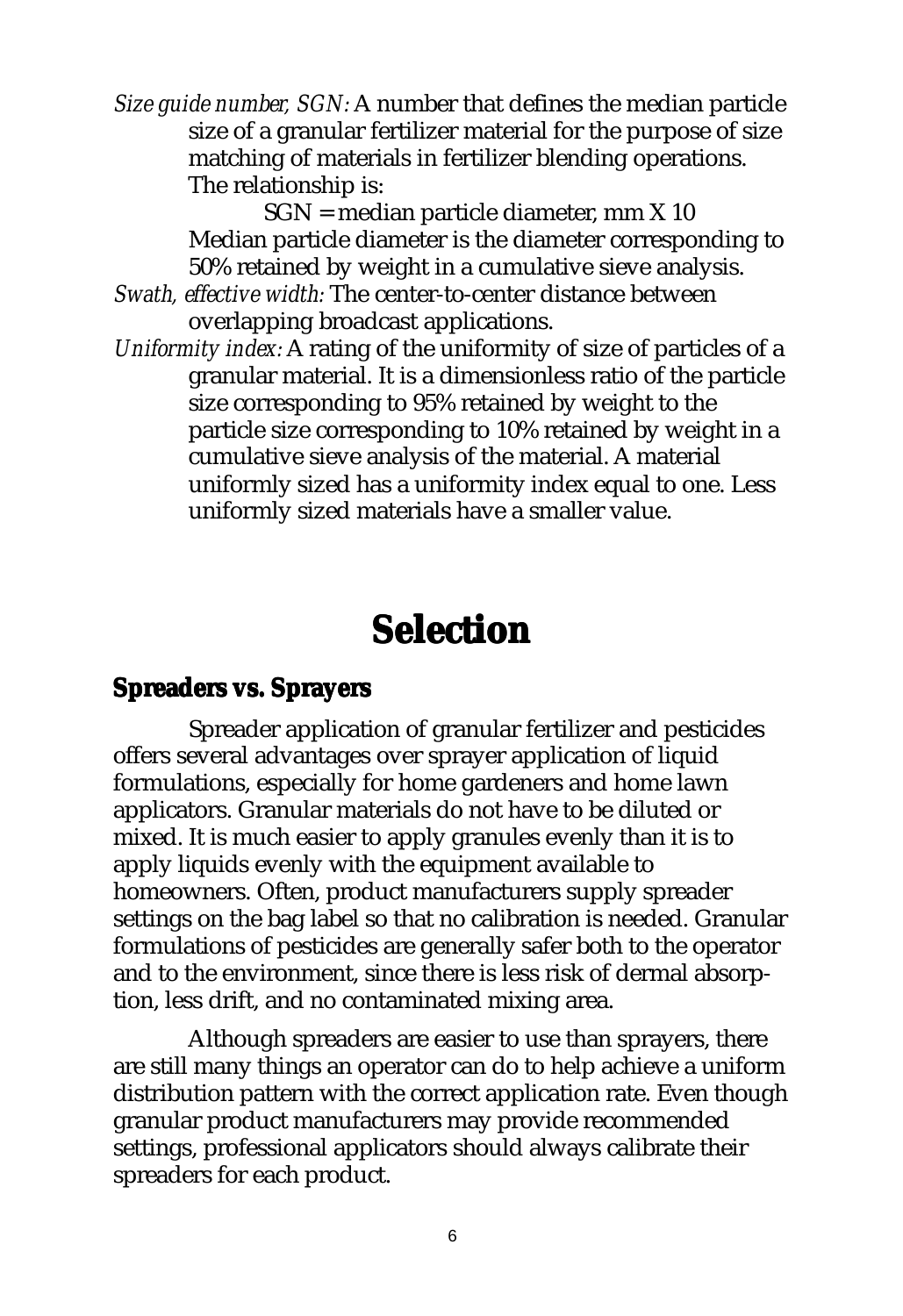*Size guide number, SGN:* A number that defines the median particle size of a granular fertilizer material for the purpose of size matching of materials in fertilizer blending operations. The relationship is:

SGN = median particle diameter, mm X 10

Median particle diameter is the diameter corresponding to 50% retained by weight in a cumulative sieve analysis.

*Swath, effective width:* The center-to-center distance between overlapping broadcast applications.

*Uniformity index:* A rating of the uniformity of size of particles of a granular material. It is a dimensionless ratio of the particle size corresponding to 95% retained by weight to the particle size corresponding to 10% retained by weight in a cumulative sieve analysis of the material. A material uniformly sized has a uniformity index equal to one. Less uniformly sized materials have a smaller value.

# Selection

## Spreaders vs. Sprayers

Spreader application of granular fertilizer and pesticides offers several advantages over sprayer application of liquid formulations, especially for home gardeners and home lawn applicators. Granular materials do not have to be diluted or mixed. It is much easier to apply granules evenly than it is to apply liquids evenly with the equipment available to homeowners. Often, product manufacturers supply spreader settings on the bag label so that no calibration is needed. Granular formulations of pesticides are generally safer both to the operator and to the environment, since there is less risk of dermal absorption, less drift, and no contaminated mixing area.

Although spreaders are easier to use than sprayers, there are still many things an operator can do to help achieve a uniform distribution pattern with the correct application rate. Even though granular product manufacturers may provide recommended settings, professional applicators should always calibrate their spreaders for each product.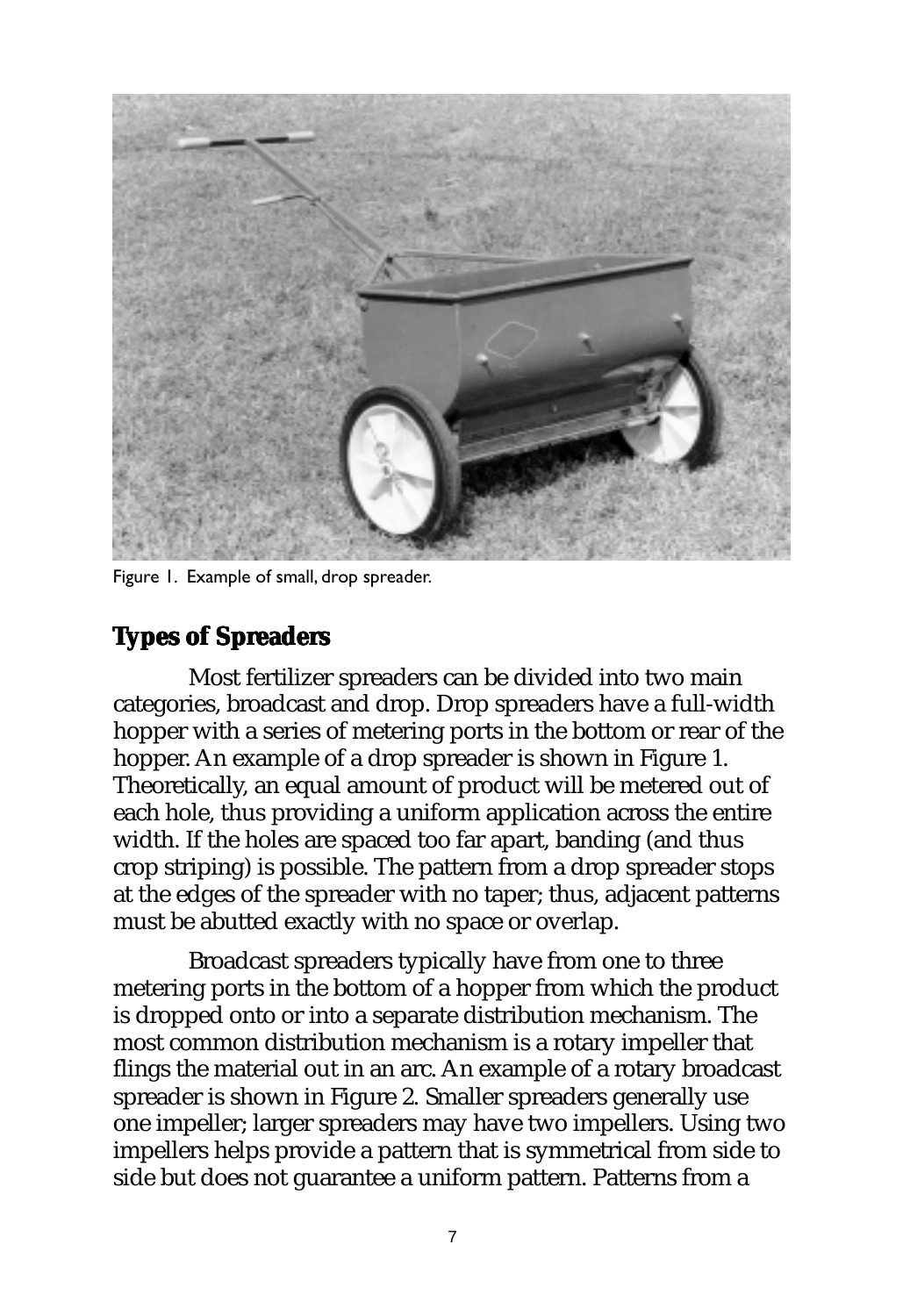Figure 1. Example of small, drop spreader.

## Types of Spreaders

Most fertilizer spreaders can be divided into two main categories, broadcast and drop. Drop spreaders have a full-width hopper with a series of metering ports in the bottom or rear of the hopper. An example of a drop spreader is shown in Figure 1. Theoretically, an equal amount of product will be metered out of each hole, thus providing a uniform application across the entire width. If the holes are spaced too far apart, banding (and thus crop striping) is possible. The pattern from a drop spreader stops at the edges of the spreader with no taper; thus, adjacent patterns must be abutted exactly with no space or overlap.

Broadcast spreaders typically have from one to three metering ports in the bottom of a hopper from which the product is dropped onto or into a separate distribution mechanism. The most common distribution mechanism is a rotary impeller that flings the material out in an arc. An example of a rotary broadcast spreader is shown in Figure 2. Smaller spreaders generally use one impeller; larger spreaders may have two impellers. Using two impellers helps provide a pattern that is symmetrical from side to side but does not guarantee a uniform pattern. Patterns from a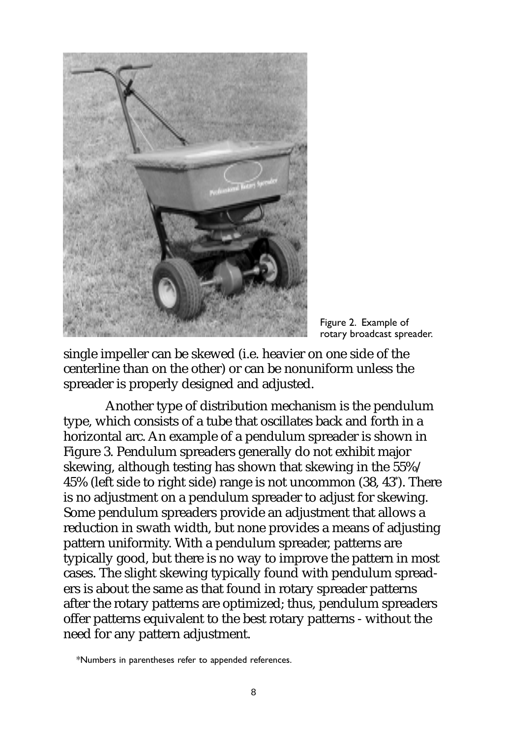Figure 2. Example of rotary broadcast spreader.

single impeller can be skewed (i.e. heavier on one side of the centerline than on the other) or can be nonuniform unless the spreader is properly designed and adjusted.

Another type of distribution mechanism is the pendulum type, which consists of a tube that oscillates back and forth in a horizontal arc. An example of a pendulum spreader is shown in Figure 3. Pendulum spreaders generally do not exhibit major skewing, although testing has shown that skewing in the 55%/45% (left side to right side) range is not uncommon (38, 43*). There is no adjustment on a pendulum spreader to adjust for skewing. Some pendulum spreaders provide an adjustment that allows a reduction in swath width, but none provides a means of adjusting pattern uniformity. With a pendulum spreader, patterns are typically good, but there is no way to improve the pattern in most cases. The slight skewing typically found with pendulum spreaders is about the same as that found in rotary spreader patterns after the rotary patterns are optimized; thus, pendulum spreaders offer patterns equivalent to the best rotary patterns - without the need for any pattern adjustment.

*Numbers in parentheses refer to appended references.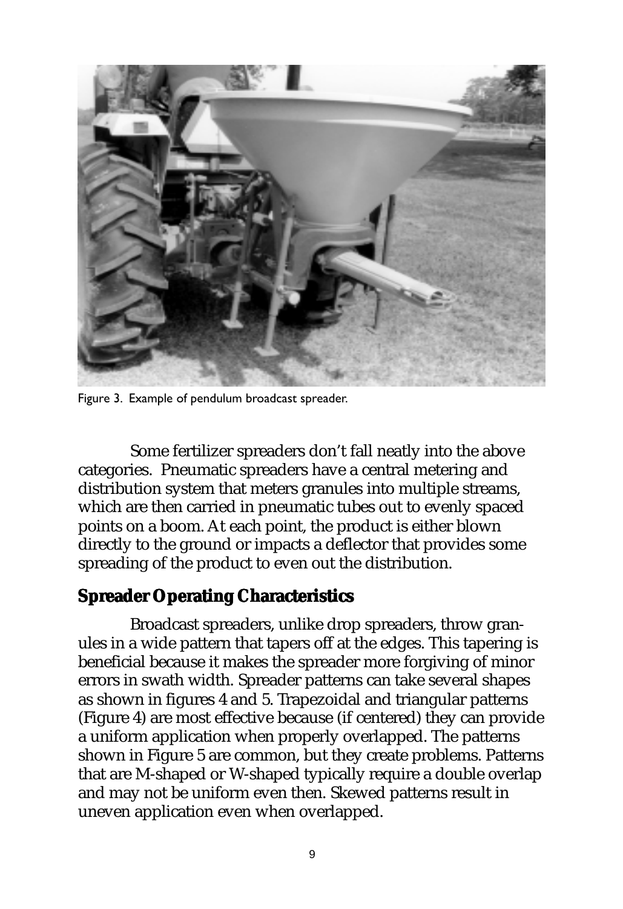Figure 3. Example of pendulum broadcast spreader.

Some fertilizer spreaders don't fall neatly into the above categories. Pneumatic spreaders have a central metering and distribution system that meters granules into multiple streams, which are then carried in pneumatic tubes out to evenly spaced points on a boom. At each point, the product is either blown directly to the ground or impacts a deflector that provides some spreading of the product to even out the distribution.

## Spreader Operating Characteristics

Broadcast spreaders, unlike drop spreaders, throw granules in a wide pattern that tapers off at the edges. This tapering is beneficial because it makes the spreader more forgiving of minor errors in swath width. Spreader patterns can take several shapes as shown in figures 4 and 5. Trapezoidal and triangular patterns (Figure 4) are most effective because (if centered) they can provide a uniform application when properly overlapped. The patterns shown in Figure 5 are common, but they create problems. Patterns that are M-shaped or W-shaped typically require a double overlap and may not be uniform even then. Skewed patterns result in uneven application even when overlapped.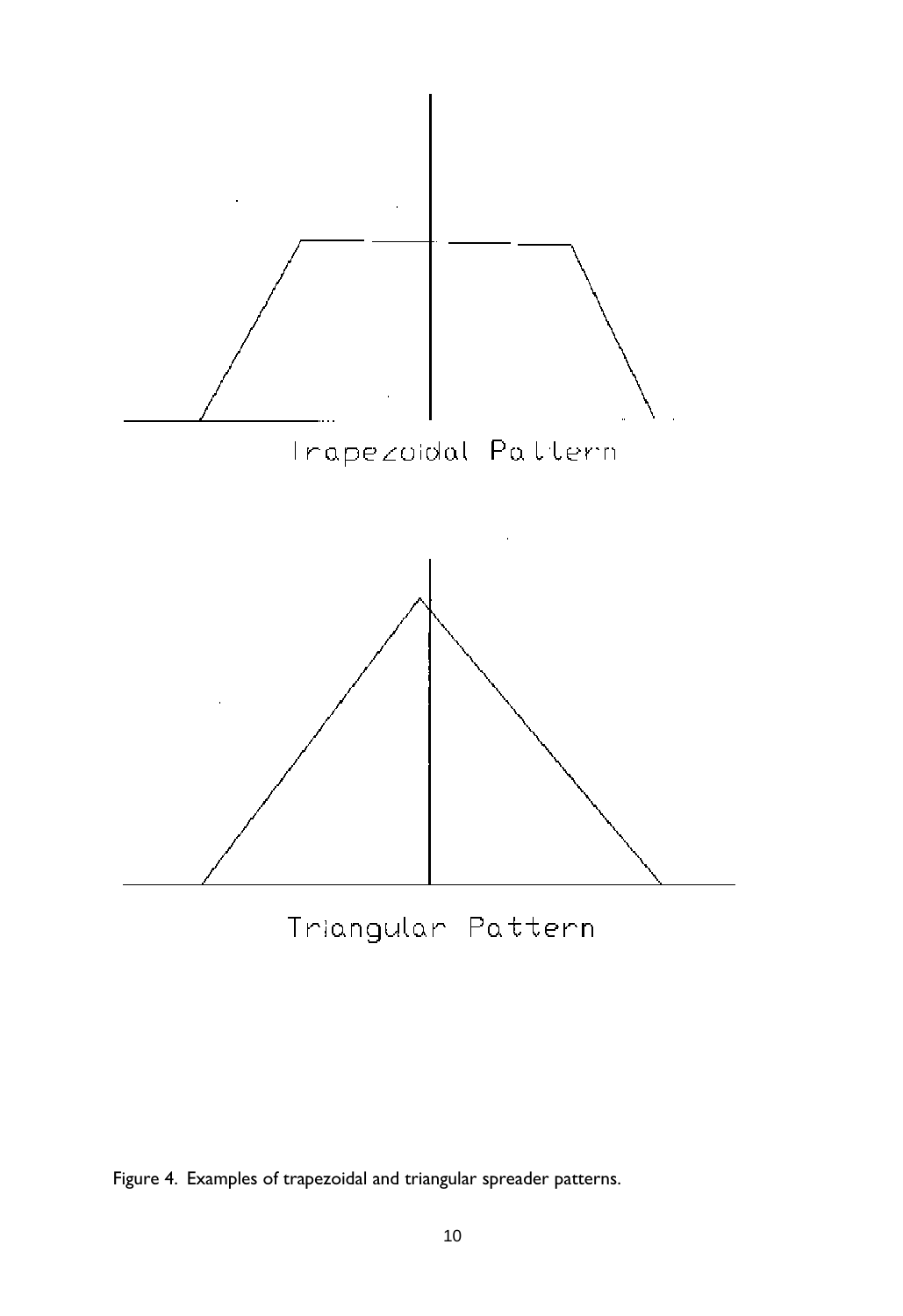Trapezoidal Pattern

Triangular Pattern

Figure 4. Examples of trapezoidal and triangular spreader patterns.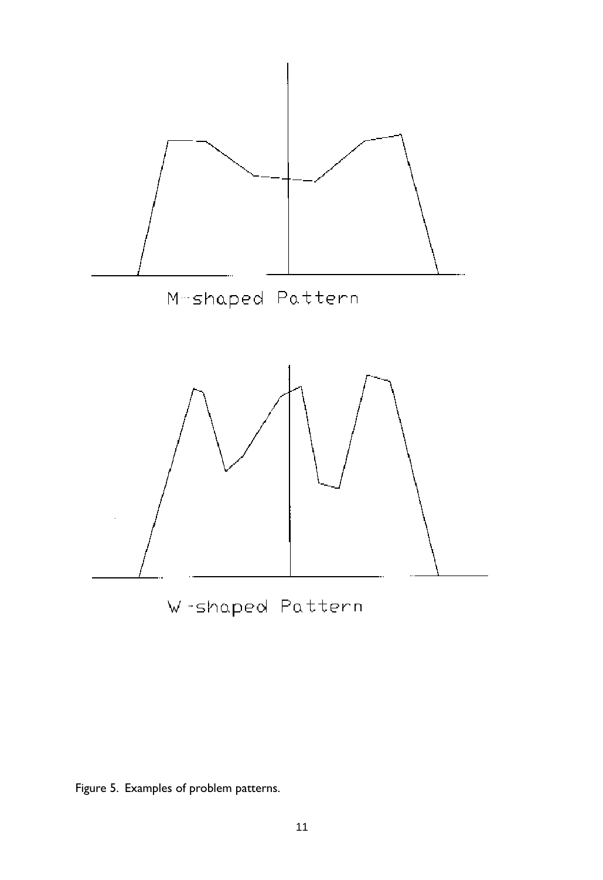M-shaped Pattern

W-shaped Pattern

Figure 5. Examples of problem patterns.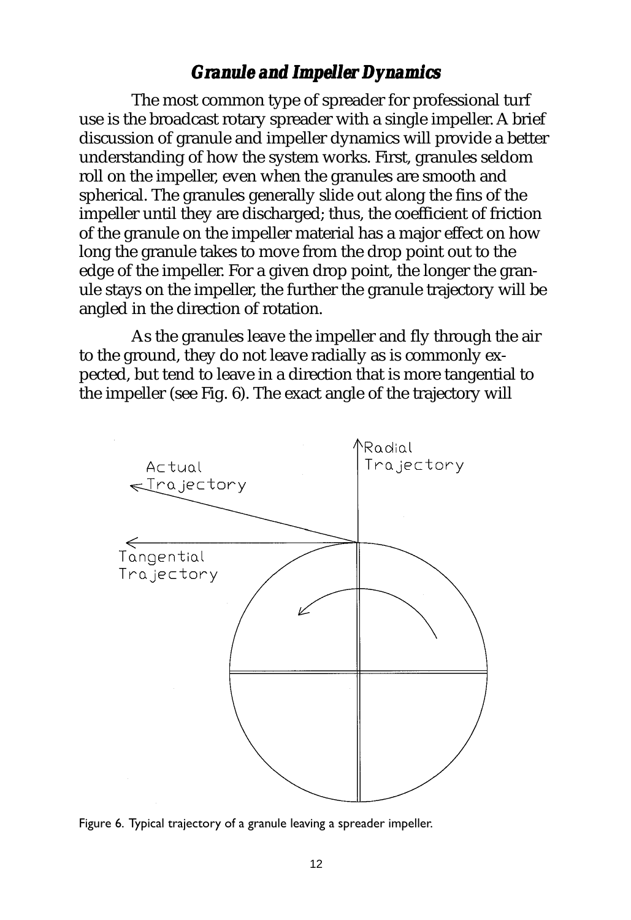## *Granule and Impeller Dynamics*

The most common type of spreader for professional turf use is the broadcast rotary spreader with a single impeller. A brief discussion of granule and impeller dynamics will provide a better understanding of how the system works. First, granules seldom roll on the impeller, even when the granules are smooth and spherical. The granules generally slide out along the fins of the impeller until they are discharged; thus, the coefficient of friction of the granule on the impeller material has a major effect on how long the granule takes to move from the drop point out to the edge of the impeller. For a given drop point, the longer the granule stays on the impeller, the further the granule trajectory will be angled in the direction of rotation.

As the granules leave the impeller and fly through the air to the ground, they do not leave radially as is commonly expected, but tend to leave in a direction that is more tangential to the impeller (see Fig. 6). The exact angle of the trajectory will

Figure 6. Typical trajectory of a granule leaving a spreader impeller.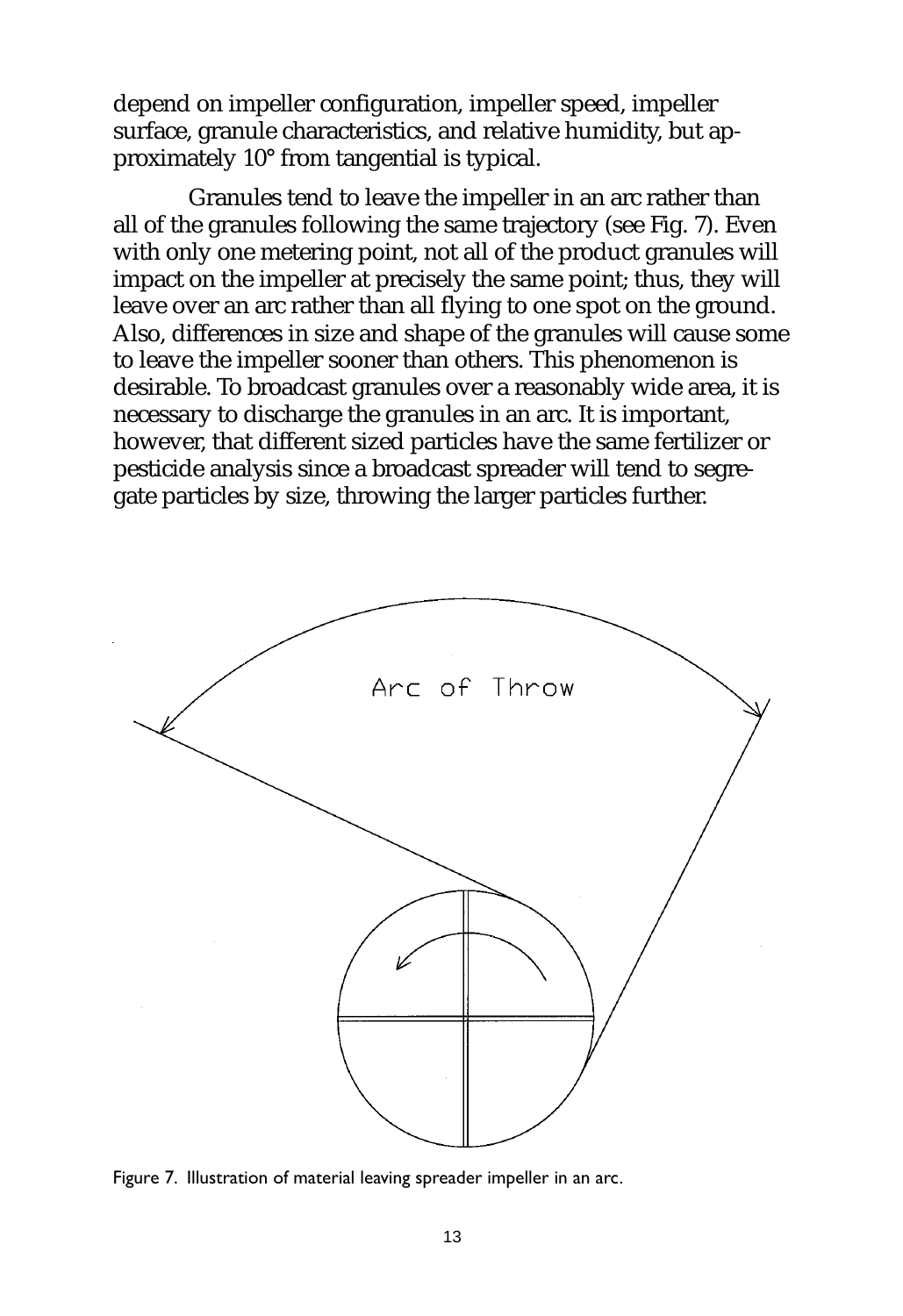depend on impeller configuration, impeller speed, impeller surface, granule characteristics, and relative humidity, but approximately 10° from tangential is typical.

Granules tend to leave the impeller in an arc rather than all of the granules following the same trajectory (see Fig. 7). Even with only one metering point, not all of the product granules will impact on the impeller at precisely the same point; thus, they will leave over an arc rather than all flying to one spot on the ground. Also, differences in size and shape of the granules will cause some to leave the impeller sooner than others. This phenomenon is desirable. To broadcast granules over a reasonably wide area, it is necessary to discharge the granules in an arc. It is important, however, that different sized particles have the same fertilizer or pesticide analysis since a broadcast spreader will tend to segregate particles by size, throwing the larger particles further.

Arc of Throw

Figure 7. Illustration of material leaving spreader impeller in an arc.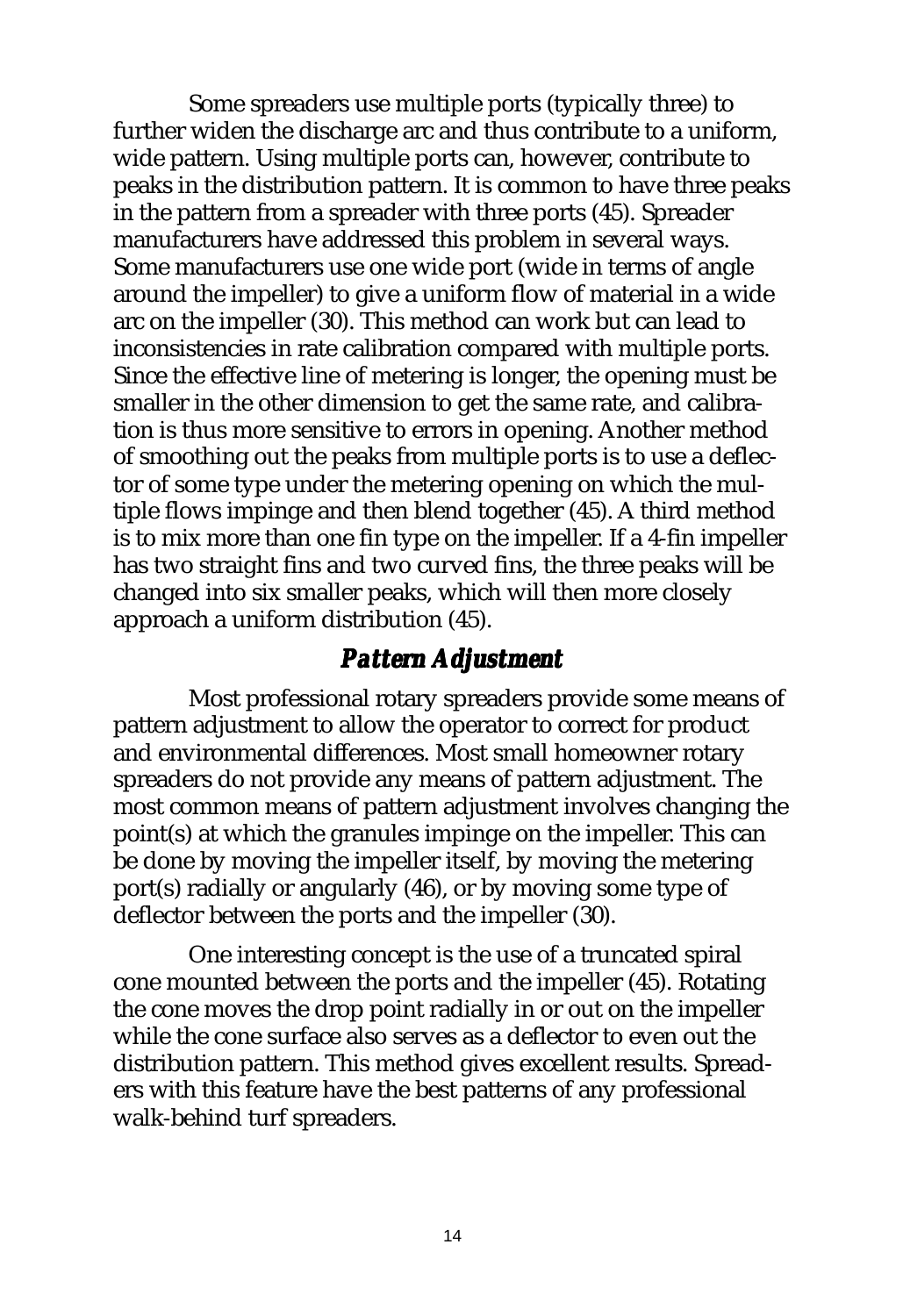Some spreaders use multiple ports (typically three) to further widen the discharge arc and thus contribute to a uniform, wide pattern. Using multiple ports can, however, contribute to peaks in the distribution pattern. It is common to have three peaks in the pattern from a spreader with three ports (45). Spreader manufacturers have addressed this problem in several ways. Some manufacturers use one wide port (wide in terms of angle around the impeller) to give a uniform flow of material in a wide arc on the impeller (30). This method can work but can lead to inconsistencies in rate calibration compared with multiple ports. Since the effective line of metering is longer, the opening must be smaller in the other dimension to get the same rate, and calibration is thus more sensitive to errors in opening. Another method of smoothing out the peaks from multiple ports is to use a deflector of some type under the metering opening on which the multiple flows impinge and then blend together (45). A third method is to mix more than one fin type on the impeller. If a 4-fin impeller has two straight fins and two curved fins, the three peaks will be changed into six smaller peaks, which will then more closely approach a uniform distribution (45).

## Pattern Adjustment

Most professional rotary spreaders provide some means of pattern adjustment to allow the operator to correct for product and environmental differences. Most small homeowner rotary spreaders do not provide any means of pattern adjustment. The most common means of pattern adjustment involves changing the point(s) at which the granules impinge on the impeller. This can be done by moving the impeller itself, by moving the metering port(s) radially or angularly (46), or by moving some type of deflector between the ports and the impeller (30).

One interesting concept is the use of a truncated spiral cone mounted between the ports and the impeller (45). Rotating the cone moves the drop point radially in or out on the impeller while the cone surface also serves as a deflector to even out the distribution pattern. This method gives excellent results. Spreaders with this feature have the best patterns of any professional walk-behind turf spreaders.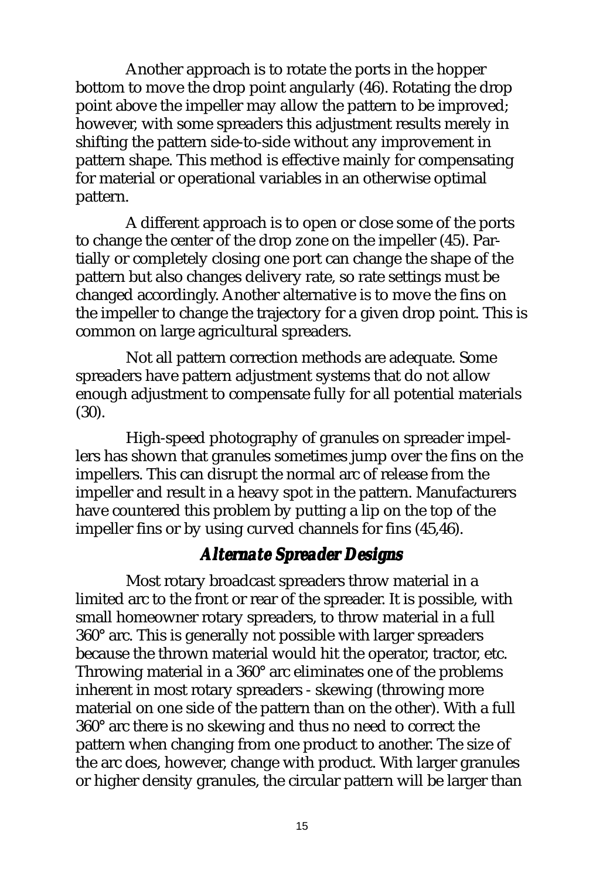Another approach is to rotate the ports in the hopper bottom to move the drop point angularly (46). Rotating the drop point above the impeller may allow the pattern to be improved; however, with some spreaders this adjustment results merely in shifting the pattern side-to-side without any improvement in pattern shape. This method is effective mainly for compensating for material or operational variables in an otherwise optimal pattern.

A different approach is to open or close some of the ports to change the center of the drop zone on the impeller (45). Partially or completely closing one port can change the shape of the pattern but also changes delivery rate, so rate settings must be changed accordingly. Another alternative is to move the fins on the impeller to change the trajectory for a given drop point. This is common on large agricultural spreaders.

Not all pattern correction methods are adequate. Some spreaders have pattern adjustment systems that do not allow enough adjustment to compensate fully for all potential materials (30).

High-speed photography of granules on spreader impellers has shown that granules sometimes jump over the fins on the impellers. This can disrupt the normal arc of release from the impeller and result in a heavy spot in the pattern. Manufacturers have countered this problem by putting a lip on the top of the impeller fins or by using curved channels for fins (45,46).

## *Alternate Spreader Designs*

Most rotary broadcast spreaders throw material in a limited arc to the front or rear of the spreader. It is possible, with small homeowner rotary spreaders, to throw material in a full 360° arc. This is generally not possible with larger spreaders because the thrown material would hit the operator, tractor, etc. Throwing material in a 360° arc eliminates one of the problems inherent in most rotary spreaders - skewing (throwing more material on one side of the pattern than on the other). With a full 360° arc there is no skewing and thus no need to correct the pattern when changing from one product to another. The size of the arc does, however, change with product. With larger granules or higher density granules, the circular pattern will be larger than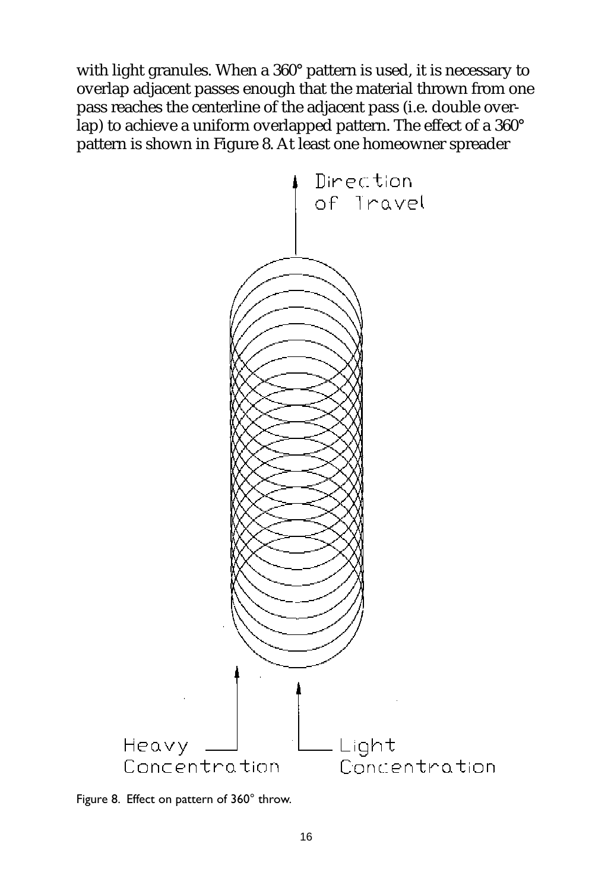with light granules. When a 360° pattern is used, it is necessary to overlap adjacent passes enough that the material thrown from one pass reaches the centerline of the adjacent pass (i.e. double overlap) to achieve a uniform overlapped pattern. The effect of a 360° pattern is shown in Figure 8. At least one homeowner spreader

Figure 8. Effect on pattern of 360° throw.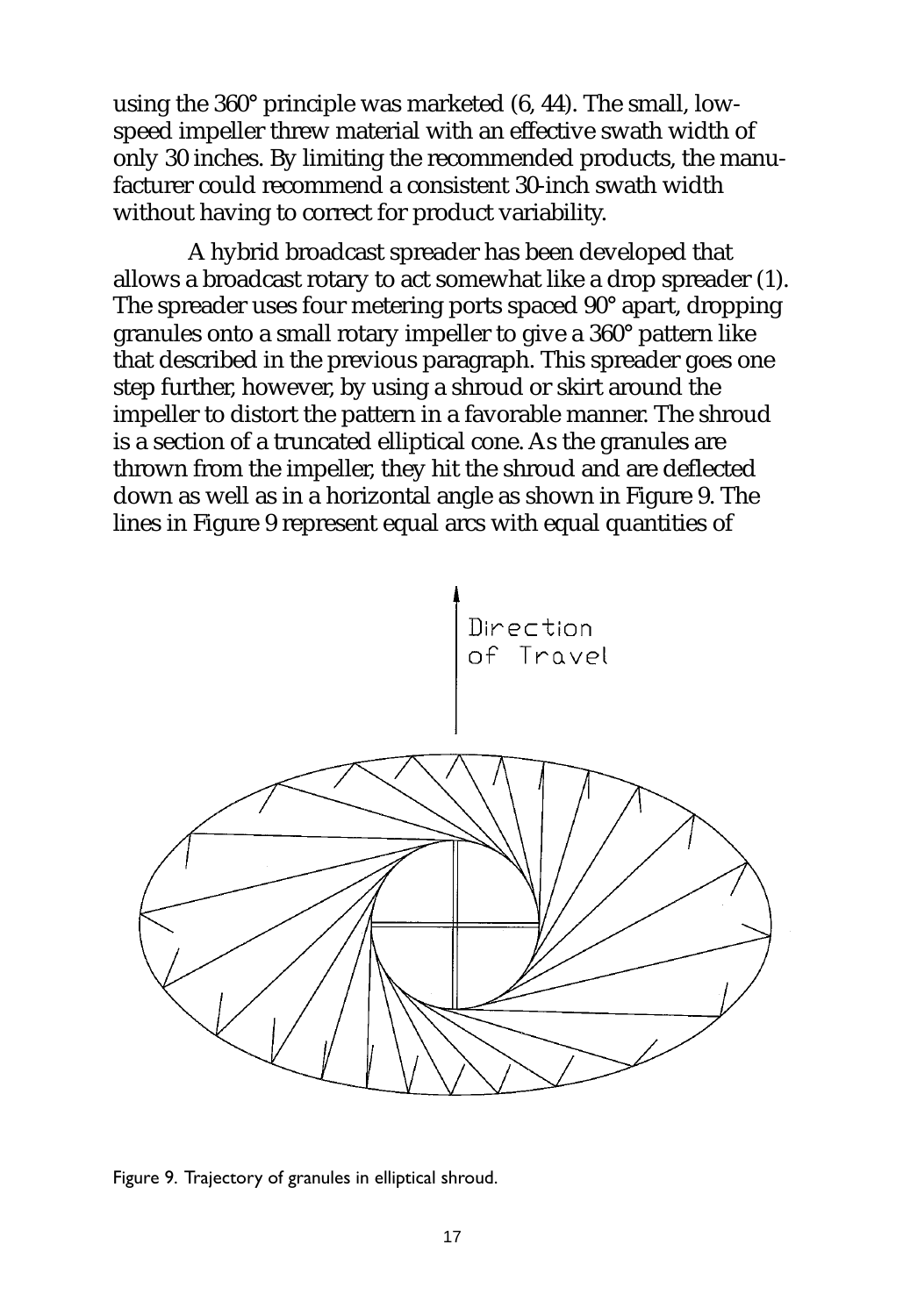using the 360° principle was marketed (6, 44). The small, low-speed impeller threw material with an effective swath width of only 30 inches. By limiting the recommended products, the manufacturer could recommend a consistent 30-inch swath width without having to correct for product variability.

A hybrid broadcast spreader has been developed that allows a broadcast rotary to act somewhat like a drop spreader (1). The spreader uses four metering ports spaced 90° apart, dropping granules onto a small rotary impeller to give a 360° pattern like that described in the previous paragraph. This spreader goes one step further, however, by using a shroud or skirt around the impeller to distort the pattern in a favorable manner. The shroud is a section of a truncated elliptical cone. As the granules are thrown from the impeller, they hit the shroud and are deflected down as well as in a horizontal angle as shown in Figure 9. The lines in Figure 9 represent equal arcs with equal quantities of

Direction of Travel

Figure 9. Trajectory of granules in elliptical shroud.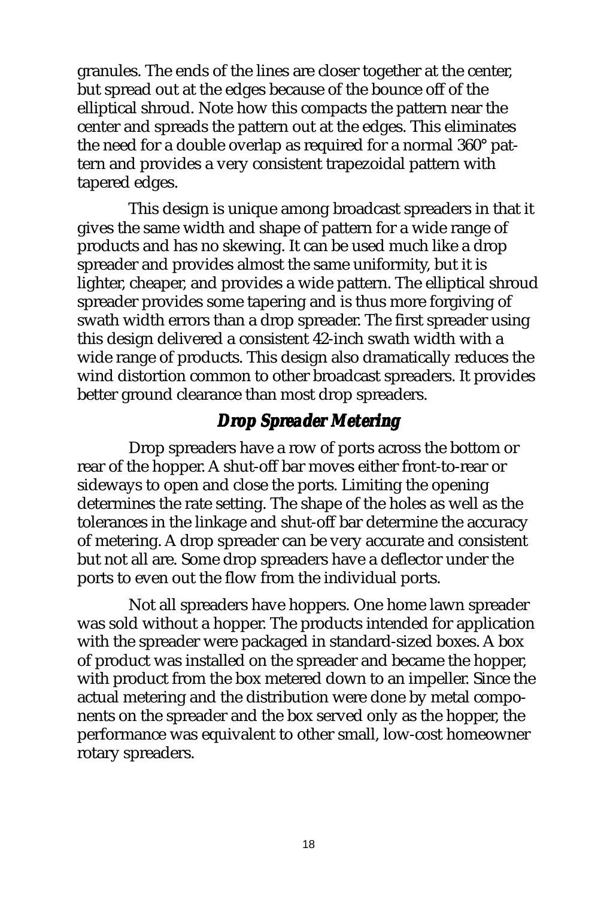granules. The ends of the lines are closer together at the center, but spread out at the edges because of the bounce off of the elliptical shroud. Note how this compacts the pattern near the center and spreads the pattern out at the edges. This eliminates the need for a double overlap as required for a normal 360° pattern and provides a very consistent trapezoidal pattern with tapered edges.

This design is unique among broadcast spreaders in that it gives the same width and shape of pattern for a wide range of products and has no skewing. It can be used much like a drop spreader and provides almost the same uniformity, but it is lighter, cheaper, and provides a wide pattern. The elliptical shroud spreader provides some tapering and is thus more forgiving of swath width errors than a drop spreader. The first spreader using this design delivered a consistent 42-inch swath width with a wide range of products. This design also dramatically reduces the wind distortion common to other broadcast spreaders. It provides better ground clearance than most drop spreaders.

### *Drop Spreader Metering*

Drop spreaders have a row of ports across the bottom or rear of the hopper. A shut-off bar moves either front-to-rear or sideways to open and close the ports. Limiting the opening determines the rate setting. The shape of the holes as well as the tolerances in the linkage and shut-off bar determine the accuracy of metering. A drop spreader can be very accurate and consistent but not all are. Some drop spreaders have a deflector under the ports to even out the flow from the individual ports.

Not all spreaders have hoppers. One home lawn spreader was sold without a hopper. The products intended for application with the spreader were packaged in standard-sized boxes. A box of product was installed on the spreader and became the hopper, with product from the box metered down to an impeller. Since the actual metering and the distribution were done by metal components on the spreader and the box served only as the hopper, the performance was equivalent to other small, low-cost homeowner rotary spreaders.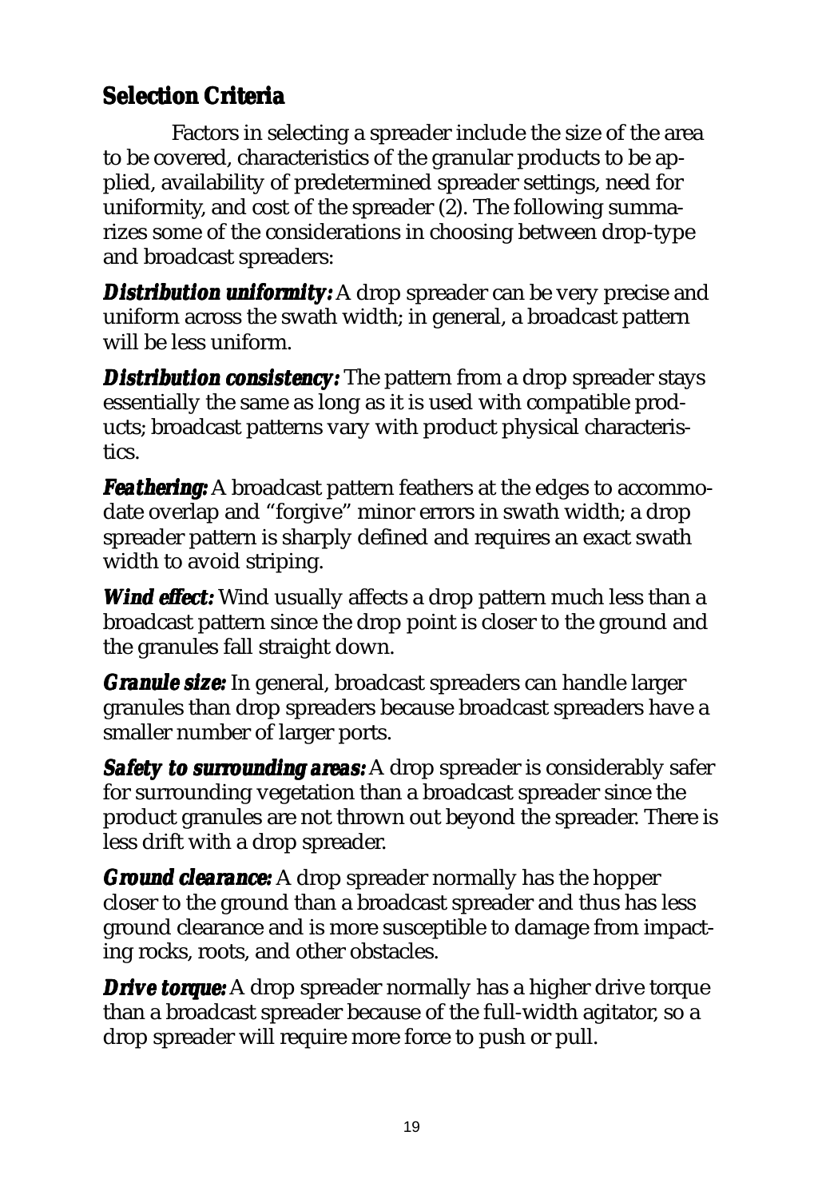## Selection Criteria

Factors in selecting a spreader include the size of the area to be covered, characteristics of the granular products to be applied, availability of predetermined spreader settings, need for uniformity, and cost of the spreader (2). The following summarizes some of the considerations in choosing between drop-type and broadcast spreaders:

***Distribution uniformity:*** A drop spreader can be very precise and uniform across the swath width; in general, a broadcast pattern will be less uniform.

***Distribution consistency:*** The pattern from a drop spreader stays essentially the same as long as it is used with compatible products; broadcast patterns vary with product physical characteristics.

***Feathering:*** A broadcast pattern feathers at the edges to accommodate overlap and "forgive" minor errors in swath width; a drop spreader pattern is sharply defined and requires an exact swath width to avoid striping.

***Wind effect:*** Wind usually affects a drop pattern much less than a broadcast pattern since the drop point is closer to the ground and the granules fall straight down.

***Granule size:*** In general, broadcast spreaders can handle larger granules than drop spreaders because broadcast spreaders have a smaller number of larger ports.

***Safety to surrounding areas:*** A drop spreader is considerably safer for surrounding vegetation than a broadcast spreader since the product granules are not thrown out beyond the spreader. There is less drift with a drop spreader.

***Ground clearance:*** A drop spreader normally has the hopper closer to the ground than a broadcast spreader and thus has less ground clearance and is more susceptible to damage from impacting rocks, roots, and other obstacles.

***Drive torque:*** A drop spreader normally has a higher drive torque than a broadcast spreader because of the full-width agitator, so a drop spreader will require more force to push or pull.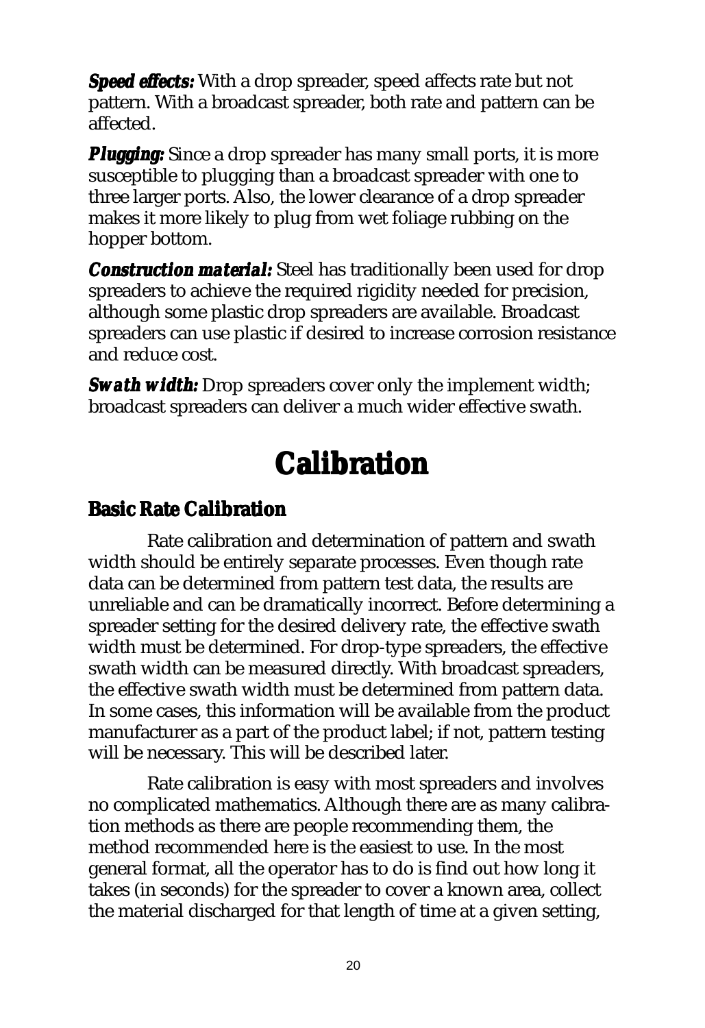***Speed effects:*** With a drop spreader, speed affects rate but not pattern. With a broadcast spreader, both rate and pattern can be affected.

***Plugging:*** Since a drop spreader has many small ports, it is more susceptible to plugging than a broadcast spreader with one to three larger ports. Also, the lower clearance of a drop spreader makes it more likely to plug from wet foliage rubbing on the hopper bottom.

***Construction material:*** Steel has traditionally been used for drop spreaders to achieve the required rigidity needed for precision, although some plastic drop spreaders are available. Broadcast spreaders can use plastic if desired to increase corrosion resistance and reduce cost.

***Swath width:*** Drop spreaders cover only the implement width; broadcast spreaders can deliver a much wider effective swath.

# Calibration

## Basic Rate Calibration

Rate calibration and determination of pattern and swath width should be entirely separate processes. Even though rate data can be determined from pattern test data, the results are unreliable and can be dramatically incorrect. Before determining a spreader setting for the desired delivery rate, the effective swath width must be determined. For drop-type spreaders, the effective swath width can be measured directly. With broadcast spreaders, the effective swath width must be determined from pattern data. In some cases, this information will be available from the product manufacturer as a part of the product label; if not, pattern testing will be necessary. This will be described later.

Rate calibration is easy with most spreaders and involves no complicated mathematics. Although there are as many calibration methods as there are people recommending them, the method recommended here is the easiest to use. In the most general format, all the operator has to do is find out how long it takes (in seconds) for the spreader to cover a known area, collect the material discharged for that length of time at a given setting,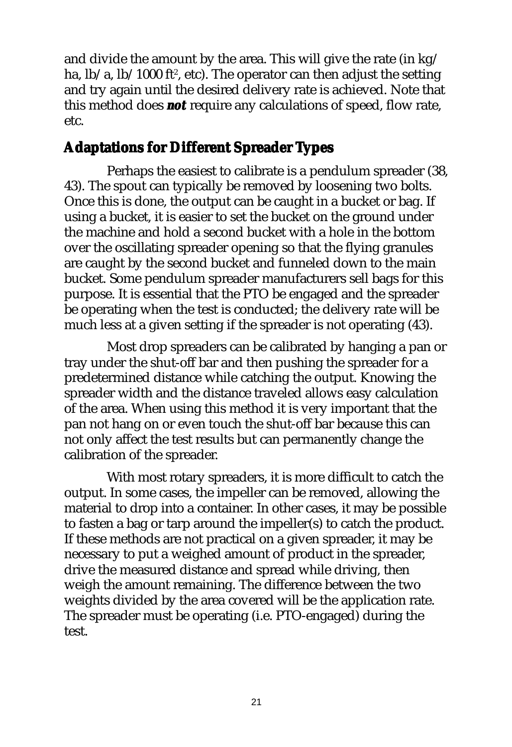and divide the amount by the area. This will give the rate (in kg/ ha, lb/a, lb/1000 $ft^2$, etc). The operator can then adjust the setting and try again until the desired delivery rate is achieved. Note that this method does ***not*** require any calculations of speed, flow rate, etc.

## Adaptations for Different Spreader Types

Perhaps the easiest to calibrate is a pendulum spreader (38, 43). The spout can typically be removed by loosening two bolts. Once this is done, the output can be caught in a bucket or bag. If using a bucket, it is easier to set the bucket on the ground under the machine and hold a second bucket with a hole in the bottom over the oscillating spreader opening so that the flying granules are caught by the second bucket and funneled down to the main bucket. Some pendulum spreader manufacturers sell bags for this purpose. It is essential that the PTO be engaged and the spreader be operating when the test is conducted; the delivery rate will be much less at a given setting if the spreader is not operating (43).

Most drop spreaders can be calibrated by hanging a pan or tray under the shut-off bar and then pushing the spreader for a predetermined distance while catching the output. Knowing the spreader width and the distance traveled allows easy calculation of the area. When using this method it is very important that the pan not hang on or even touch the shut-off bar because this can not only affect the test results but can permanently change the calibration of the spreader.

With most rotary spreaders, it is more difficult to catch the output. In some cases, the impeller can be removed, allowing the material to drop into a container. In other cases, it may be possible to fasten a bag or tarp around the impeller(s) to catch the product. If these methods are not practical on a given spreader, it may be necessary to put a weighed amount of product in the spreader, drive the measured distance and spread while driving, then weigh the amount remaining. The difference between the two weights divided by the area covered will be the application rate. The spreader must be operating (i.e. PTO-engaged) during the test.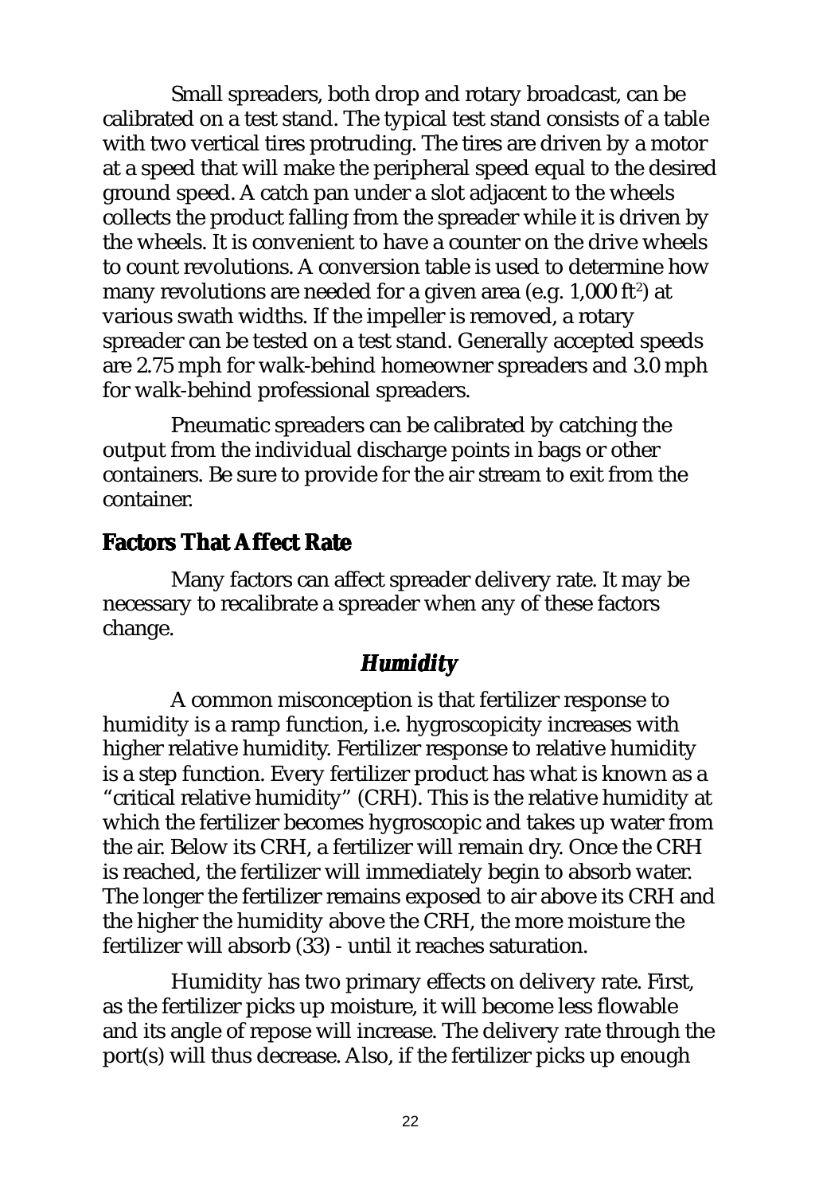Small spreaders, both drop and rotary broadcast, can be calibrated on a test stand. The typical test stand consists of a table with two vertical tires protruding. The tires are driven by a motor at a speed that will make the peripheral speed equal to the desired ground speed. A catch pan under a slot adjacent to the wheels collects the product falling from the spreader while it is driven by the wheels. It is convenient to have a counter on the drive wheels to count revolutions. A conversion table is used to determine how many revolutions are needed for a given area (e.g. 1,000 $ft^2$) at various swath widths. If the impeller is removed, a rotary spreader can be tested on a test stand. Generally accepted speeds are 2.75 mph for walk-behind homeowner spreaders and 3.0 mph for walk-behind professional spreaders.

Pneumatic spreaders can be calibrated by catching the output from the individual discharge points in bags or other containers. Be sure to provide for the air stream to exit from the container.

## Factors That Affect Rate

Many factors can affect spreader delivery rate. It may be necessary to recalibrate a spreader when any of these factors change.

### *Humidity*

A common misconception is that fertilizer response to humidity is a ramp function, i.e. hygroscopicity increases with higher relative humidity. Fertilizer response to relative humidity is a step function. Every fertilizer product has what is known as a "critical relative humidity" (CRH). This is the relative humidity at which the fertilizer becomes hygroscopic and takes up water from the air. Below its CRH, a fertilizer will remain dry. Once the CRH is reached, the fertilizer will immediately begin to absorb water. The longer the fertilizer remains exposed to air above its CRH and the higher the humidity above the CRH, the more moisture the fertilizer will absorb (33) - until it reaches saturation.

Humidity has two primary effects on delivery rate. First, as the fertilizer picks up moisture, it will become less flowable and its angle of repose will increase. The delivery rate through the port(s) will thus decrease. Also, if the fertilizer picks up enough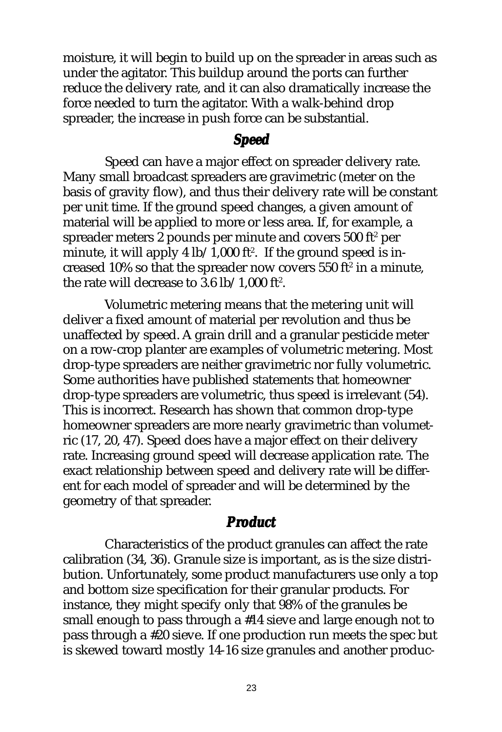moisture, it will begin to build up on the spreader in areas such as under the agitator. This buildup around the ports can further reduce the delivery rate, and it can also dramatically increase the force needed to turn the agitator. With a walk-behind drop spreader, the increase in push force can be substantial.

### *Speed*

Speed can have a major effect on spreader delivery rate. Many small broadcast spreaders are gravimetric (meter on the basis of gravity flow), and thus their delivery rate will be constant per unit time. If the ground speed changes, a given amount of material will be applied to more or less area. If, for example, a spreader meters 2 pounds per minute and covers 500 $ft^2$ per minute, it will apply 4 lb/1,000 $ft^2$. If the ground speed is increased 10% so that the spreader now covers 550 $ft^2$ in a minute, the rate will decrease to 3.6 lb/1,000 $ft^2$.

Volumetric metering means that the metering unit will deliver a fixed amount of material per revolution and thus be unaffected by speed. A grain drill and a granular pesticide meter on a row-crop planter are examples of volumetric metering. Most drop-type spreaders are neither gravimetric nor fully volumetric. Some authorities have published statements that homeowner drop-type spreaders are volumetric, thus speed is irrelevant (54). This is incorrect. Research has shown that common drop-type homeowner spreaders are more nearly gravimetric than volumetric (17, 20, 47). Speed does have a major effect on their delivery rate. Increasing ground speed will decrease application rate. The exact relationship between speed and delivery rate will be different for each model of spreader and will be determined by the geometry of that spreader.

### *Product*

Characteristics of the product granules can affect the rate calibration (34, 36). Granule size is important, as is the size distribution. Unfortunately, some product manufacturers use only a top and bottom size specification for their granular products. For instance, they might specify only that 98% of the granules be small enough to pass through a #14 sieve and large enough not to pass through a #20 sieve. If one production run meets the spec but is skewed toward mostly 14-16 size granules and another produc-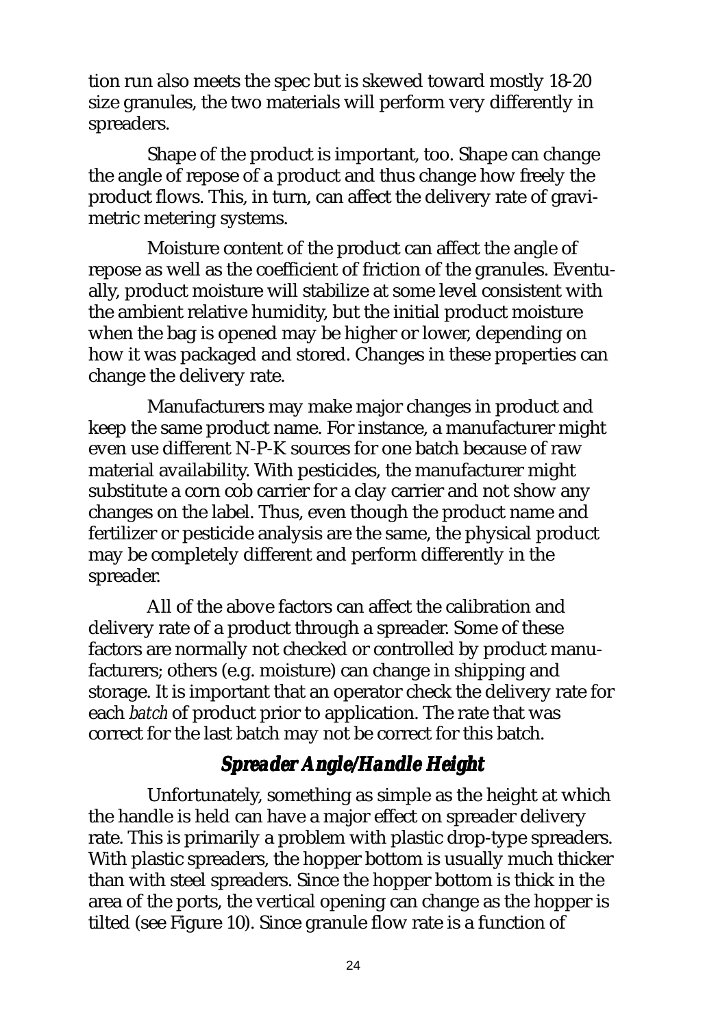tion run also meets the spec but is skewed toward mostly 18-20 size granules, the two materials will perform very differently in spreaders.

Shape of the product is important, too. Shape can change the angle of repose of a product and thus change how freely the product flows. This, in turn, can affect the delivery rate of gravimetric metering systems.

Moisture content of the product can affect the angle of repose as well as the coefficient of friction of the granules. Eventually, product moisture will stabilize at some level consistent with the ambient relative humidity, but the initial product moisture when the bag is opened may be higher or lower, depending on how it was packaged and stored. Changes in these properties can change the delivery rate.

Manufacturers may make major changes in product and keep the same product name. For instance, a manufacturer might even use different N-P-K sources for one batch because of raw material availability. With pesticides, the manufacturer might substitute a corn cob carrier for a clay carrier and not show any changes on the label. Thus, even though the product name and fertilizer or pesticide analysis are the same, the physical product may be completely different and perform differently in the spreader.

All of the above factors can affect the calibration and delivery rate of a product through a spreader. Some of these factors are normally not checked or controlled by product manufacturers; others (e.g. moisture) can change in shipping and storage. It is important that an operator check the delivery rate for each *batch* of product prior to application. The rate that was correct for the last batch may not be correct for this batch.

### *Spreader Angle/Handle Height*

Unfortunately, something as simple as the height at which the handle is held can have a major effect on spreader delivery rate. This is primarily a problem with plastic drop-type spreaders. With plastic spreaders, the hopper bottom is usually much thicker than with steel spreaders. Since the hopper bottom is thick in the area of the ports, the vertical opening can change as the hopper is tilted (see Figure 10). Since granule flow rate is a function of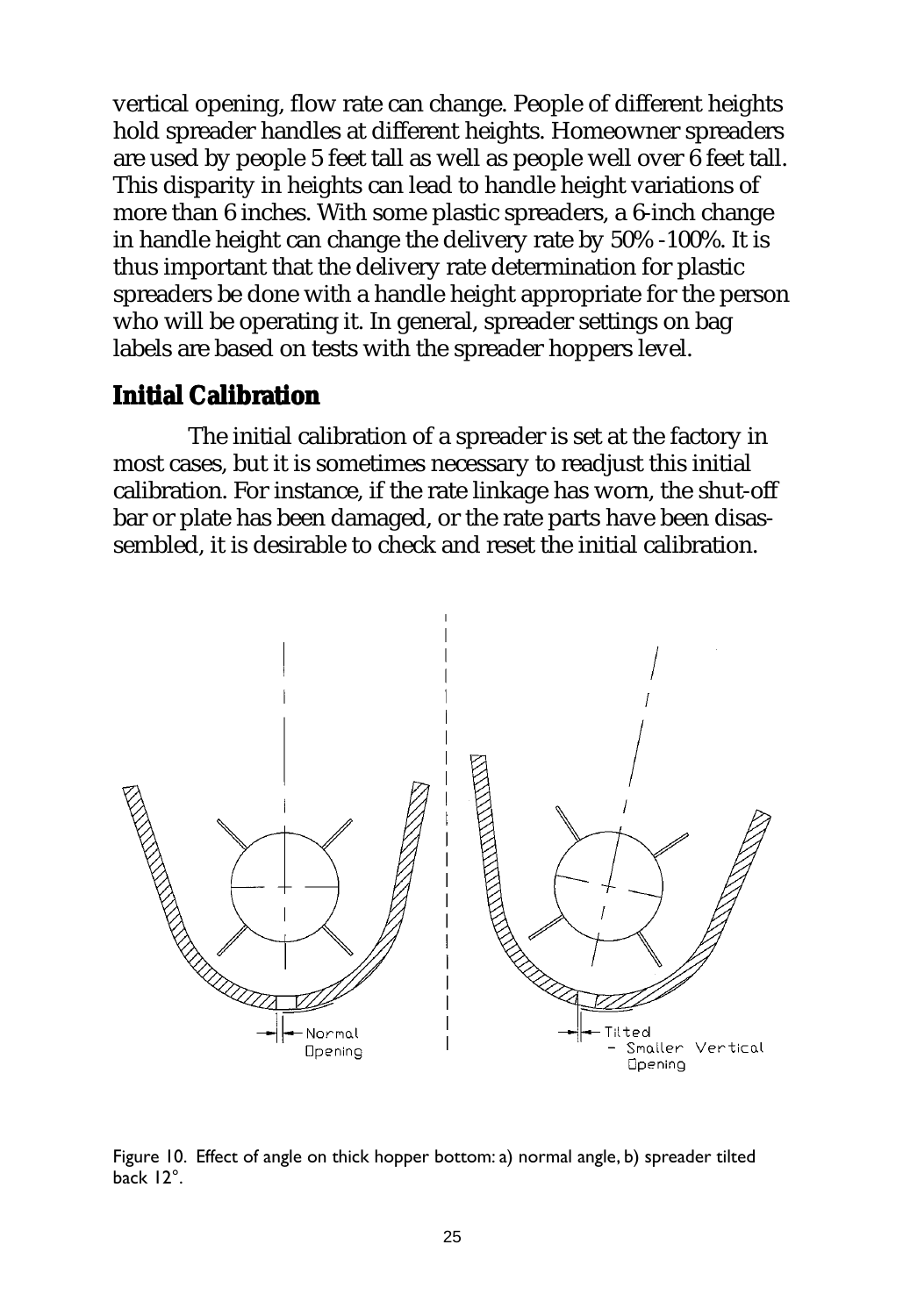vertical opening, flow rate can change. People of different heights hold spreader handles at different heights. Homeowner spreaders are used by people 5 feet tall as well as people well over 6 feet tall. This disparity in heights can lead to handle height variations of more than 6 inches. With some plastic spreaders, a 6-inch change in handle height can change the delivery rate by 50% -100%. It is thus important that the delivery rate determination for plastic spreaders be done with a handle height appropriate for the person who will be operating it. In general, spreader settings on bag labels are based on tests with the spreader hoppers level.

## Initial Calibration

The initial calibration of a spreader is set at the factory in most cases, but it is sometimes necessary to readjust this initial calibration. For instance, if the rate linkage has worn, the shut-off bar or plate has been damaged, or the rate parts have been disassembled, it is desirable to check and reset the initial calibration.

Figure 10. Effect of angle on thick hopper bottom: a) normal angle, b) spreader tilted back 12°.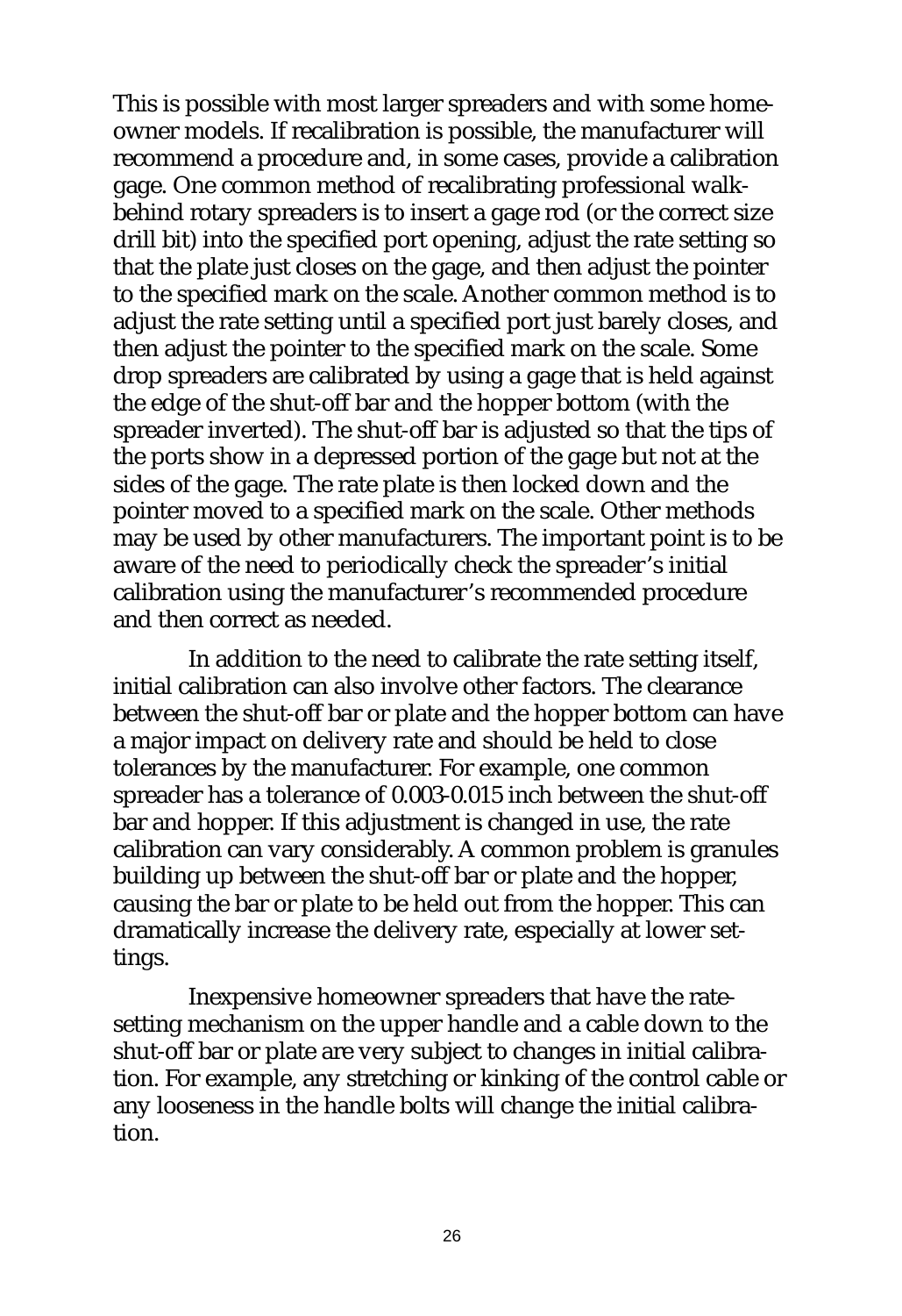This is possible with most larger spreaders and with some homeowner models. If recalibration is possible, the manufacturer will recommend a procedure and, in some cases, provide a calibration gage. One common method of recalibrating professional walk-behind rotary spreaders is to insert a gage rod (or the correct size drill bit) into the specified port opening, adjust the rate setting so that the plate just closes on the gage, and then adjust the pointer to the specified mark on the scale. Another common method is to adjust the rate setting until a specified port just barely closes, and then adjust the pointer to the specified mark on the scale. Some drop spreaders are calibrated by using a gage that is held against the edge of the shut-off bar and the hopper bottom (with the spreader inverted). The shut-off bar is adjusted so that the tips of the ports show in a depressed portion of the gage but not at the sides of the gage. The rate plate is then locked down and the pointer moved to a specified mark on the scale. Other methods may be used by other manufacturers. The important point is to be aware of the need to periodically check the spreader's initial calibration using the manufacturer's recommended procedure and then correct as needed.

In addition to the need to calibrate the rate setting itself, initial calibration can also involve other factors. The clearance between the shut-off bar or plate and the hopper bottom can have a major impact on delivery rate and should be held to close tolerances by the manufacturer. For example, one common spreader has a tolerance of 0.003-0.015 inch between the shut-off bar and hopper. If this adjustment is changed in use, the rate calibration can vary considerably. A common problem is granules building up between the shut-off bar or plate and the hopper, causing the bar or plate to be held out from the hopper. This can dramatically increase the delivery rate, especially at lower settings.

Inexpensive homeowner spreaders that have the rate-setting mechanism on the upper handle and a cable down to the shut-off bar or plate are very subject to changes in initial calibration. For example, any stretching or kinking of the control cable or any looseness in the handle bolts will change the initial calibration.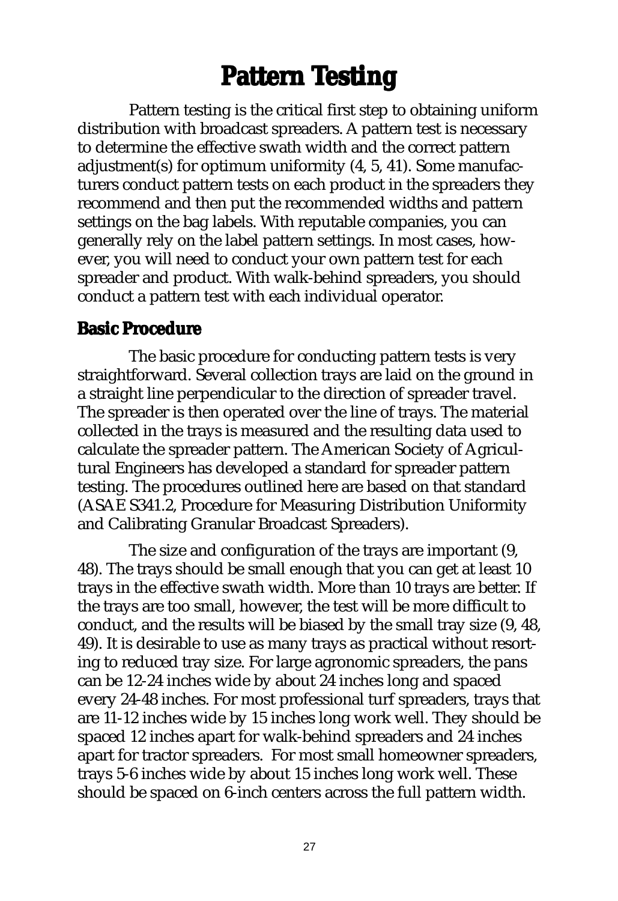# Pattern Testing

Pattern testing is the critical first step to obtaining uniform distribution with broadcast spreaders. A pattern test is necessary to determine the effective swath width and the correct pattern adjustment(s) for optimum uniformity (4, 5, 41). Some manufacturers conduct pattern tests on each product in the spreaders they recommend and then put the recommended widths and pattern settings on the bag labels. With reputable companies, you can generally rely on the label pattern settings. In most cases, however, you will need to conduct your own pattern test for each spreader and product. With walk-behind spreaders, you should conduct a pattern test with each individual operator.

## Basic Procedure

The basic procedure for conducting pattern tests is very straightforward. Several collection trays are laid on the ground in a straight line perpendicular to the direction of spreader travel. The spreader is then operated over the line of trays. The material collected in the trays is measured and the resulting data used to calculate the spreader pattern. The American Society of Agricultural Engineers has developed a standard for spreader pattern testing. The procedures outlined here are based on that standard (ASAE S341.2, Procedure for Measuring Distribution Uniformity and Calibrating Granular Broadcast Spreaders).

The size and configuration of the trays are important (9, 48). The trays should be small enough that you can get at least 10 trays in the effective swath width. More than 10 trays are better. If the trays are too small, however, the test will be more difficult to conduct, and the results will be biased by the small tray size (9, 48, 49). It is desirable to use as many trays as practical without resorting to reduced tray size. For large agronomic spreaders, the pans can be 12-24 inches wide by about 24 inches long and spaced every 24-48 inches. For most professional turf spreaders, trays that are 11-12 inches wide by 15 inches long work well. They should be spaced 12 inches apart for walk-behind spreaders and 24 inches apart for tractor spreaders. For most small homeowner spreaders, trays 5-6 inches wide by about 15 inches long work well. These should be spaced on 6-inch centers across the full pattern width.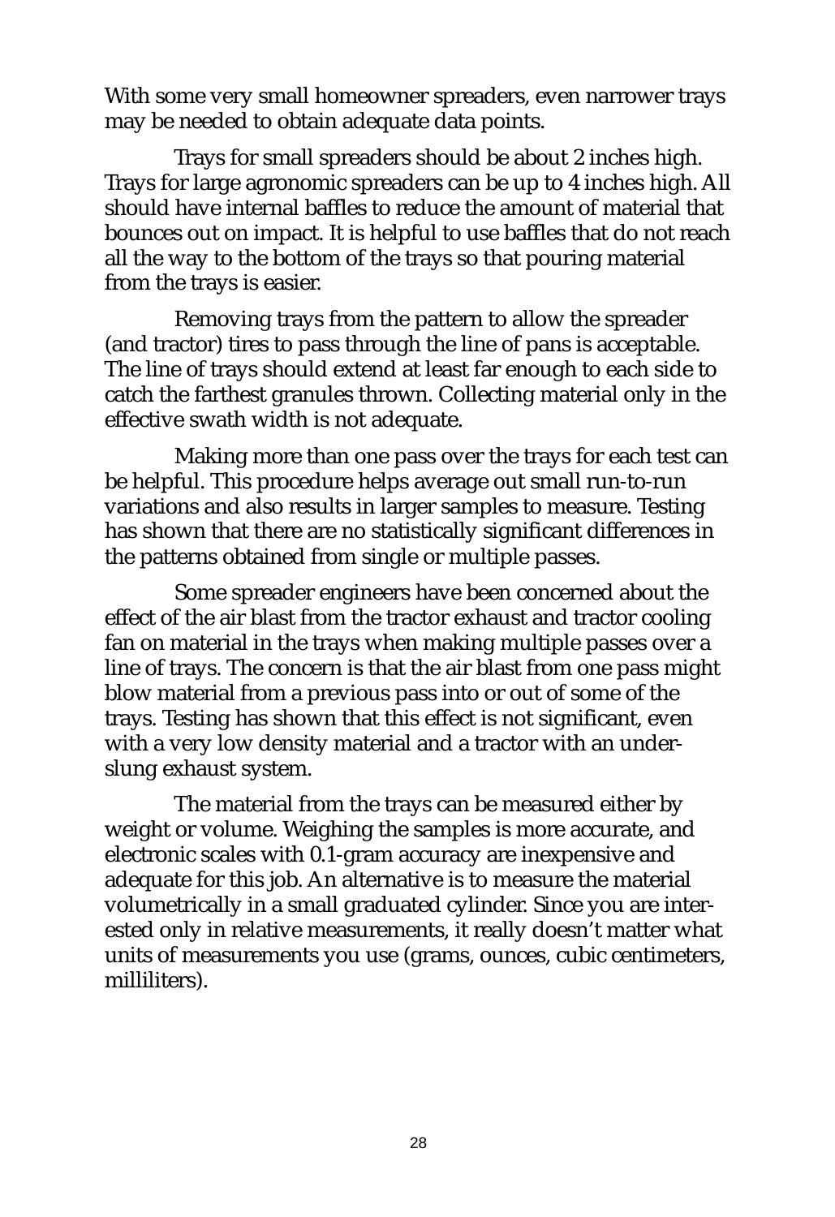With some very small homeowner spreaders, even narrower trays may be needed to obtain adequate data points.

Trays for small spreaders should be about 2 inches high. Trays for large agronomic spreaders can be up to 4 inches high. All should have internal baffles to reduce the amount of material that bounces out on impact. It is helpful to use baffles that do not reach all the way to the bottom of the trays so that pouring material from the trays is easier.

Removing trays from the pattern to allow the spreader (and tractor) tires to pass through the line of pans is acceptable. The line of trays should extend at least far enough to each side to catch the farthest granules thrown. Collecting material only in the effective swath width is not adequate.

Making more than one pass over the trays for each test can be helpful. This procedure helps average out small run-to-run variations and also results in larger samples to measure. Testing has shown that there are no statistically significant differences in the patterns obtained from single or multiple passes.

Some spreader engineers have been concerned about the effect of the air blast from the tractor exhaust and tractor cooling fan on material in the trays when making multiple passes over a line of trays. The concern is that the air blast from one pass might blow material from a previous pass into or out of some of the trays. Testing has shown that this effect is not significant, even with a very low density material and a tractor with an underslung exhaust system.

The material from the trays can be measured either by weight or volume. Weighing the samples is more accurate, and electronic scales with 0.1-gram accuracy are inexpensive and adequate for this job. An alternative is to measure the material volumetrically in a small graduated cylinder. Since you are interested only in relative measurements, it really doesn't matter what units of measurements you use (grams, ounces, cubic centimeters, milliliters).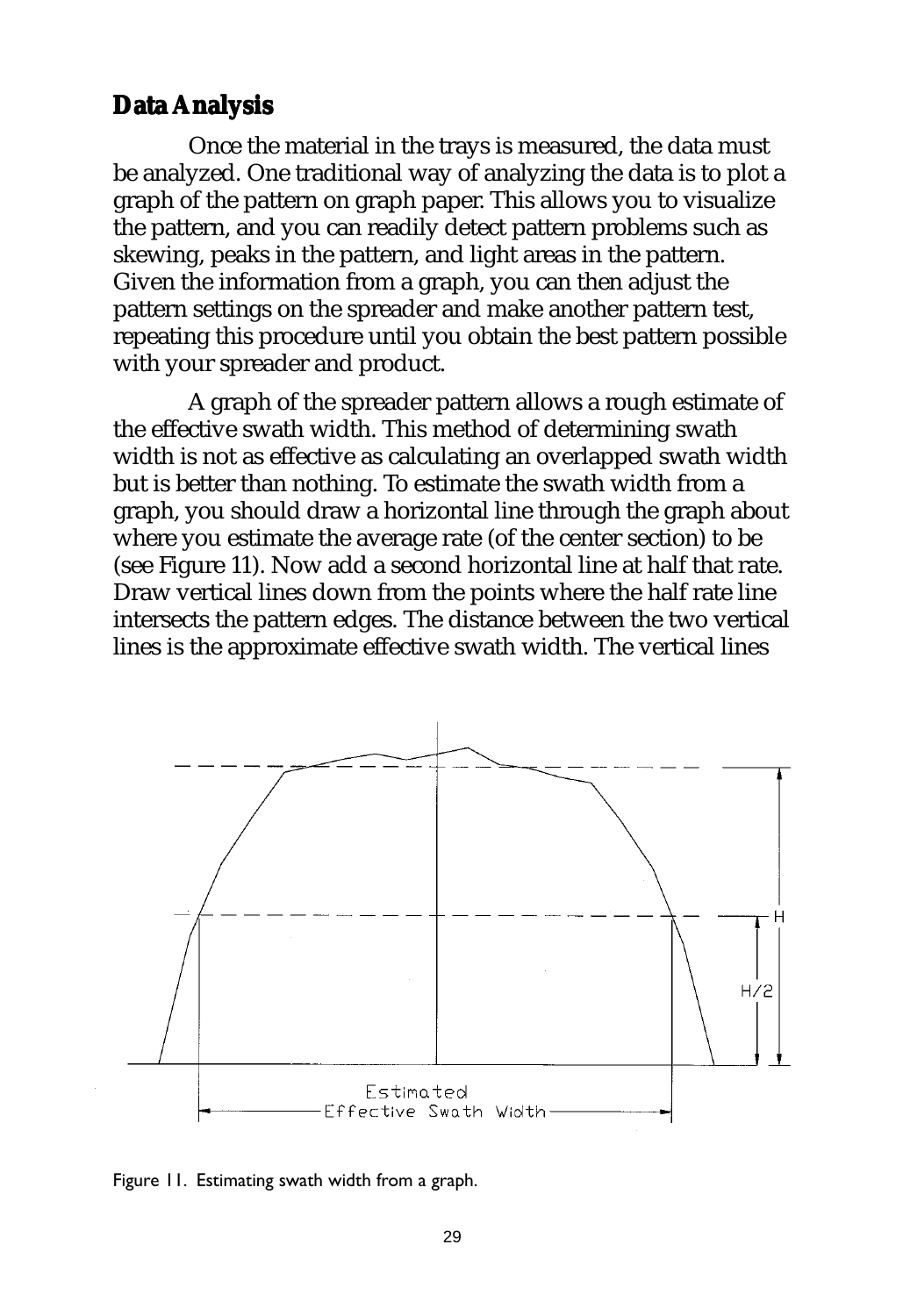## Data Analysis

Once the material in the trays is measured, the data must be analyzed. One traditional way of analyzing the data is to plot a graph of the pattern on graph paper. This allows you to visualize the pattern, and you can readily detect pattern problems such as skewing, peaks in the pattern, and light areas in the pattern. Given the information from a graph, you can then adjust the pattern settings on the spreader and make another pattern test, repeating this procedure until you obtain the best pattern possible with your spreader and product.

A graph of the spreader pattern allows a rough estimate of the effective swath width. This method of determining swath width is not as effective as calculating an overlapped swath width but is better than nothing. To estimate the swath width from a graph, you should draw a horizontal line through the graph about where you estimate the average rate (of the center section) to be (see Figure 11). Now add a second horizontal line at half that rate. Draw vertical lines down from the points where the half rate line intersects the pattern edges. The distance between the two vertical lines is the approximate effective swath width. The vertical lines

Figure 11. Estimating swath width from a graph.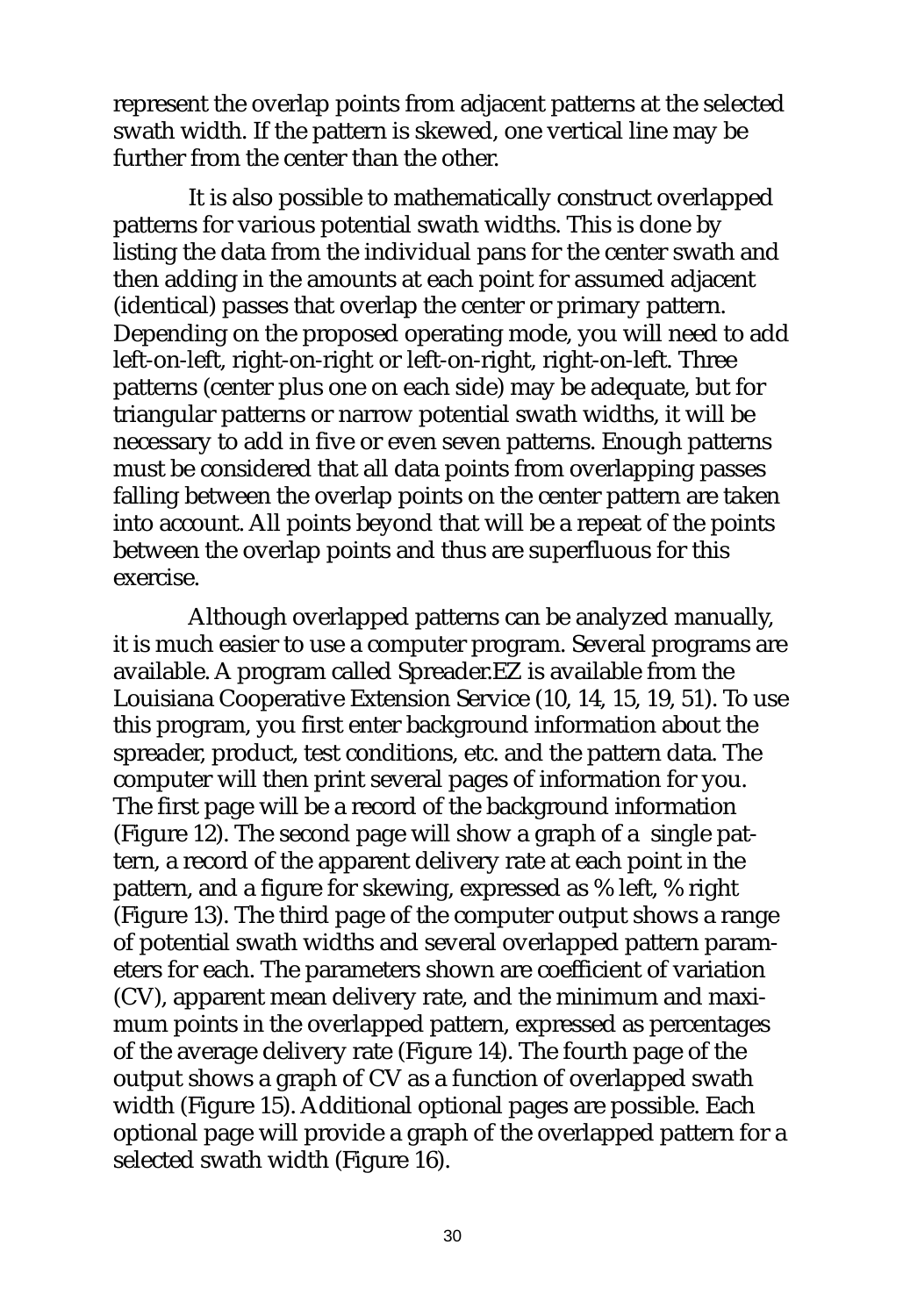represent the overlap points from adjacent patterns at the selected swath width. If the pattern is skewed, one vertical line may be further from the center than the other.

It is also possible to mathematically construct overlapped patterns for various potential swath widths. This is done by listing the data from the individual pans for the center swath and then adding in the amounts at each point for assumed adjacent (identical) passes that overlap the center or primary pattern. Depending on the proposed operating mode, you will need to add left-on-left, right-on-right or left-on-right, right-on-left. Three patterns (center plus one on each side) may be adequate, but for triangular patterns or narrow potential swath widths, it will be necessary to add in five or even seven patterns. Enough patterns must be considered that all data points from overlapping passes falling between the overlap points on the center pattern are taken into account. All points beyond that will be a repeat of the points between the overlap points and thus are superfluous for this exercise.

Although overlapped patterns can be analyzed manually, it is much easier to use a computer program. Several programs are available. A program called Spreader.EZ is available from the Louisiana Cooperative Extension Service (10, 14, 15, 19, 51). To use this program, you first enter background information about the spreader, product, test conditions, etc. and the pattern data. The computer will then print several pages of information for you. The first page will be a record of the background information (Figure 12). The second page will show a graph of a single pattern, a record of the apparent delivery rate at each point in the pattern, and a figure for skewing, expressed as % left, % right (Figure 13). The third page of the computer output shows a range of potential swath widths and several overlapped pattern parameters for each. The parameters shown are coefficient of variation (CV), apparent mean delivery rate, and the minimum and maximum points in the overlapped pattern, expressed as percentages of the average delivery rate (Figure 14). The fourth page of the output shows a graph of CV as a function of overlapped swath width (Figure 15). Additional optional pages are possible. Each optional page will provide a graph of the overlapped pattern for a selected swath width (Figure 16).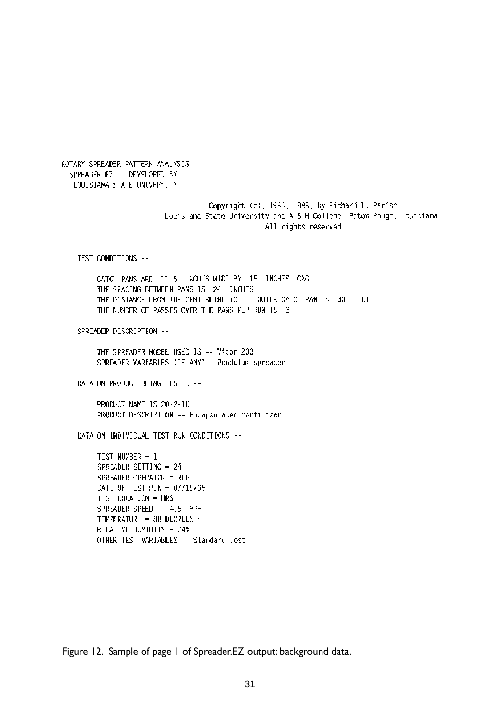```
ROTARY SPREADER PATTERN ANALYSIS
  SPREADER.EZ -- DEVELOPED BY
   LOUISIANA STATE UNIVERSITY

                              Copyright (c), 1986, 1988, by Richard L. Parish
                   Louisiana State University and A & M College, Baton Rouge, Louisiana
                                         All rights reserved


   TEST CONDITIONS --

      CATCH PANS ARE  11.5  INCHES WIDE BY  15  INCHES LONG
      THE SPACING BETWEEN PANS IS  24  INCHES
      THE DISTANCE FROM THE CENTERLINE TO THE OUTER CATCH PAN IS  30  FEET
      THE NUMBER OF PASSES OVER THE PANS PER RUN IS  3

   SPREADER DESCRIPTION --

      THE SPREADER MODEL USED IS -- Vicon 203
      SPREADER VARIABLES (IF ANY) --Pendulum spreader

   DATA ON PRODUCT BEING TESTED --

      PRODUCT NAME IS 20-2-10
      PRODUCT DESCRIPTION -- Encapsulated fertilizer

   DATA ON INDIVIDUAL TEST RUN CONDITIONS --

      TEST NUMBER = 1
      SPREADER SETTING = 24
      SPREADER OPERATOR = RLP
      DATE OF TEST RUN = 07/19/96
      TEST LOCATION = HRS
      SPREADER SPEED =  4.5  MPH
      TEMPERATURE = 88 DEGREES F
      RELATIVE HUMIDITY = 74%
      OTHER TEST VARIABLES -- Standard test
```

Figure 12. Sample of page 1 of Spreader.EZ output: background data.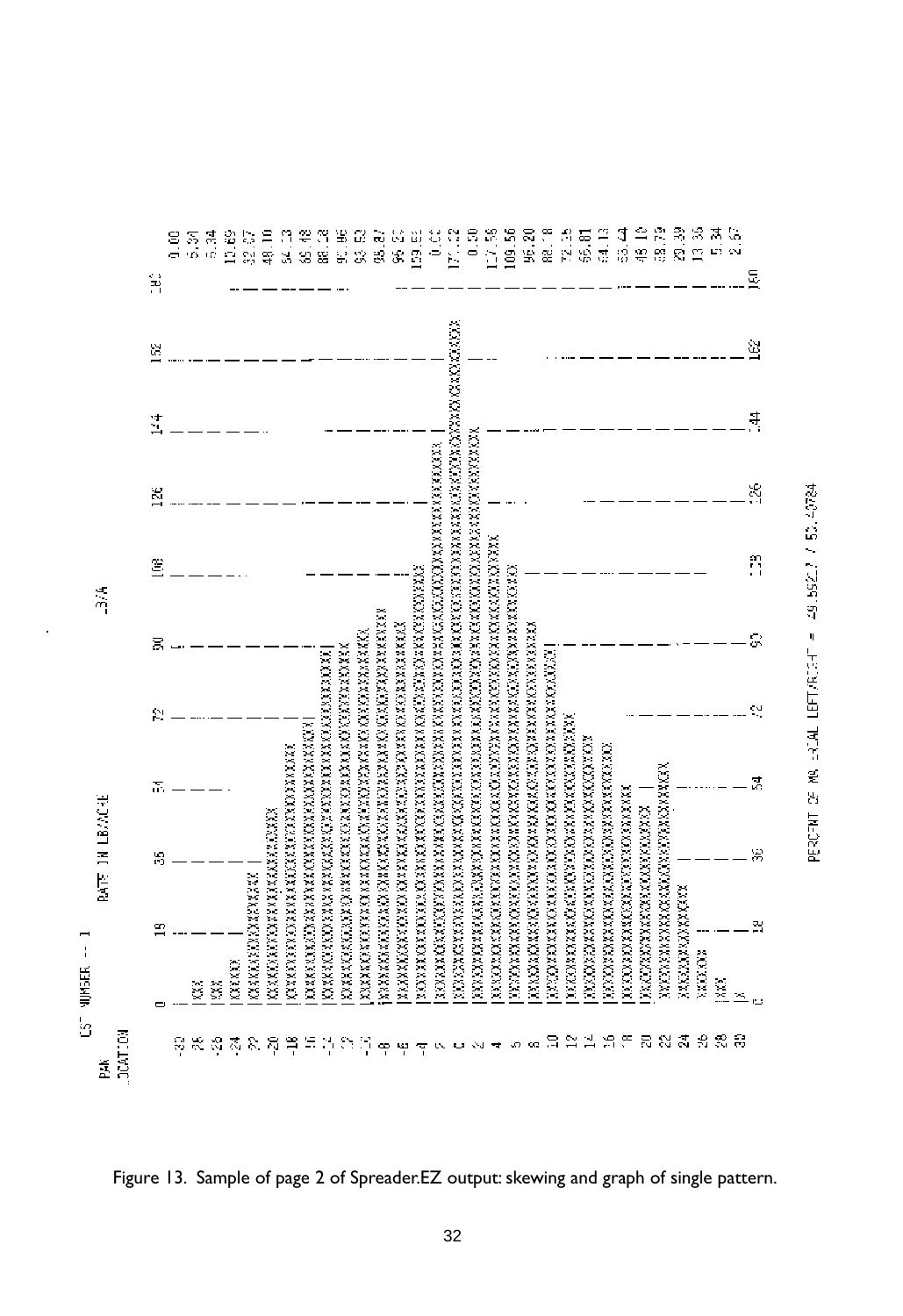```
TEST NUMBER -- 1
PAN                RATE IN LB/ACRE                                    13/A
LOCATION
         0      18      36      54      72      90     108     126     144     162     180
 -30    |X
 -28    |XXX
 -26    |XXX
 -24    |XXXXX
 -22    |XXXXXXXXXXXXXXXXX
 -20    |XXXXXXXXXXXXXXXXXXXXXXXXXXXX
 -18    |XXXXXXXXXXXXXXXXXXXXXXXXXXXXXXXXXXXX
 -16    |XXXXXXXXXXXXXXXXXXXXXXXXXXXXXXXXXXXXXXXXXXX
 -14    |XXXXXXXXXXXXXXXXXXXXXXXXXXXXXXXXXXXXXXXXXXXXXXXXX
 -12    |XXXXXXXXXXXXXXXXXXXXXXXXXXXXXXXXXXXXXXXXXXXXXXXXXXX
 -10    |XXXXXXXXXXXXXXXXXXXXXXXXXXXXXXXXXXXXXXXXXXXXXXXXXXXXXX
  -8    |XXXXXXXXXXXXXXXXXXXXXXXXXXXXXXXXXXXXXXXXXXXXXXXXXXXXXXXXX
  -6    |XXXXXXXXXXXXXXXXXXXXXXXXXXXXXXXXXXXXXXXXXXXXXXXXXXXXXX
  -4    |XXXXXXXXXXXXXXXXXXXXXXXXXXXXXXXXXXXXXXXXXXXXXXXXXXXXXXXXXXXXXX
  -2    |
   0    |XXXXXXXXXXXXXXXXXXXXXXXXXXXXXXXXXXXXXXXXXXXXXXXXXXXXXXXXXXXXXXXXXXXXXXXXXXXXXXXXX
   2    |
   4    |XXXXXXXXXXXXXXXXXXXXXXXXXXXXXXXXXXXXXXXXXXXXXXXXXXXXXXXXXXXXXXXXXXXXX
   6    |XXXXXXXXXXXXXXXXXXXXXXXXXXXXXXXXXXXXXXXXXXXXXXXXXXXXXXXXXXXXXX
   8    |XXXXXXXXXXXXXXXXXXXXXXXXXXXXXXXXXXXXXXXXXXXXXXXXXXXXXX
  10    |XXXXXXXXXXXXXXXXXXXXXXXXXXXXXXXXXXXXXXXXXXXXXXXX
  12    |XXXXXXXXXXXXXXXXXXXXXXXXXXXXXXXXXXXXXXXXXX
  14    |XXXXXXXXXXXXXXXXXXXXXXXXXXXXXXXXXXXXXX
  16    |XXXXXXXXXXXXXXXXXXXXXXXXXXXXXXXXXXX
  18    |XXXXXXXXXXXXXXXXXXXXXXXXXXXXXXX
  20    |XXXXXXXXXXXXXXXXXXXXXXXXXXXX
  22    |XXXXXXXXXXXXXXXXXXXXXXXXXXXXXXXXXX
  24    |XXXXXXXXXXXXXXXXX
  26    |XXXXXXX
  28    |XXX
  30    |X
         0      18      36      54      72      90     108     126     144     162     180

  %C
  0.00
  5.34
  5.34
 10.69
 32.07
 48.10
 64.13
 85.48
 88.16
 91.96
 93.52
 95.87
 96.20
 139.62
  0.00
 177.12
  0.00
 117.58
 109.56
  96.20
  82.78
  72.15
  66.81
  64.13
  53.44
  48.10
  38.79
  29.39
  13.36
   5.34
   2.67

PERCENT OF MA LOCAL LEFT/RIGHT = 49.5627 / 51.4784
```

Figure 13. Sample of page 2 of Spreader.EZ output: skewing and graph of single pattern.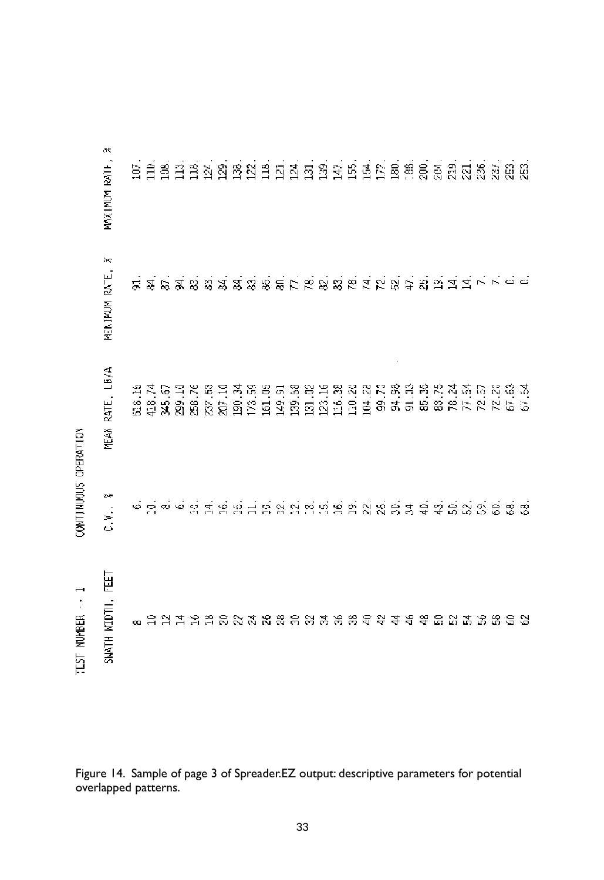TEST NUMBER - 1 CONTINUOUS OPERATION

| SWATH WIDTH, FEET | C.V., % | MEAN RATE, LB/A | MINIMUM RATE, % | MAXIMUM RATE, % |
|---|---|---|---|---|
| 8 | 6. | 518.16 | 91. | 107. |
| 10 | 10. | 416.74 | 84. | 110. |
| 12 | 8. | 345.67 | 87. | 108. |
| 14 | 6. | 299.10 | 94. | 113. |
| 16 | 10. | 258.76 | 83. | 118. |
| 18 | 14. | 232.68 | 83. | 124. |
| 20 | 16. | 207.10 | 84. | 129. |
| 22 | 15. | 190.34 | 84. | 138. |
| 24 | 11. | 173.59 | 83. | 122. |
| 26 | 10. | 161.05 | 86. | 118. |
| 28 | 12. | 149.91 | 80. | 121. |
| 30 | 12. | 139.68 | 77. | 124. |
| 32 | 13. | 131.02 | 78. | 131. |
| 34 | 15. | 123.16 | 82. | 139. |
| 36 | 16. | 116.38 | 83. | 147. |
| 38 | 19. | 110.20 | 78. | 155. |
| 40 | 22. | 104.22 | 74. | 164. |
| 42 | 26. | 99.70 | 72. | 172. |
| 44 | 30. | 94.98 | 52. | 180. |
| 46 | 34 | 91.13 | 47. | 188. |
| 48 | 40. | 85.35 | 25. | 200. |
| 50 | 43. | 83.75 | 13. | 204. |
| 52 | 50. | 78.24 | 14. | 219. |
| 54 | 52. | 77.54 | 14. | 221. |
| 56 | 59. | 72.57 | 7. | 236. |
| 58 | 60. | 72.26 | 7. | 237. |
| 60 | 68. | 67.63 | 0. | 253. |
| 62 | 68. | 67.54 | 0. | 253. |

Figure 14. Sample of page 3 of Spreader.EZ output: descriptive parameters for potential overlapped patterns.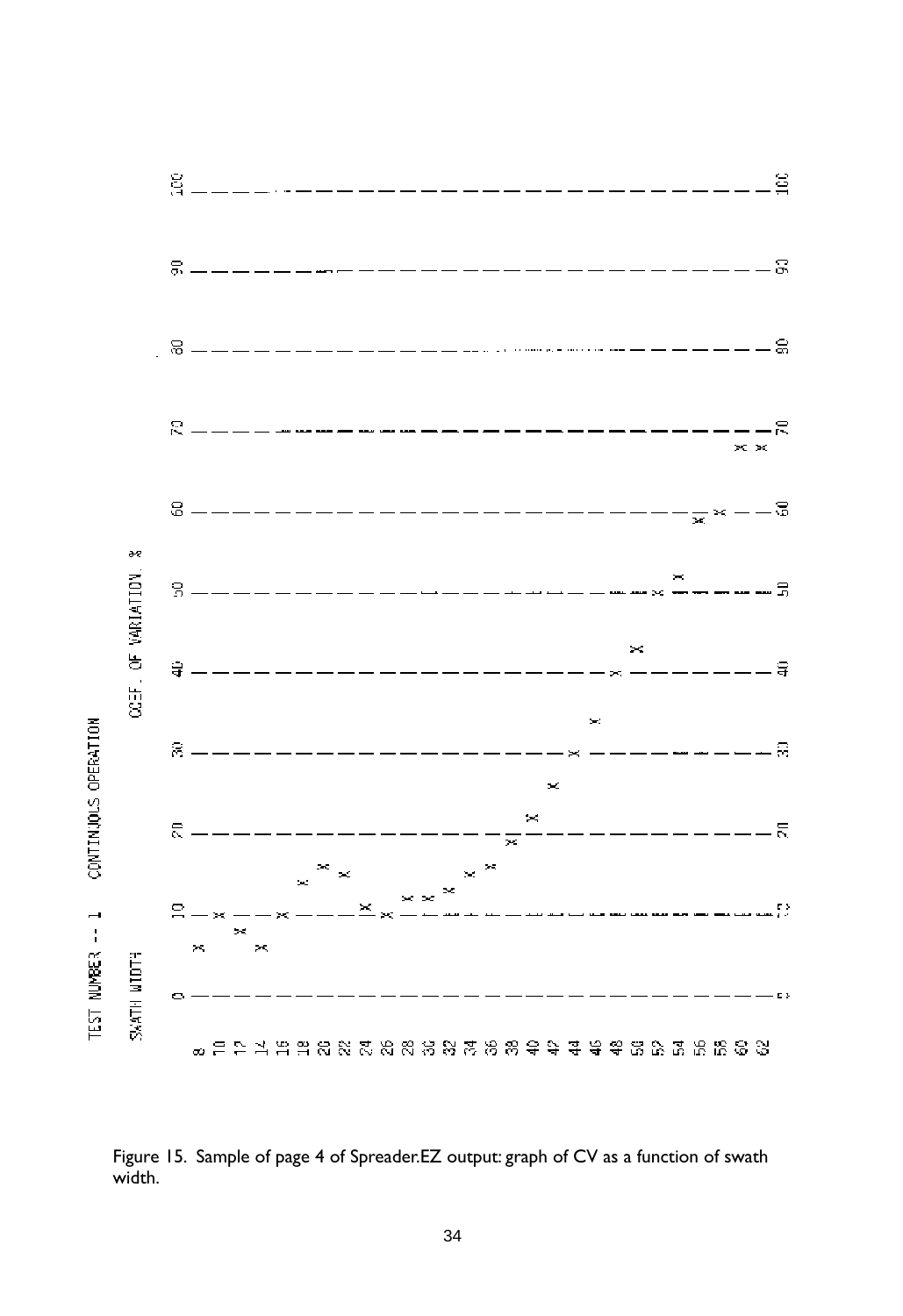TEST NUMBER -- 1     CONTINUOUS OPERATION

SWATH WIDTH     COEF. OF VARIATION %

Figure 15. Sample of page 4 of Spreader.EZ output: graph of CV as a function of swath width.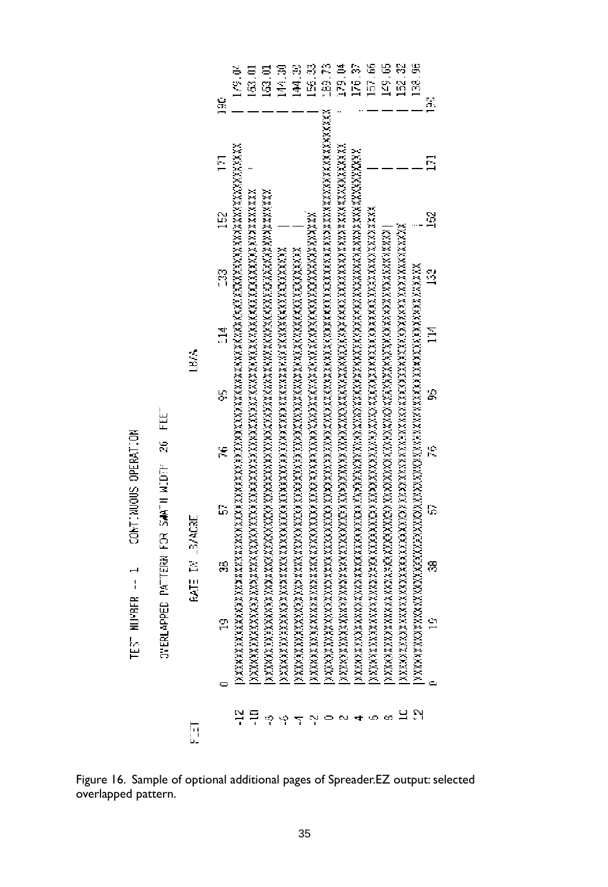```
TEST NUMBER -- 1     CONTINUOUS OPERATION

OVERLAPPED PATTERN FOR SWATH WIDTH  26  FEET

            RATE IN LB/ACRE                    LB/A

FEET
       0    19    38    57    76    95   114   133   152   171   190
 -12   |XXXXXXXXXXXXXXXXXXXXXXXXXXXXXXXXXXXXXXXXXXXXXXXXXXXXXXXX       | 178.07
 -10   |XXXXXXXXXXXXXXXXXXXXXXXXXXXXXXXXXXXXXXXXXXXXXXXXXX             | 163.01
  -8   |XXXXXXXXXXXXXXXXXXXXXXXXXXXXXXXXXXXXXXXXXXXXXXXXXX             | 163.01
  -6   |XXXXXXXXXXXXXXXXXXXXXXXXXXXXXXXXXXXXXXXXXXXXX   |              | 144.30
  -4   |XXXXXXXXXXXXXXXXXXXXXXXXXXXXXXXXXXXXXXXXXXXXX   |              | 144.38
  -2   |XXXXXXXXXXXXXXXXXXXXXXXXXXXXXXXXXXXXXXXXXXXXXXXXX              | 156.33
   0   |XXXXXXXXXXXXXXXXXXXXXXXXXXXXXXXXXXXXXXXXXXXXXXXXXXXXXXXXXXXXXXX| 189.73
   2   |XXXXXXXXXXXXXXXXXXXXXXXXXXXXXXXXXXXXXXXXXXXXXXXXXXXXXXXX       | 179.04
   4   |XXXXXXXXXXXXXXXXXXXXXXXXXXXXXXXXXXXXXXXXXXXXXXXXXXXXXXX        | 176.37
   6   |XXXXXXXXXXXXXXXXXXXXXXXXXXXXXXXXXXXXXXXXXXXXXXXXXX             | 157.66
   8   |XXXXXXXXXXXXXXXXXXXXXXXXXXXXXXXXXXXXXXXXXXXXXXXX|              | 149.65
  10   |XXXXXXXXXXXXXXXXXXXXXXXXXXXXXXXXXXXXXXXXXXXXXXXXX              | 152.32
  12   |XXXXXXXXXXXXXXXXXXXXXXXXXXXXXXXXXXXXXXXXXXXXX                  | 138.96
       0    19    38    57    76    95   114   133   152   171   190
```

Figure 16. Sample of optional additional pages of Spreader.EZ output: selected overlapped pattern.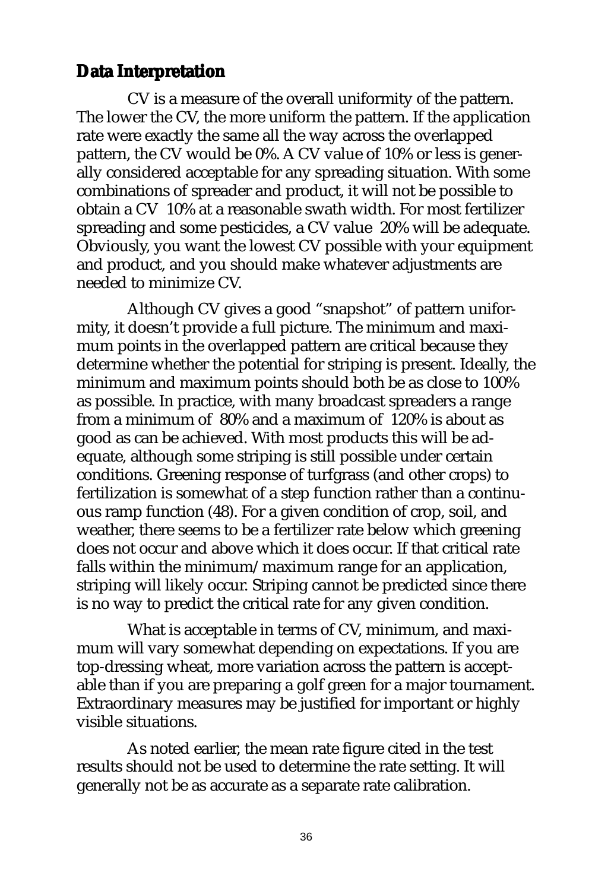## Data Interpretation

CV is a measure of the overall uniformity of the pattern. The lower the CV, the more uniform the pattern. If the application rate were exactly the same all the way across the overlapped pattern, the CV would be 0%. A CV value of 10% or less is generally considered acceptable for any spreading situation. With some combinations of spreader and product, it will not be possible to obtain a CV  10% at a reasonable swath width. For most fertilizer spreading and some pesticides, a CV value  20% will be adequate. Obviously, you want the lowest CV possible with your equipment and product, and you should make whatever adjustments are needed to minimize CV.

Although CV gives a good "snapshot" of pattern uniformity, it doesn't provide a full picture. The minimum and maximum points in the overlapped pattern are critical because they determine whether the potential for striping is present. Ideally, the minimum and maximum points should both be as close to 100% as possible. In practice, with many broadcast spreaders a range from a minimum of  80% and a maximum of  120% is about as good as can be achieved. With most products this will be adequate, although some striping is still possible under certain conditions. Greening response of turfgrass (and other crops) to fertilization is somewhat of a step function rather than a continuous ramp function (48). For a given condition of crop, soil, and weather, there seems to be a fertilizer rate below which greening does not occur and above which it does occur. If that critical rate falls within the minimum/maximum range for an application, striping will likely occur. Striping cannot be predicted since there is no way to predict the critical rate for any given condition.

What is acceptable in terms of CV, minimum, and maximum will vary somewhat depending on expectations. If you are top-dressing wheat, more variation across the pattern is acceptable than if you are preparing a golf green for a major tournament. Extraordinary measures may be justified for important or highly visible situations.

As noted earlier, the mean rate figure cited in the test results should not be used to determine the rate setting. It will generally not be as accurate as a separate rate calibration.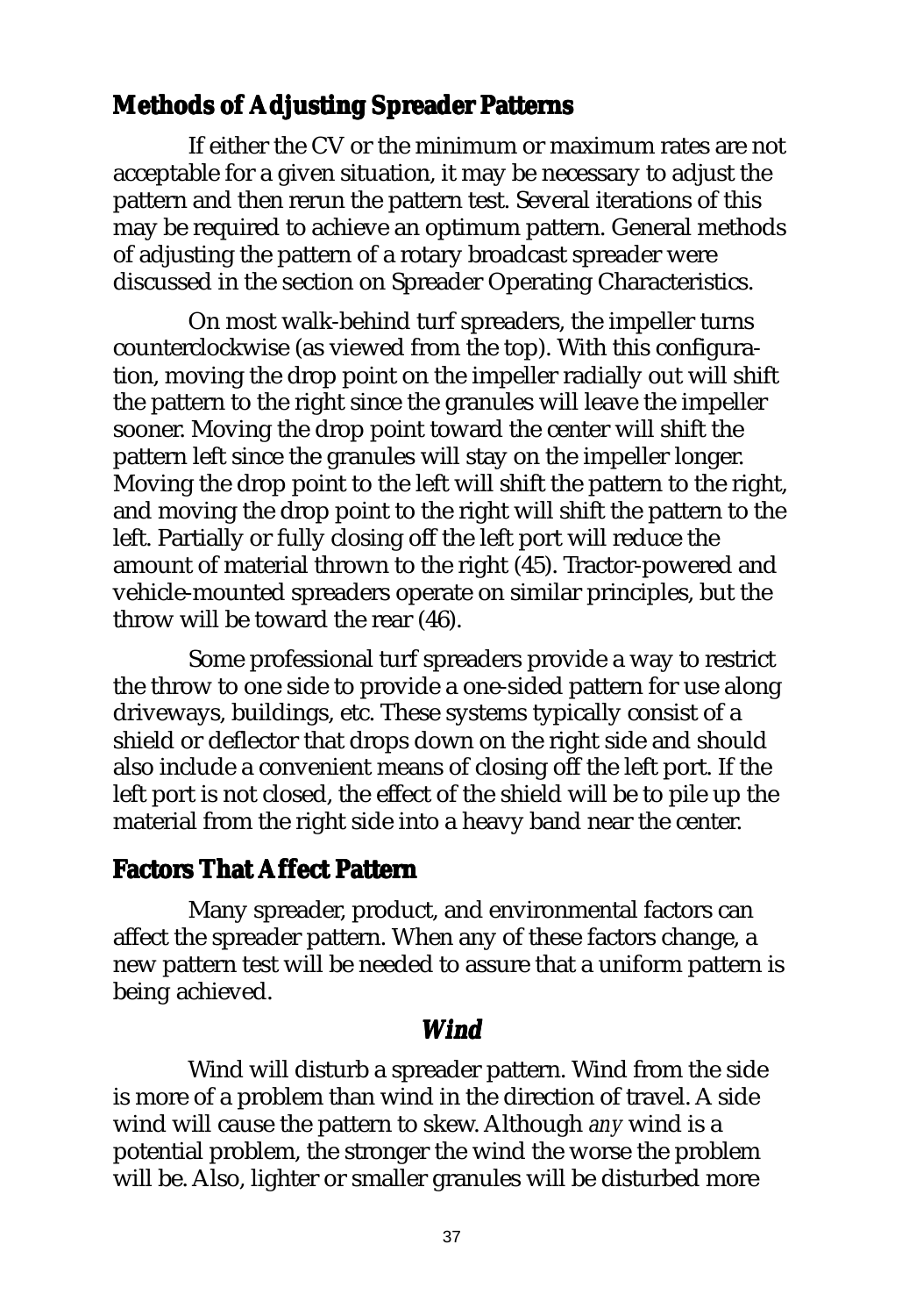## Methods of Adjusting Spreader Patterns

If either the CV or the minimum or maximum rates are not acceptable for a given situation, it may be necessary to adjust the pattern and then rerun the pattern test. Several iterations of this may be required to achieve an optimum pattern. General methods of adjusting the pattern of a rotary broadcast spreader were discussed in the section on Spreader Operating Characteristics.

On most walk-behind turf spreaders, the impeller turns counterclockwise (as viewed from the top). With this configuration, moving the drop point on the impeller radially out will shift the pattern to the right since the granules will leave the impeller sooner. Moving the drop point toward the center will shift the pattern left since the granules will stay on the impeller longer. Moving the drop point to the left will shift the pattern to the right, and moving the drop point to the right will shift the pattern to the left. Partially or fully closing off the left port will reduce the amount of material thrown to the right (45). Tractor-powered and vehicle-mounted spreaders operate on similar principles, but the throw will be toward the rear (46).

Some professional turf spreaders provide a way to restrict the throw to one side to provide a one-sided pattern for use along driveways, buildings, etc. These systems typically consist of a shield or deflector that drops down on the right side and should also include a convenient means of closing off the left port. If the left port is not closed, the effect of the shield will be to pile up the material from the right side into a heavy band near the center.

## Factors That Affect Pattern

Many spreader, product, and environmental factors can affect the spreader pattern. When any of these factors change, a new pattern test will be needed to assure that a uniform pattern is being achieved.

### *Wind*

Wind will disturb a spreader pattern. Wind from the side is more of a problem than wind in the direction of travel. A side wind will cause the pattern to skew. Although *any* wind is a potential problem, the stronger the wind the worse the problem will be. Also, lighter or smaller granules will be disturbed more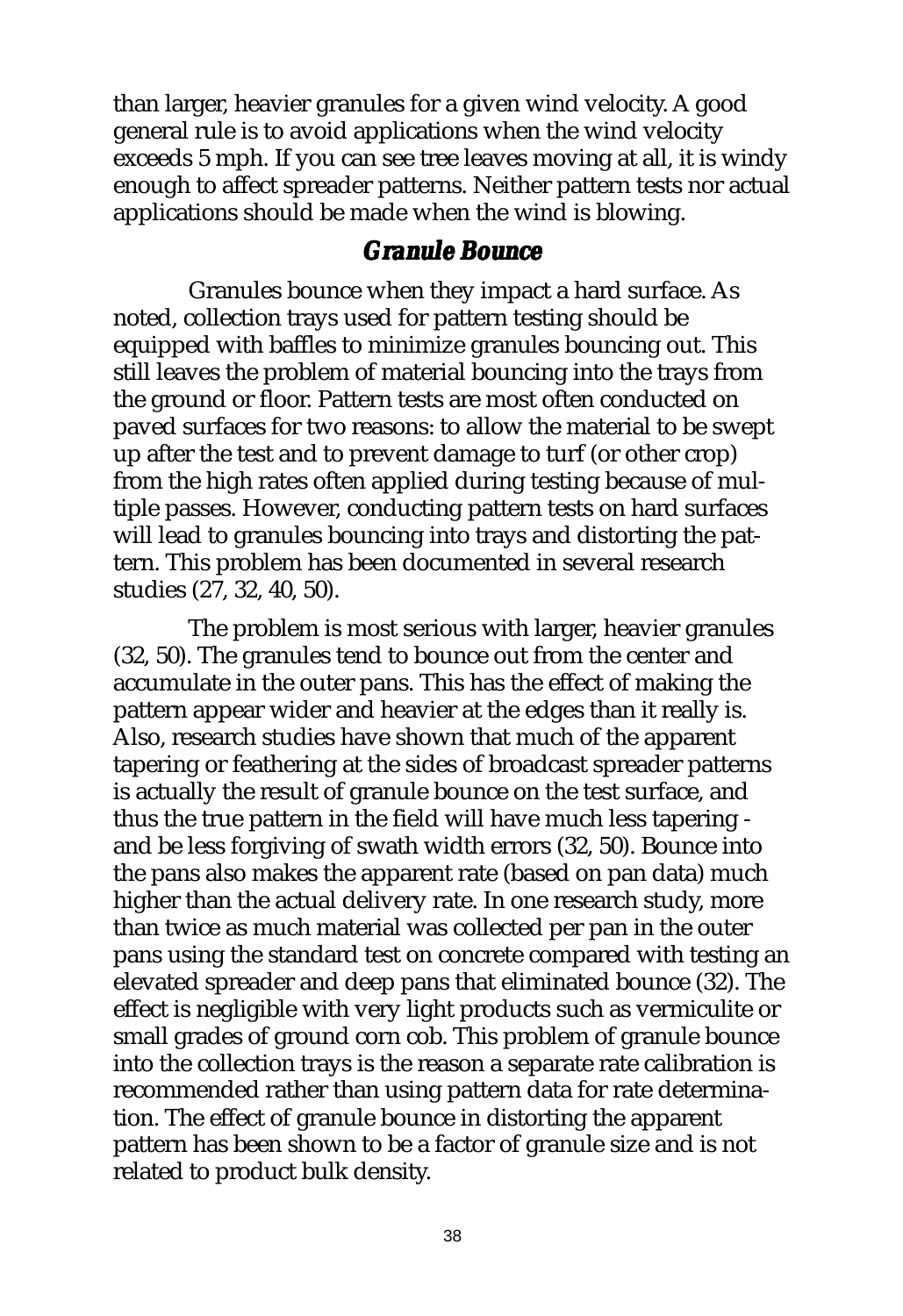than larger, heavier granules for a given wind velocity. A good general rule is to avoid applications when the wind velocity exceeds 5 mph. If you can see tree leaves moving at all, it is windy enough to affect spreader patterns. Neither pattern tests nor actual applications should be made when the wind is blowing.

## *Granule Bounce*

Granules bounce when they impact a hard surface. As noted, collection trays used for pattern testing should be equipped with baffles to minimize granules bouncing out. This still leaves the problem of material bouncing into the trays from the ground or floor. Pattern tests are most often conducted on paved surfaces for two reasons: to allow the material to be swept up after the test and to prevent damage to turf (or other crop) from the high rates often applied during testing because of multiple passes. However, conducting pattern tests on hard surfaces will lead to granules bouncing into trays and distorting the pattern. This problem has been documented in several research studies (27, 32, 40, 50).

The problem is most serious with larger, heavier granules (32, 50). The granules tend to bounce out from the center and accumulate in the outer pans. This has the effect of making the pattern appear wider and heavier at the edges than it really is. Also, research studies have shown that much of the apparent tapering or feathering at the sides of broadcast spreader patterns is actually the result of granule bounce on the test surface, and thus the true pattern in the field will have much less tapering - and be less forgiving of swath width errors (32, 50). Bounce into the pans also makes the apparent rate (based on pan data) much higher than the actual delivery rate. In one research study, more than twice as much material was collected per pan in the outer pans using the standard test on concrete compared with testing an elevated spreader and deep pans that eliminated bounce (32). The effect is negligible with very light products such as vermiculite or small grades of ground corn cob. This problem of granule bounce into the collection trays is the reason a separate rate calibration is recommended rather than using pattern data for rate determination. The effect of granule bounce in distorting the apparent pattern has been shown to be a factor of granule size and is not related to product bulk density.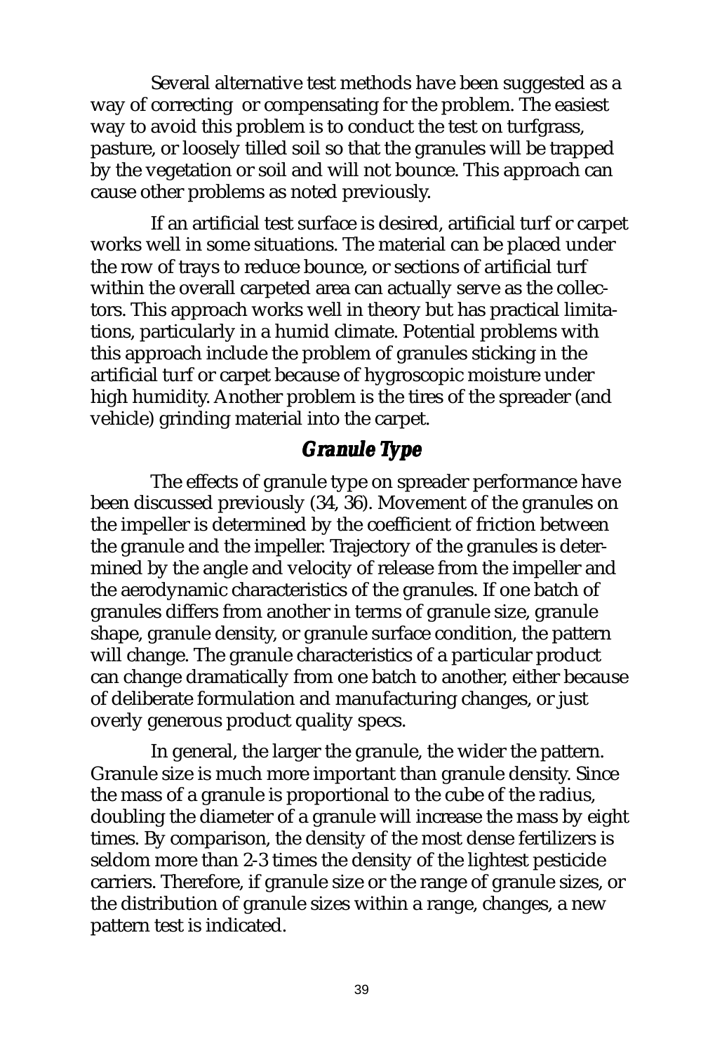Several alternative test methods have been suggested as a way of correcting  or compensating for the problem. The easiest way to avoid this problem is to conduct the test on turfgrass, pasture, or loosely tilled soil so that the granules will be trapped by the vegetation or soil and will not bounce. This approach can cause other problems as noted previously.

If an artificial test surface is desired, artificial turf or carpet works well in some situations. The material can be placed under the row of trays to reduce bounce, or sections of artificial turf within the overall carpeted area can actually serve as the collectors. This approach works well in theory but has practical limitations, particularly in a humid climate. Potential problems with this approach include the problem of granules sticking in the artificial turf or carpet because of hygroscopic moisture under high humidity. Another problem is the tires of the spreader (and vehicle) grinding material into the carpet.

## *Granule Type*

The effects of granule type on spreader performance have been discussed previously (34, 36). Movement of the granules on the impeller is determined by the coefficient of friction between the granule and the impeller. Trajectory of the granules is determined by the angle and velocity of release from the impeller and the aerodynamic characteristics of the granules. If one batch of granules differs from another in terms of granule size, granule shape, granule density, or granule surface condition, the pattern will change. The granule characteristics of a particular product can change dramatically from one batch to another, either because of deliberate formulation and manufacturing changes, or just overly generous product quality specs.

In general, the larger the granule, the wider the pattern. Granule size is much more important than granule density. Since the mass of a granule is proportional to the cube of the radius, doubling the diameter of a granule will increase the mass by eight times. By comparison, the density of the most dense fertilizers is seldom more than 2-3 times the density of the lightest pesticide carriers. Therefore, if granule size or the range of granule sizes, or the distribution of granule sizes within a range, changes, a new pattern test is indicated.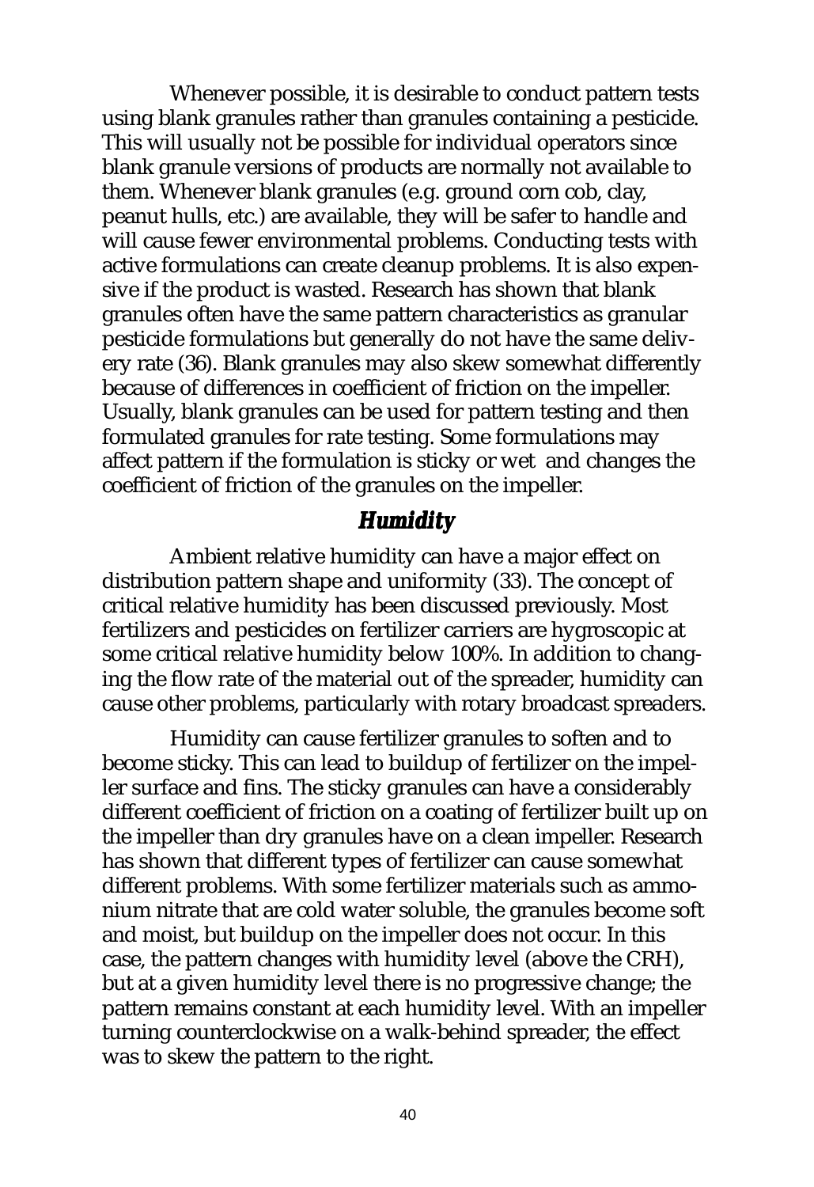Whenever possible, it is desirable to conduct pattern tests using blank granules rather than granules containing a pesticide. This will usually not be possible for individual operators since blank granule versions of products are normally not available to them. Whenever blank granules (e.g. ground corn cob, clay, peanut hulls, etc.) are available, they will be safer to handle and will cause fewer environmental problems. Conducting tests with active formulations can create cleanup problems. It is also expensive if the product is wasted. Research has shown that blank granules often have the same pattern characteristics as granular pesticide formulations but generally do not have the same delivery rate (36). Blank granules may also skew somewhat differently because of differences in coefficient of friction on the impeller. Usually, blank granules can be used for pattern testing and then formulated granules for rate testing. Some formulations may affect pattern if the formulation is sticky or wet and changes the coefficient of friction of the granules on the impeller.

## *Humidity*

Ambient relative humidity can have a major effect on distribution pattern shape and uniformity (33). The concept of critical relative humidity has been discussed previously. Most fertilizers and pesticides on fertilizer carriers are hygroscopic at some critical relative humidity below 100%. In addition to changing the flow rate of the material out of the spreader, humidity can cause other problems, particularly with rotary broadcast spreaders.

Humidity can cause fertilizer granules to soften and to become sticky. This can lead to buildup of fertilizer on the impeller surface and fins. The sticky granules can have a considerably different coefficient of friction on a coating of fertilizer built up on the impeller than dry granules have on a clean impeller. Research has shown that different types of fertilizer can cause somewhat different problems. With some fertilizer materials such as ammonium nitrate that are cold water soluble, the granules become soft and moist, but buildup on the impeller does not occur. In this case, the pattern changes with humidity level (above the CRH), but at a given humidity level there is no progressive change; the pattern remains constant at each humidity level. With an impeller turning counterclockwise on a walk-behind spreader, the effect was to skew the pattern to the right.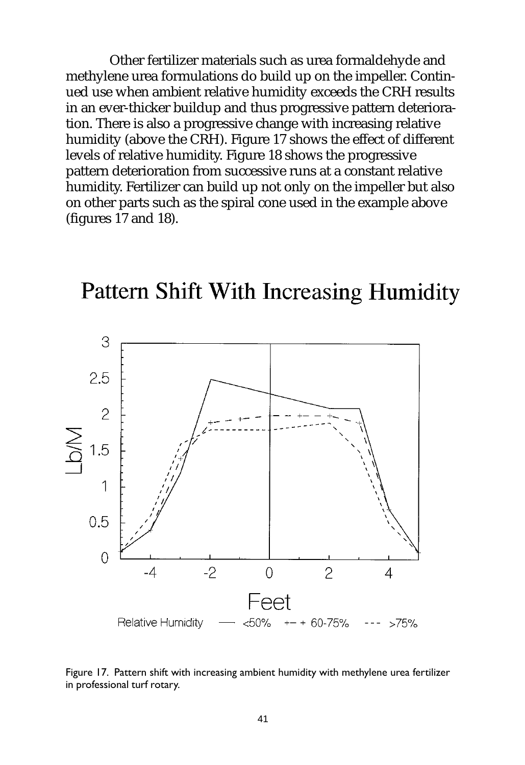Other fertilizer materials such as urea formaldehyde and methylene urea formulations do build up on the impeller. Continued use when ambient relative humidity exceeds the CRH results in an ever-thicker buildup and thus progressive pattern deterioration. There is also a progressive change with increasing relative humidity (above the CRH). Figure 17 shows the effect of different levels of relative humidity. Figure 18 shows the progressive pattern deterioration from successive runs at a constant relative humidity. Fertilizer can build up not only on the impeller but also on other parts such as the spiral cone used in the example above (figures 17 and 18).

Figure 17. Pattern shift with increasing ambient humidity with methylene urea fertilizer in professional turf rotary.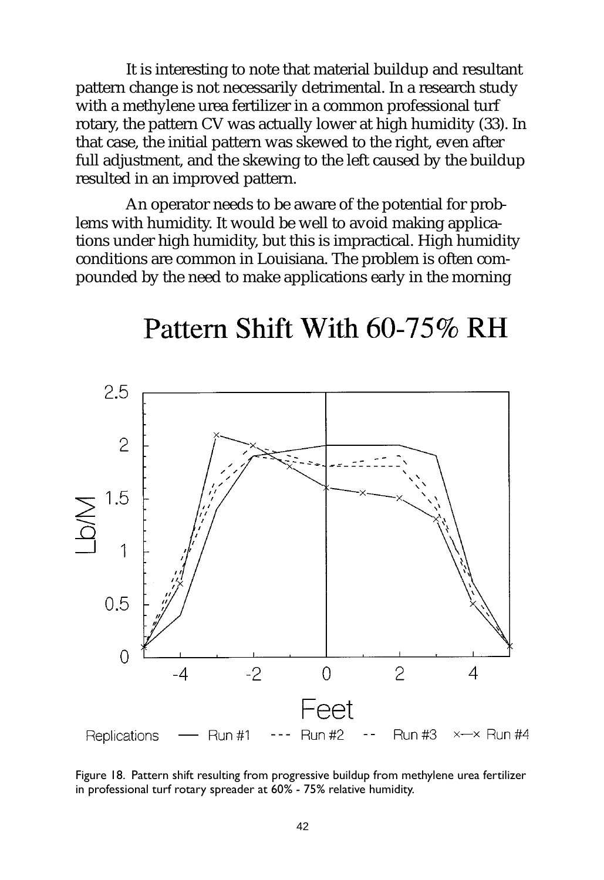It is interesting to note that material buildup and resultant pattern change is not necessarily detrimental. In a research study with a methylene urea fertilizer in a common professional turf rotary, the pattern CV was actually lower at high humidity (33). In that case, the initial pattern was skewed to the right, even after full adjustment, and the skewing to the left caused by the buildup resulted in an improved pattern.

An operator needs to be aware of the potential for problems with humidity. It would be well to avoid making applications under high humidity, but this is impractical. High humidity conditions are common in Louisiana. The problem is often compounded by the need to make applications early in the morning

Figure 18. Pattern shift resulting from progressive buildup from methylene urea fertilizer in professional turf rotary spreader at 60% - 75% relative humidity.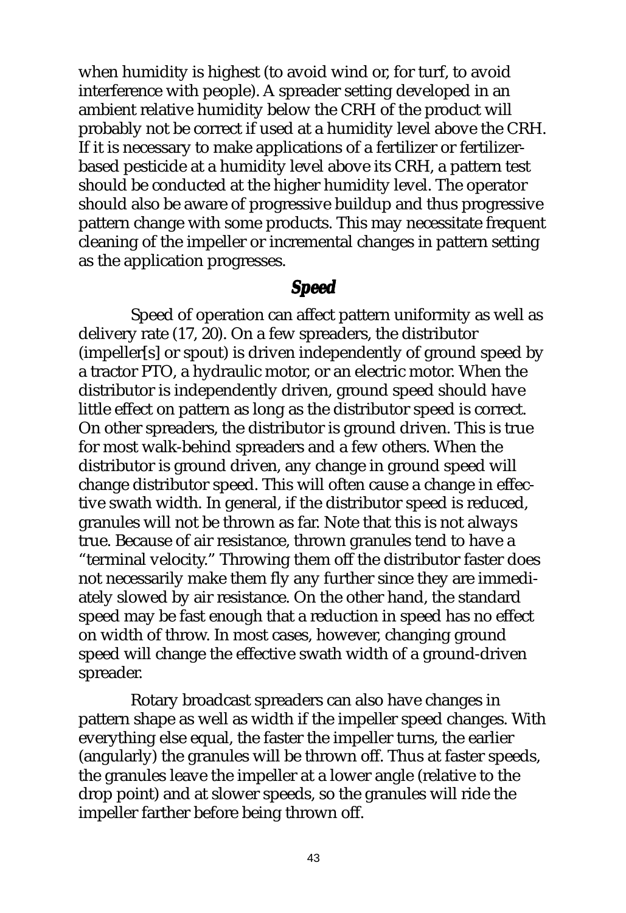when humidity is highest (to avoid wind or, for turf, to avoid interference with people). A spreader setting developed in an ambient relative humidity below the CRH of the product will probably not be correct if used at a humidity level above the CRH. If it is necessary to make applications of a fertilizer or fertilizer-based pesticide at a humidity level above its CRH, a pattern test should be conducted at the higher humidity level. The operator should also be aware of progressive buildup and thus progressive pattern change with some products. This may necessitate frequent cleaning of the impeller or incremental changes in pattern setting as the application progresses.

## *Speed*

Speed of operation can affect pattern uniformity as well as delivery rate (17, 20). On a few spreaders, the distributor (impeller[s] or spout) is driven independently of ground speed by a tractor PTO, a hydraulic motor, or an electric motor. When the distributor is independently driven, ground speed should have little effect on pattern as long as the distributor speed is correct. On other spreaders, the distributor is ground driven. This is true for most walk-behind spreaders and a few others. When the distributor is ground driven, any change in ground speed will change distributor speed. This will often cause a change in effective swath width. In general, if the distributor speed is reduced, granules will not be thrown as far. Note that this is not always true. Because of air resistance, thrown granules tend to have a "terminal velocity." Throwing them off the distributor faster does not necessarily make them fly any further since they are immediately slowed by air resistance. On the other hand, the standard speed may be fast enough that a reduction in speed has no effect on width of throw. In most cases, however, changing ground speed will change the effective swath width of a ground-driven spreader.

Rotary broadcast spreaders can also have changes in pattern shape as well as width if the impeller speed changes. With everything else equal, the faster the impeller turns, the earlier (angularly) the granules will be thrown off. Thus at faster speeds, the granules leave the impeller at a lower angle (relative to the drop point) and at slower speeds, so the granules will ride the impeller farther before being thrown off.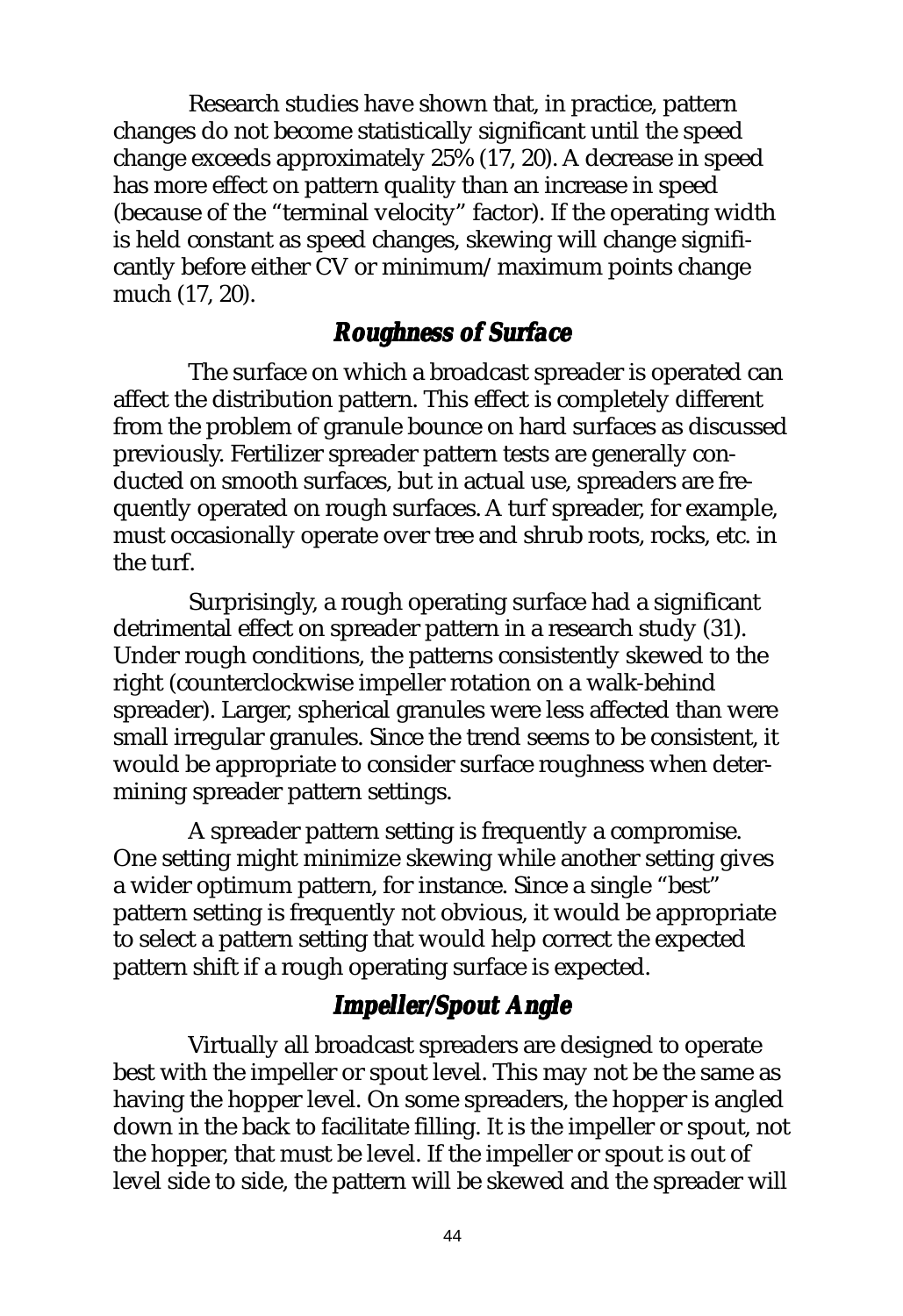Research studies have shown that, in practice, pattern changes do not become statistically significant until the speed change exceeds approximately 25% (17, 20). A decrease in speed has more effect on pattern quality than an increase in speed (because of the "terminal velocity" factor). If the operating width is held constant as speed changes, skewing will change significantly before either CV or minimum/maximum points change much (17, 20).

### *Roughness of Surface*

The surface on which a broadcast spreader is operated can affect the distribution pattern. This effect is completely different from the problem of granule bounce on hard surfaces as discussed previously. Fertilizer spreader pattern tests are generally conducted on smooth surfaces, but in actual use, spreaders are frequently operated on rough surfaces. A turf spreader, for example, must occasionally operate over tree and shrub roots, rocks, etc. in the turf.

Surprisingly, a rough operating surface had a significant detrimental effect on spreader pattern in a research study (31). Under rough conditions, the patterns consistently skewed to the right (counterclockwise impeller rotation on a walk-behind spreader). Larger, spherical granules were less affected than were small irregular granules. Since the trend seems to be consistent, it would be appropriate to consider surface roughness when determining spreader pattern settings.

A spreader pattern setting is frequently a compromise. One setting might minimize skewing while another setting gives a wider optimum pattern, for instance. Since a single "best" pattern setting is frequently not obvious, it would be appropriate to select a pattern setting that would help correct the expected pattern shift if a rough operating surface is expected.

### *Impeller/Spout Angle*

Virtually all broadcast spreaders are designed to operate best with the impeller or spout level. This may not be the same as having the hopper level. On some spreaders, the hopper is angled down in the back to facilitate filling. It is the impeller or spout, not the hopper, that must be level. If the impeller or spout is out of level side to side, the pattern will be skewed and the spreader will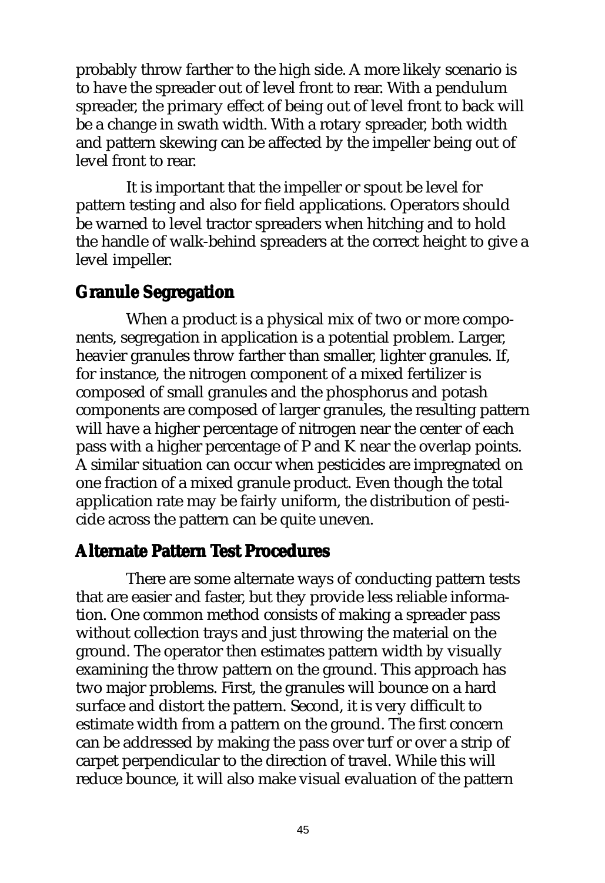probably throw farther to the high side. A more likely scenario is to have the spreader out of level front to rear. With a pendulum spreader, the primary effect of being out of level front to back will be a change in swath width. With a rotary spreader, both width and pattern skewing can be affected by the impeller being out of level front to rear.

It is important that the impeller or spout be level for pattern testing and also for field applications. Operators should be warned to level tractor spreaders when hitching and to hold the handle of walk-behind spreaders at the correct height to give a level impeller.

## Granule Segregation

When a product is a physical mix of two or more components, segregation in application is a potential problem. Larger, heavier granules throw farther than smaller, lighter granules. If, for instance, the nitrogen component of a mixed fertilizer is composed of small granules and the phosphorus and potash components are composed of larger granules, the resulting pattern will have a higher percentage of nitrogen near the center of each pass with a higher percentage of P and K near the overlap points. A similar situation can occur when pesticides are impregnated on one fraction of a mixed granule product. Even though the total application rate may be fairly uniform, the distribution of pesticide across the pattern can be quite uneven.

## Alternate Pattern Test Procedures

There are some alternate ways of conducting pattern tests that are easier and faster, but they provide less reliable information. One common method consists of making a spreader pass without collection trays and just throwing the material on the ground. The operator then estimates pattern width by visually examining the throw pattern on the ground. This approach has two major problems. First, the granules will bounce on a hard surface and distort the pattern. Second, it is very difficult to estimate width from a pattern on the ground. The first concern can be addressed by making the pass over turf or over a strip of carpet perpendicular to the direction of travel. While this will reduce bounce, it will also make visual evaluation of the pattern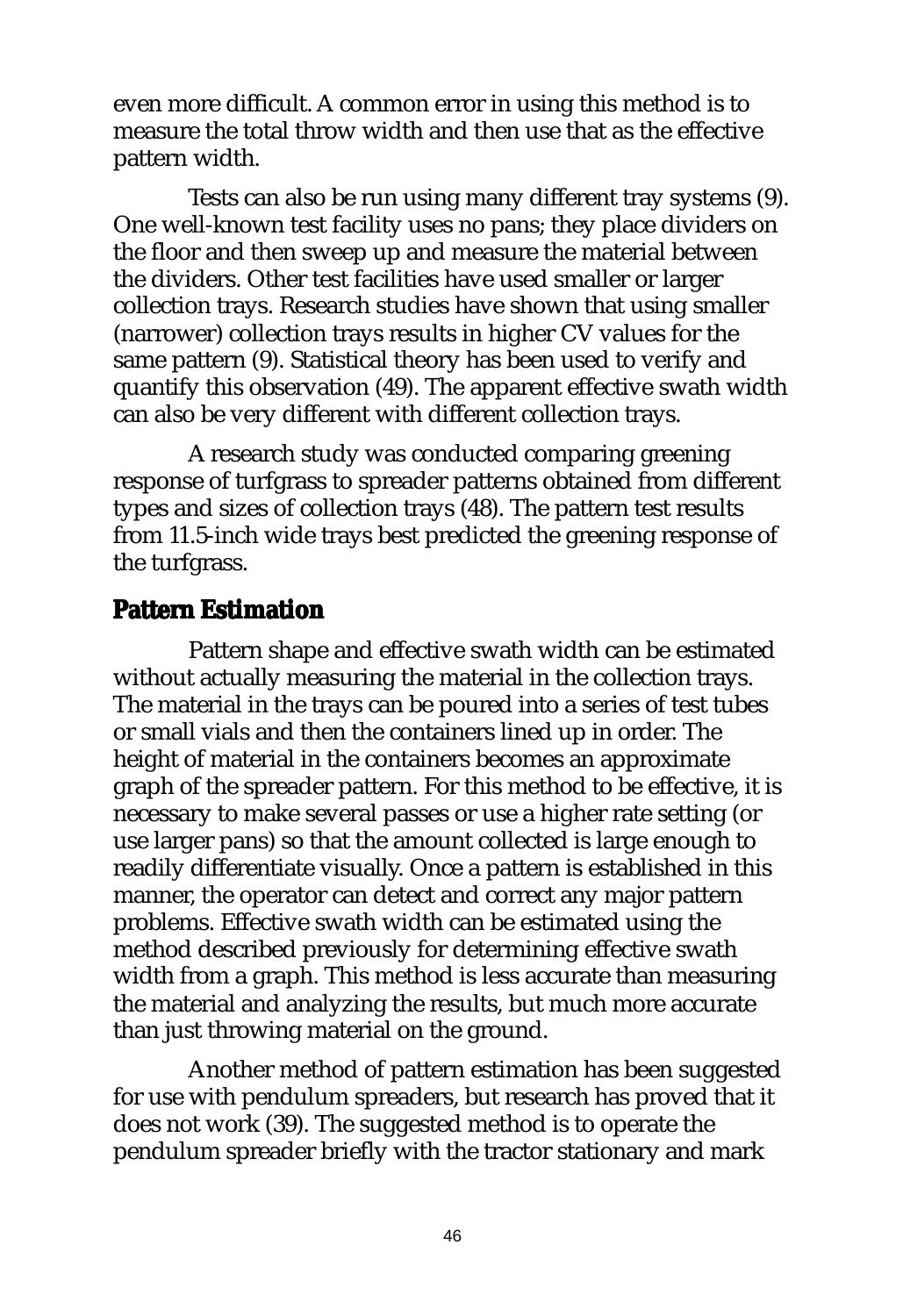even more difficult. A common error in using this method is to measure the total throw width and then use that as the effective pattern width.

Tests can also be run using many different tray systems (9). One well-known test facility uses no pans; they place dividers on the floor and then sweep up and measure the material between the dividers. Other test facilities have used smaller or larger collection trays. Research studies have shown that using smaller (narrower) collection trays results in higher CV values for the same pattern (9). Statistical theory has been used to verify and quantify this observation (49). The apparent effective swath width can also be very different with different collection trays.

A research study was conducted comparing greening response of turfgrass to spreader patterns obtained from different types and sizes of collection trays (48). The pattern test results from 11.5-inch wide trays best predicted the greening response of the turfgrass.

## Pattern Estimation

Pattern shape and effective swath width can be estimated without actually measuring the material in the collection trays. The material in the trays can be poured into a series of test tubes or small vials and then the containers lined up in order. The height of material in the containers becomes an approximate graph of the spreader pattern. For this method to be effective, it is necessary to make several passes or use a higher rate setting (or use larger pans) so that the amount collected is large enough to readily differentiate visually. Once a pattern is established in this manner, the operator can detect and correct any major pattern problems. Effective swath width can be estimated using the method described previously for determining effective swath width from a graph. This method is less accurate than measuring the material and analyzing the results, but much more accurate than just throwing material on the ground.

Another method of pattern estimation has been suggested for use with pendulum spreaders, but research has proved that it does not work (39). The suggested method is to operate the pendulum spreader briefly with the tractor stationary and mark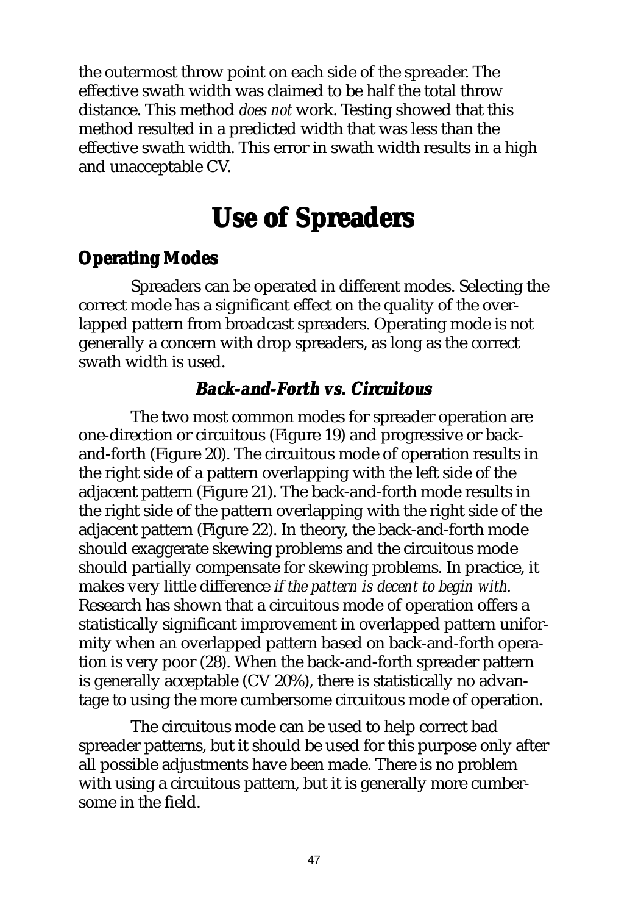the outermost throw point on each side of the spreader. The effective swath width was claimed to be half the total throw distance. This method *does not* work. Testing showed that this method resulted in a predicted width that was less than the effective swath width. This error in swath width results in a high and unacceptable CV.

# Use of Spreaders

## Operating Modes

Spreaders can be operated in different modes. Selecting the correct mode has a significant effect on the quality of the overlapped pattern from broadcast spreaders. Operating mode is not generally a concern with drop spreaders, as long as the correct swath width is used.

### *Back-and-Forth vs. Circuitous*

The two most common modes for spreader operation are one-direction or circuitous (Figure 19) and progressive or back-and-forth (Figure 20). The circuitous mode of operation results in the right side of a pattern overlapping with the left side of the adjacent pattern (Figure 21). The back-and-forth mode results in the right side of the pattern overlapping with the right side of the adjacent pattern (Figure 22). In theory, the back-and-forth mode should exaggerate skewing problems and the circuitous mode should partially compensate for skewing problems. In practice, it makes very little difference *if the pattern is decent to begin with*. Research has shown that a circuitous mode of operation offers a statistically significant improvement in overlapped pattern uniformity when an overlapped pattern based on back-and-forth operation is very poor (28). When the back-and-forth spreader pattern is generally acceptable (CV 20%), there is statistically no advantage to using the more cumbersome circuitous mode of operation.

The circuitous mode can be used to help correct bad spreader patterns, but it should be used for this purpose only after all possible adjustments have been made. There is no problem with using a circuitous pattern, but it is generally more cumbersome in the field.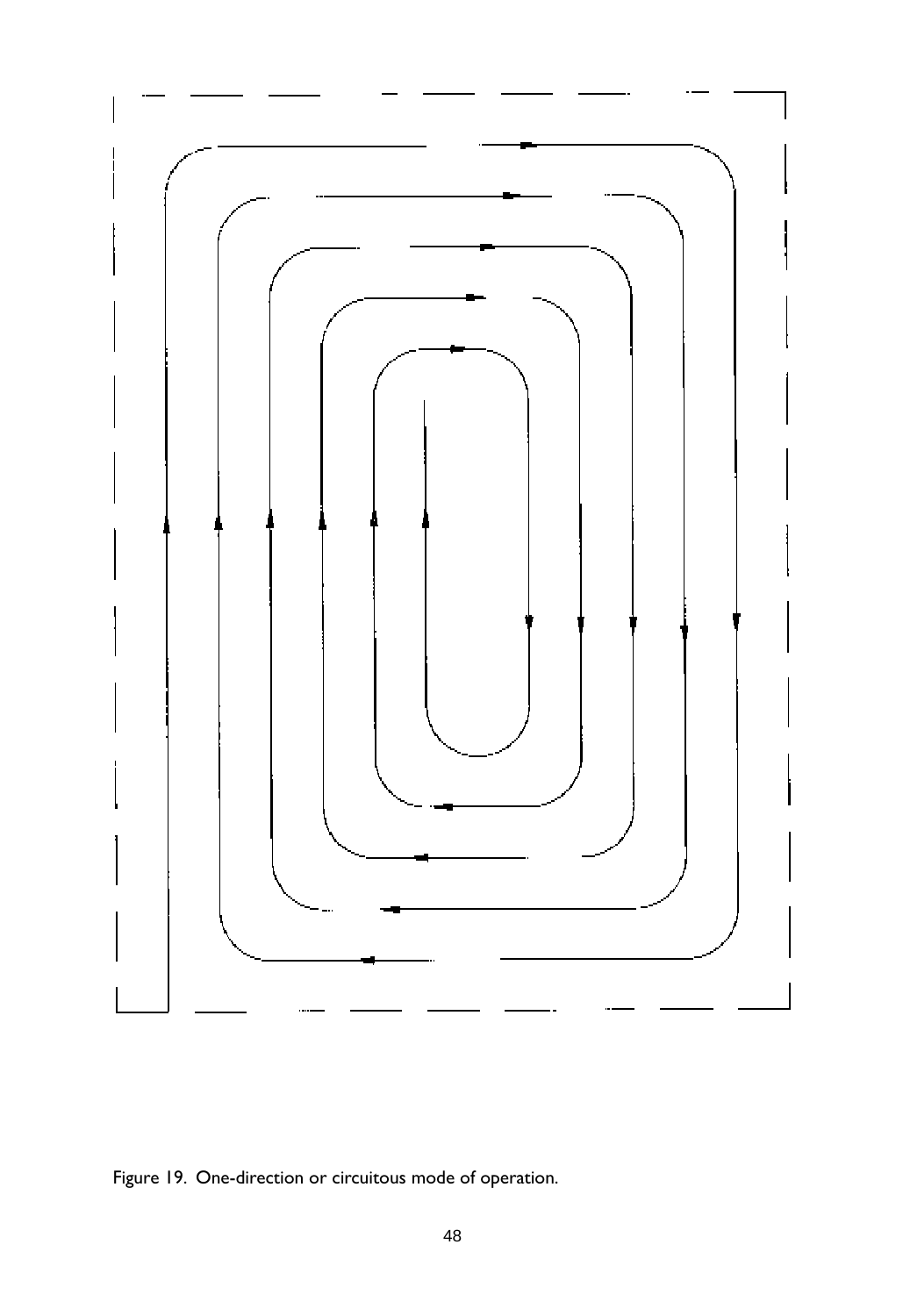Figure 19. One-direction or circuitous mode of operation.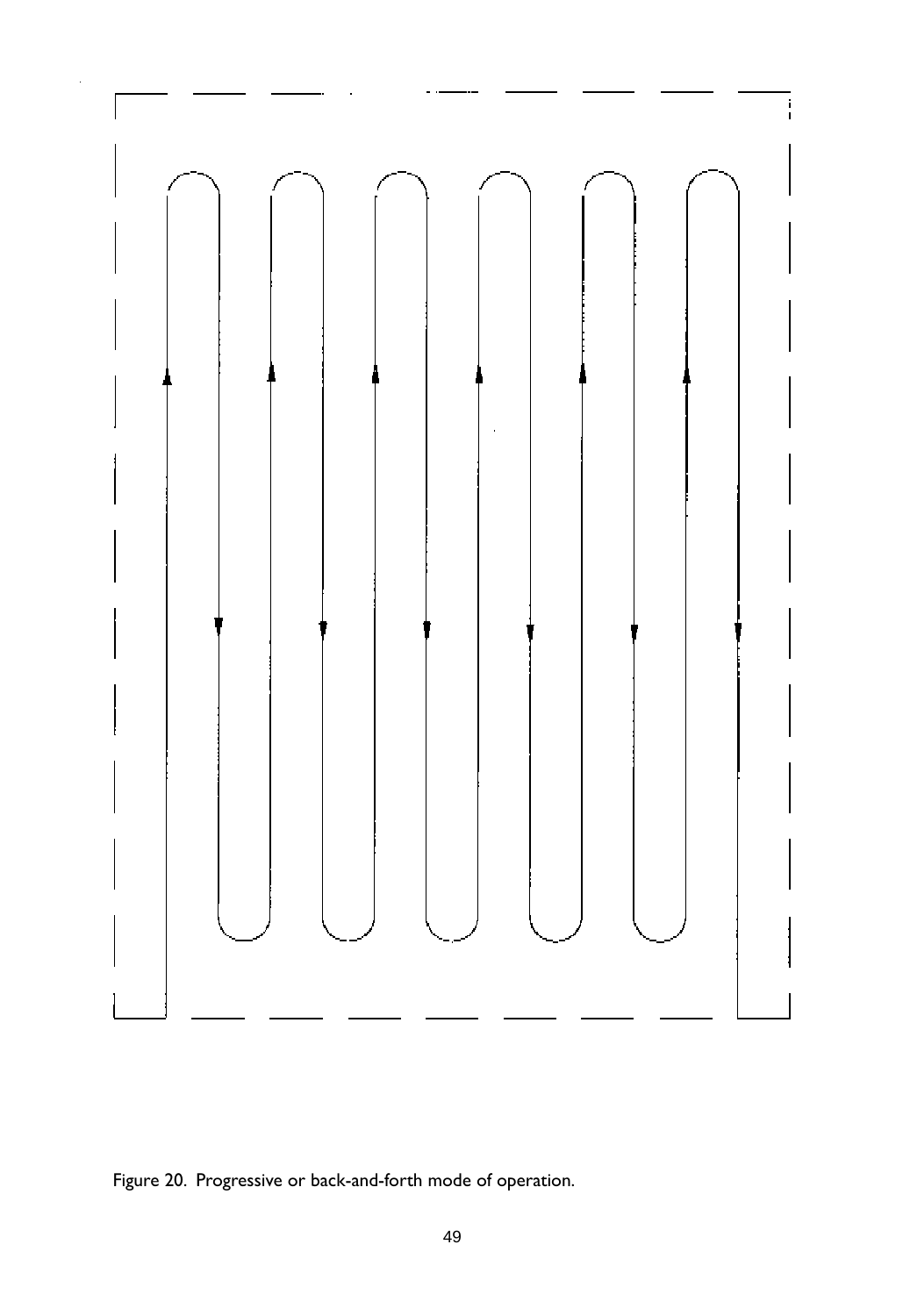Figure 20. Progressive or back-and-forth mode of operation.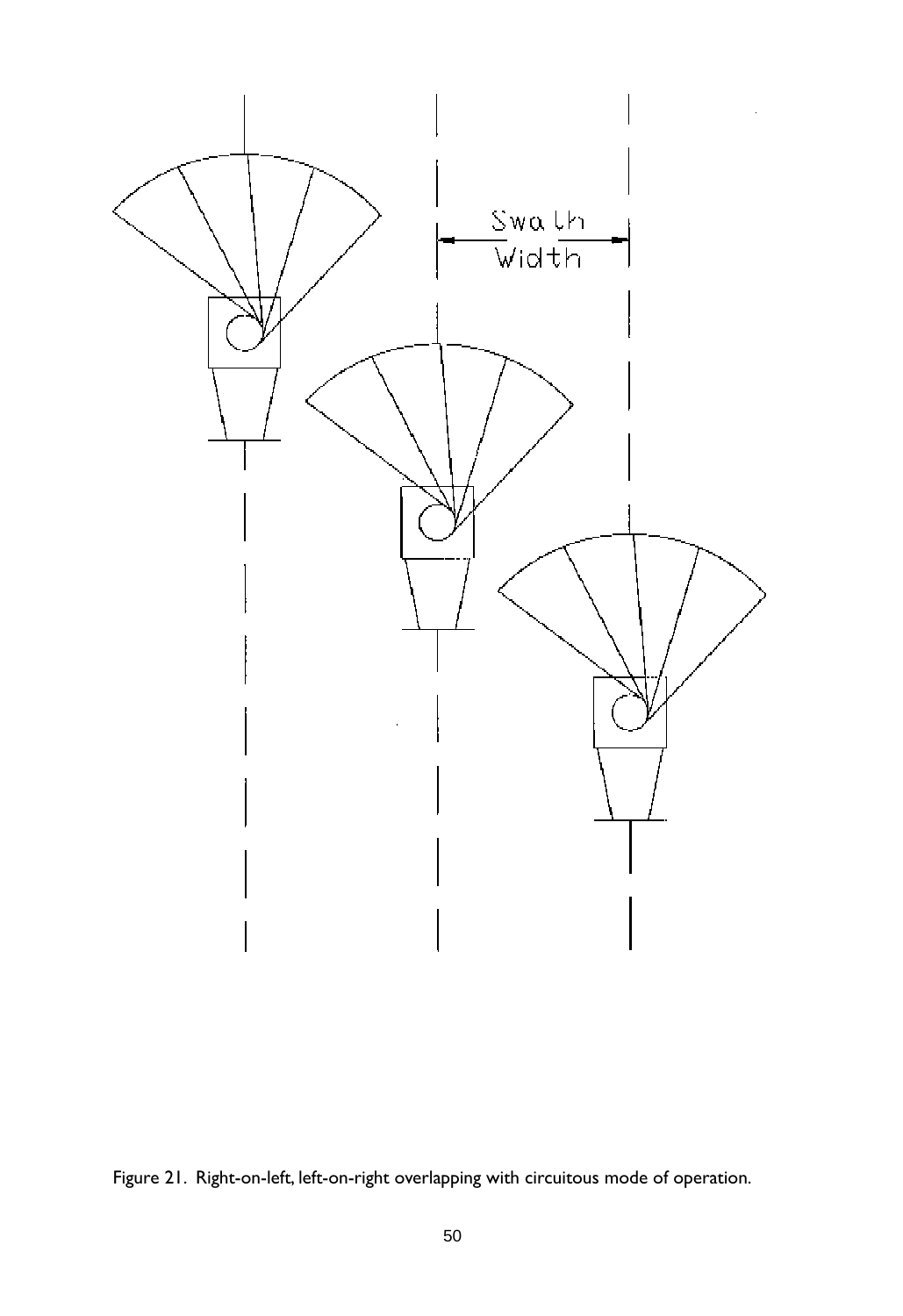Figure 21. Right-on-left, left-on-right overlapping with circuitous mode of operation.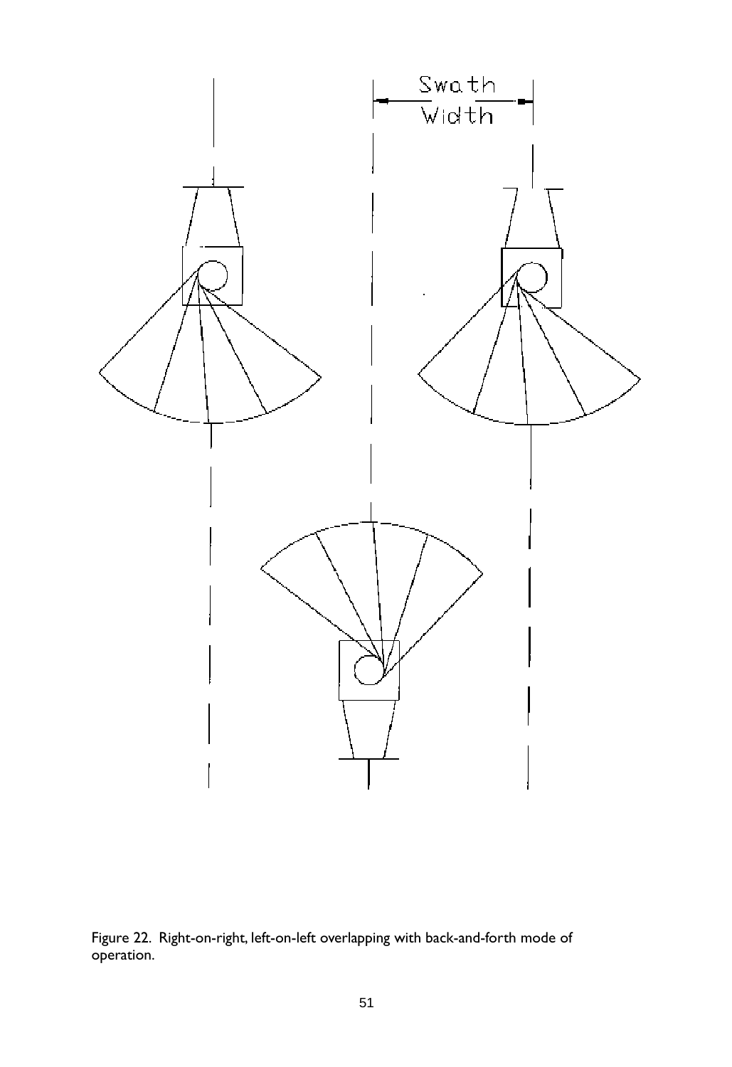Swath Width

Figure 22. Right-on-right, left-on-left overlapping with back-and-forth mode of operation.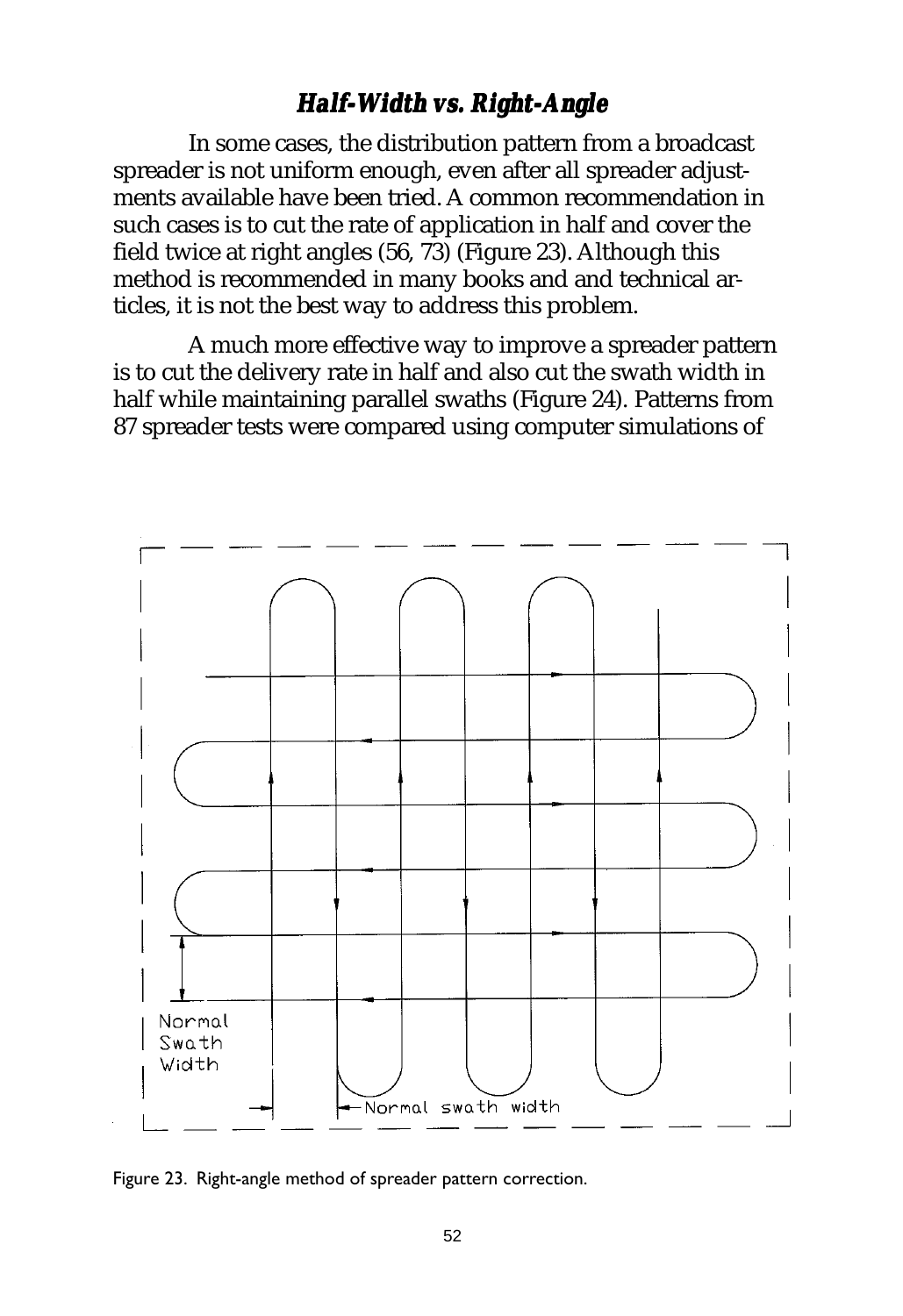## *Half-Width vs. Right-Angle*

In some cases, the distribution pattern from a broadcast spreader is not uniform enough, even after all spreader adjustments available have been tried. A common recommendation in such cases is to cut the rate of application in half and cover the field twice at right angles (56, 73) (Figure 23). Although this method is recommended in many books and and technical articles, it is not the best way to address this problem.

A much more effective way to improve a spreader pattern is to cut the delivery rate in half and also cut the swath width in half while maintaining parallel swaths (Figure 24). Patterns from 87 spreader tests were compared using computer simulations of

Figure 23. Right-angle method of spreader pattern correction.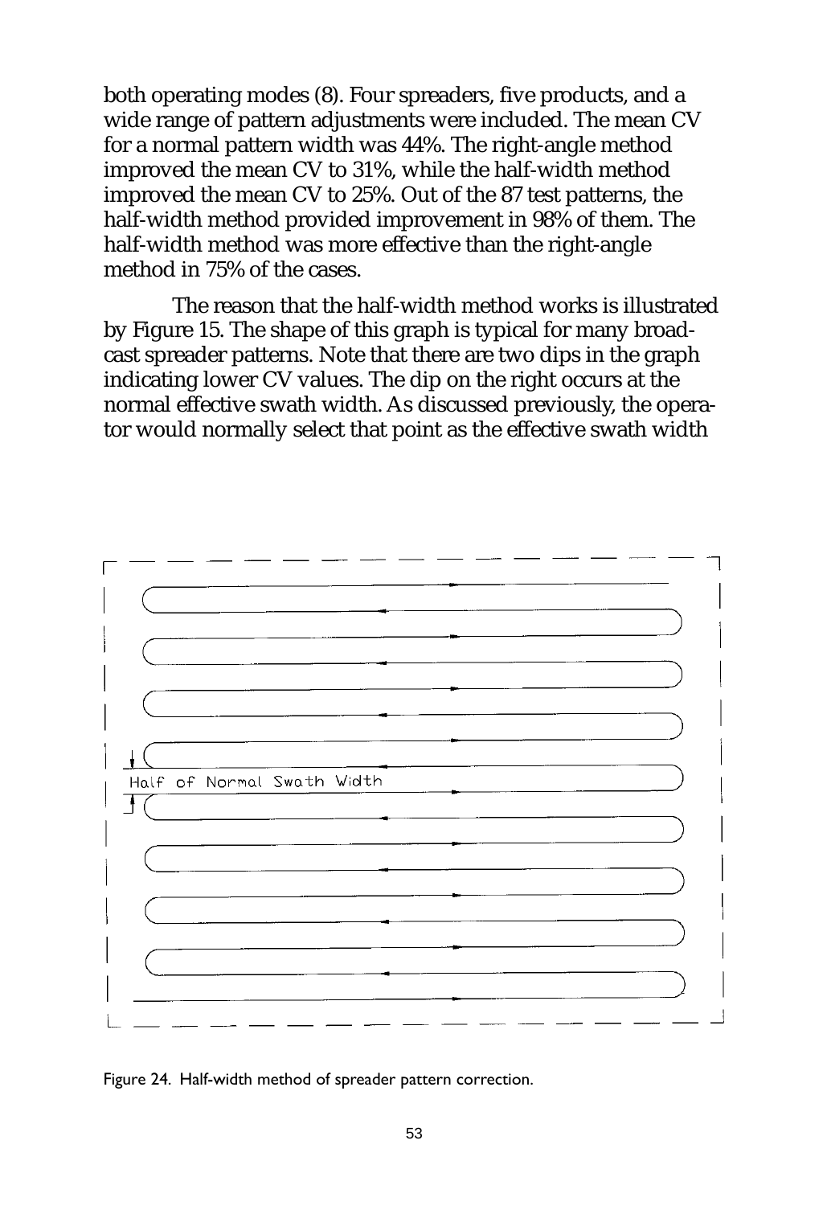both operating modes (8). Four spreaders, five products, and a wide range of pattern adjustments were included. The mean CV for a normal pattern width was 44%. The right-angle method improved the mean CV to 31%, while the half-width method improved the mean CV to 25%. Out of the 87 test patterns, the half-width method provided improvement in 98% of them. The half-width method was more effective than the right-angle method in 75% of the cases.

The reason that the half-width method works is illustrated by Figure 15. The shape of this graph is typical for many broadcast spreader patterns. Note that there are two dips in the graph indicating lower CV values. The dip on the right occurs at the normal effective swath width. As discussed previously, the operator would normally select that point as the effective swath width

Figure 24. Half-width method of spreader pattern correction.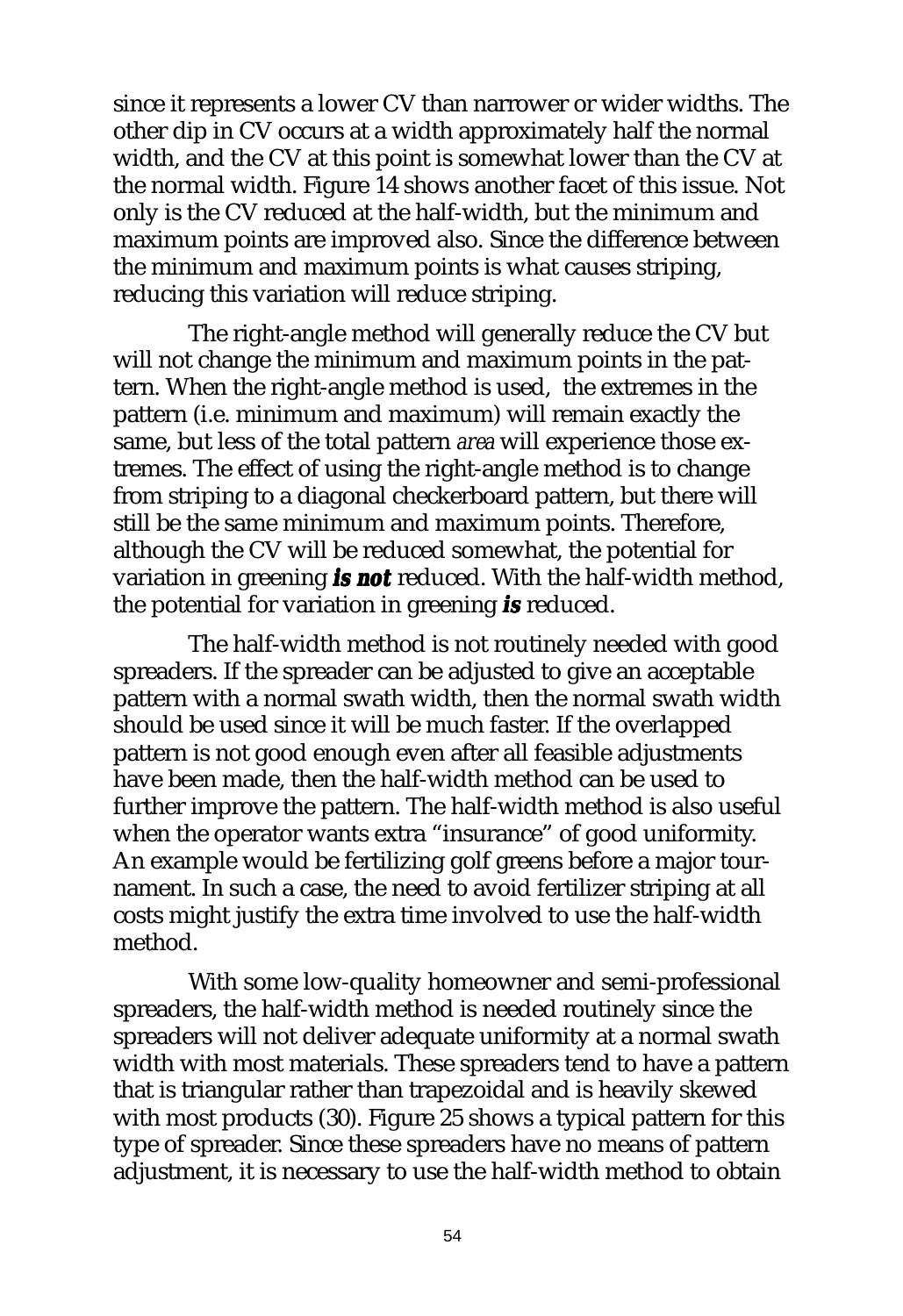since it represents a lower CV than narrower or wider widths. The other dip in CV occurs at a width approximately half the normal width, and the CV at this point is somewhat lower than the CV at the normal width. Figure 14 shows another facet of this issue. Not only is the CV reduced at the half-width, but the minimum and maximum points are improved also. Since the difference between the minimum and maximum points is what causes striping, reducing this variation will reduce striping.

The right-angle method will generally reduce the CV but will not change the minimum and maximum points in the pattern. When the right-angle method is used, the extremes in the pattern (i.e. minimum and maximum) will remain exactly the same, but less of the total pattern *area* will experience those extremes. The effect of using the right-angle method is to change from striping to a diagonal checkerboard pattern, but there will still be the same minimum and maximum points. Therefore, although the CV will be reduced somewhat, the potential for variation in greening ***is not*** reduced. With the half-width method, the potential for variation in greening ***is*** reduced.

The half-width method is not routinely needed with good spreaders. If the spreader can be adjusted to give an acceptable pattern with a normal swath width, then the normal swath width should be used since it will be much faster. If the overlapped pattern is not good enough even after all feasible adjustments have been made, then the half-width method can be used to further improve the pattern. The half-width method is also useful when the operator wants extra "insurance" of good uniformity. An example would be fertilizing golf greens before a major tournament. In such a case, the need to avoid fertilizer striping at all costs might justify the extra time involved to use the half-width method.

With some low-quality homeowner and semi-professional spreaders, the half-width method is needed routinely since the spreaders will not deliver adequate uniformity at a normal swath width with most materials. These spreaders tend to have a pattern that is triangular rather than trapezoidal and is heavily skewed with most products (30). Figure 25 shows a typical pattern for this type of spreader. Since these spreaders have no means of pattern adjustment, it is necessary to use the half-width method to obtain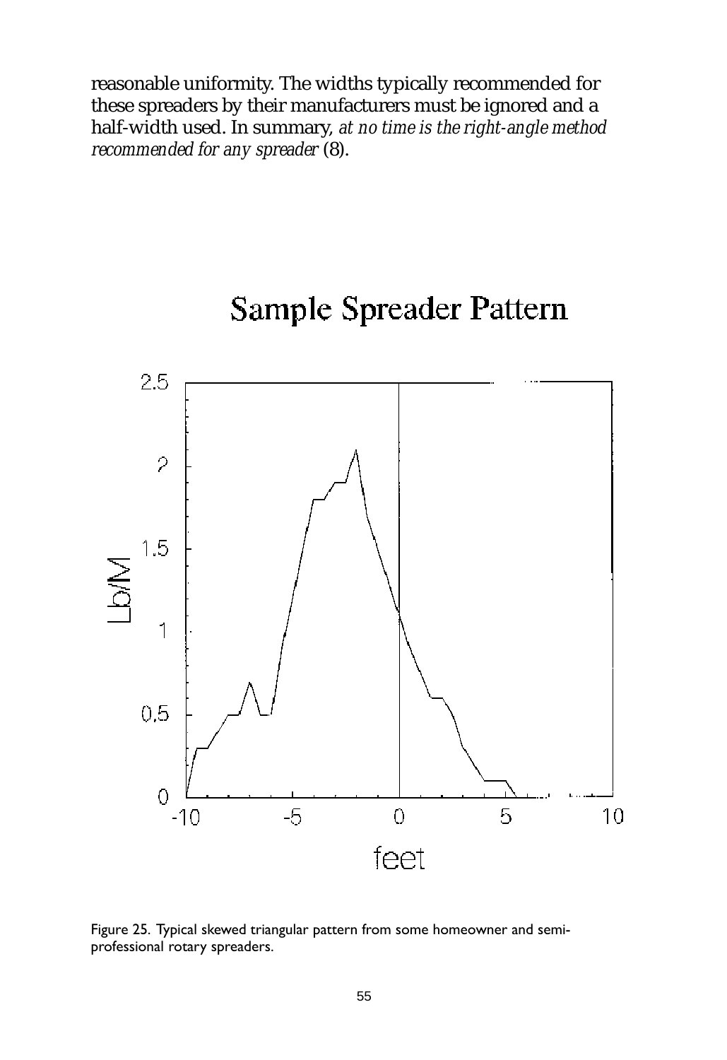reasonable uniformity. The widths typically recommended for these spreaders by their manufacturers must be ignored and a half-width used. In summary, *at no time is the right-angle method recommended for any spreader* (8).

Figure 25. Typical skewed triangular pattern from some homeowner and semi-professional rotary spreaders.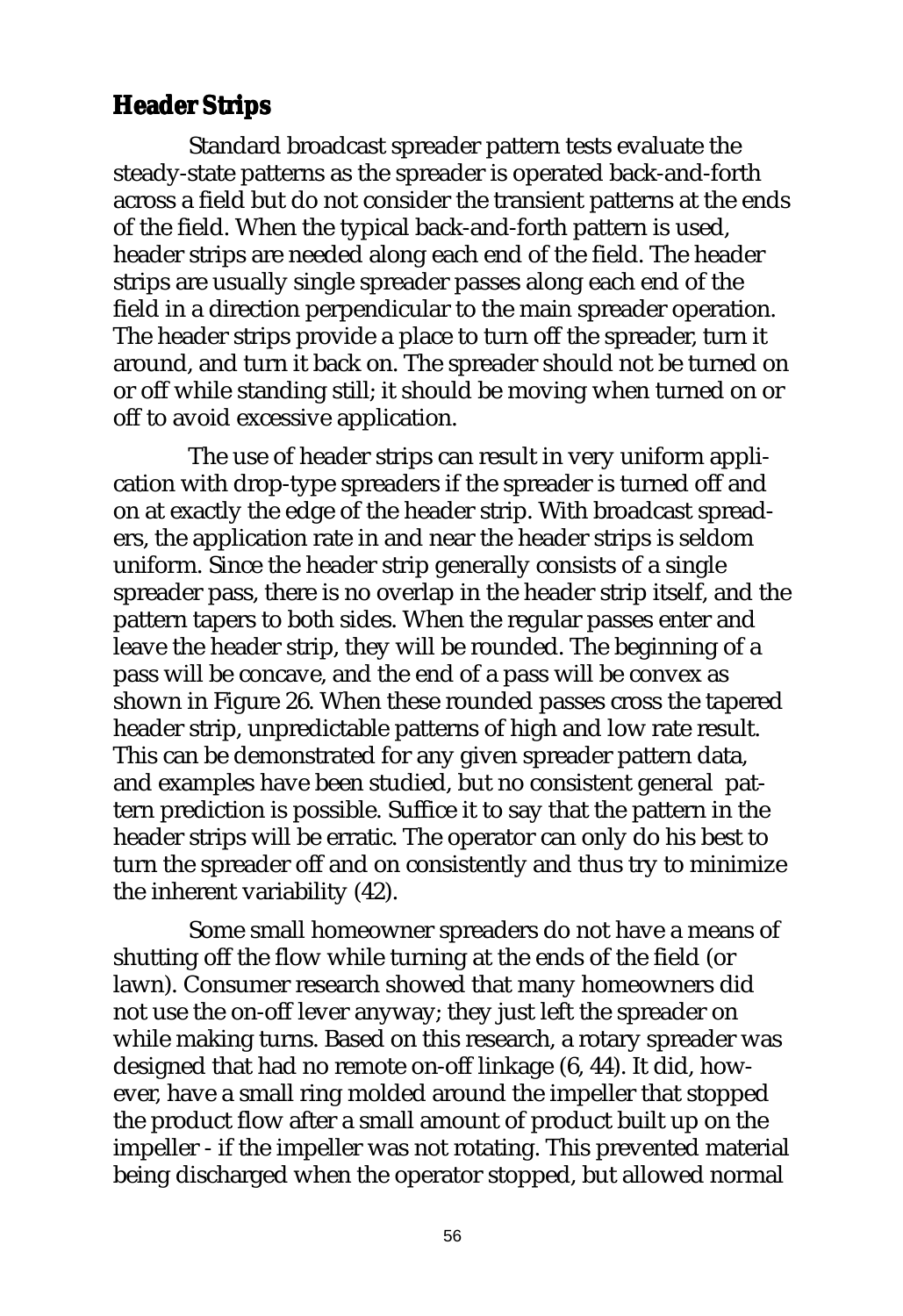## Header Strips

Standard broadcast spreader pattern tests evaluate the steady-state patterns as the spreader is operated back-and-forth across a field but do not consider the transient patterns at the ends of the field. When the typical back-and-forth pattern is used, header strips are needed along each end of the field. The header strips are usually single spreader passes along each end of the field in a direction perpendicular to the main spreader operation. The header strips provide a place to turn off the spreader, turn it around, and turn it back on. The spreader should not be turned on or off while standing still; it should be moving when turned on or off to avoid excessive application.

The use of header strips can result in very uniform application with drop-type spreaders if the spreader is turned off and on at exactly the edge of the header strip. With broadcast spreaders, the application rate in and near the header strips is seldom uniform. Since the header strip generally consists of a single spreader pass, there is no overlap in the header strip itself, and the pattern tapers to both sides. When the regular passes enter and leave the header strip, they will be rounded. The beginning of a pass will be concave, and the end of a pass will be convex as shown in Figure 26. When these rounded passes cross the tapered header strip, unpredictable patterns of high and low rate result. This can be demonstrated for any given spreader pattern data, and examples have been studied, but no consistent general pattern prediction is possible. Suffice it to say that the pattern in the header strips will be erratic. The operator can only do his best to turn the spreader off and on consistently and thus try to minimize the inherent variability (42).

Some small homeowner spreaders do not have a means of shutting off the flow while turning at the ends of the field (or lawn). Consumer research showed that many homeowners did not use the on-off lever anyway; they just left the spreader on while making turns. Based on this research, a rotary spreader was designed that had no remote on-off linkage (6, 44). It did, however, have a small ring molded around the impeller that stopped the product flow after a small amount of product built up on the impeller - if the impeller was not rotating. This prevented material being discharged when the operator stopped, but allowed normal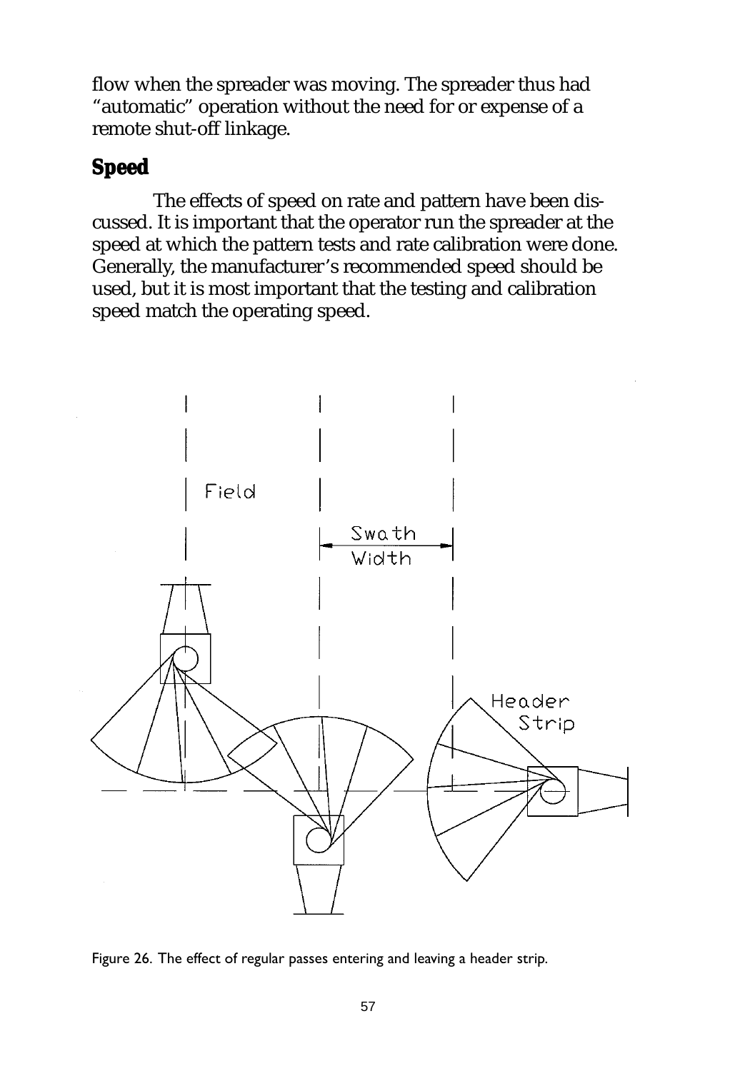flow when the spreader was moving. The spreader thus had "automatic" operation without the need for or expense of a remote shut-off linkage.

## Speed

The effects of speed on rate and pattern have been discussed. It is important that the operator run the spreader at the speed at which the pattern tests and rate calibration were done. Generally, the manufacturer's recommended speed should be used, but it is most important that the testing and calibration speed match the operating speed.

Figure 26. The effect of regular passes entering and leaving a header strip.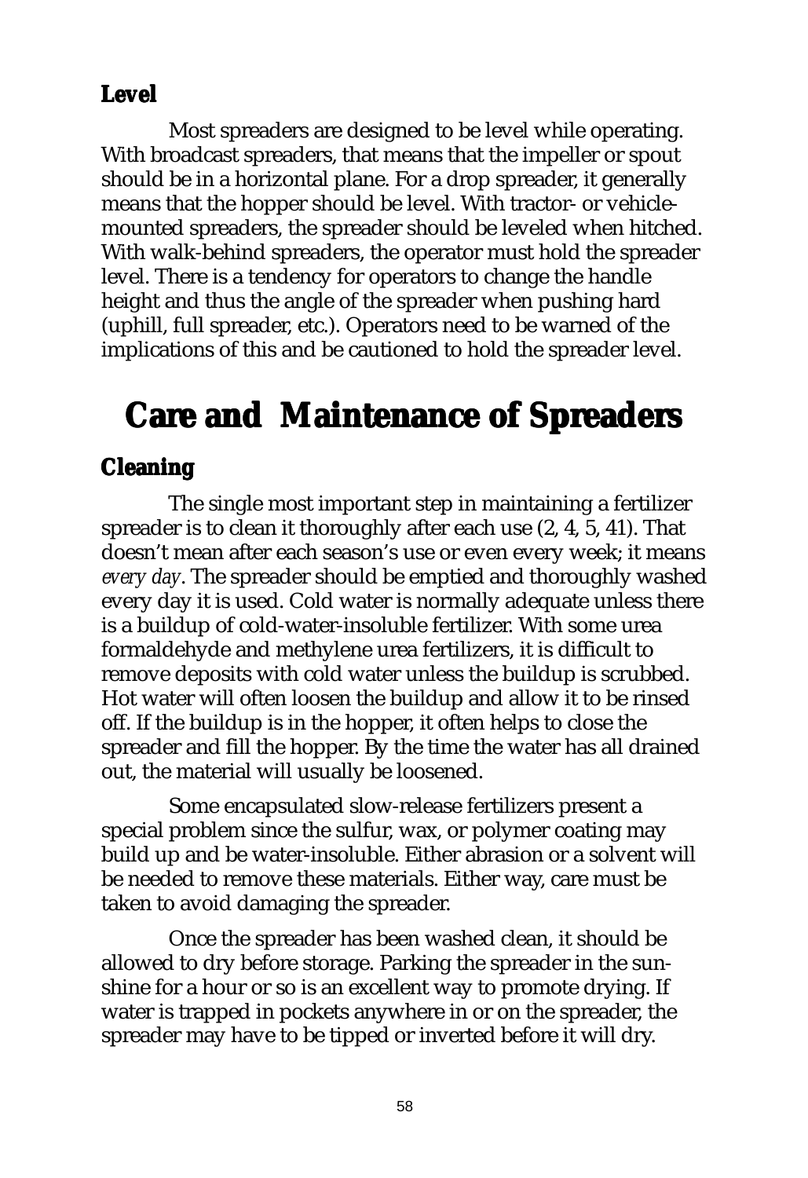### Level

Most spreaders are designed to be level while operating. With broadcast spreaders, that means that the impeller or spout should be in a horizontal plane. For a drop spreader, it generally means that the hopper should be level. With tractor- or vehicle-mounted spreaders, the spreader should be leveled when hitched. With walk-behind spreaders, the operator must hold the spreader level. There is a tendency for operators to change the handle height and thus the angle of the spreader when pushing hard (uphill, full spreader, etc.). Operators need to be warned of the implications of this and be cautioned to hold the spreader level.

## Care and Maintenance of Spreaders

### Cleaning

The single most important step in maintaining a fertilizer spreader is to clean it thoroughly after each use (2, 4, 5, 41). That doesn't mean after each season's use or even every week; it means *every day*. The spreader should be emptied and thoroughly washed every day it is used. Cold water is normally adequate unless there is a buildup of cold-water-insoluble fertilizer. With some urea formaldehyde and methylene urea fertilizers, it is difficult to remove deposits with cold water unless the buildup is scrubbed. Hot water will often loosen the buildup and allow it to be rinsed off. If the buildup is in the hopper, it often helps to close the spreader and fill the hopper. By the time the water has all drained out, the material will usually be loosened.

Some encapsulated slow-release fertilizers present a special problem since the sulfur, wax, or polymer coating may build up and be water-insoluble. Either abrasion or a solvent will be needed to remove these materials. Either way, care must be taken to avoid damaging the spreader.

Once the spreader has been washed clean, it should be allowed to dry before storage. Parking the spreader in the sunshine for a hour or so is an excellent way to promote drying. If water is trapped in pockets anywhere in or on the spreader, the spreader may have to be tipped or inverted before it will dry.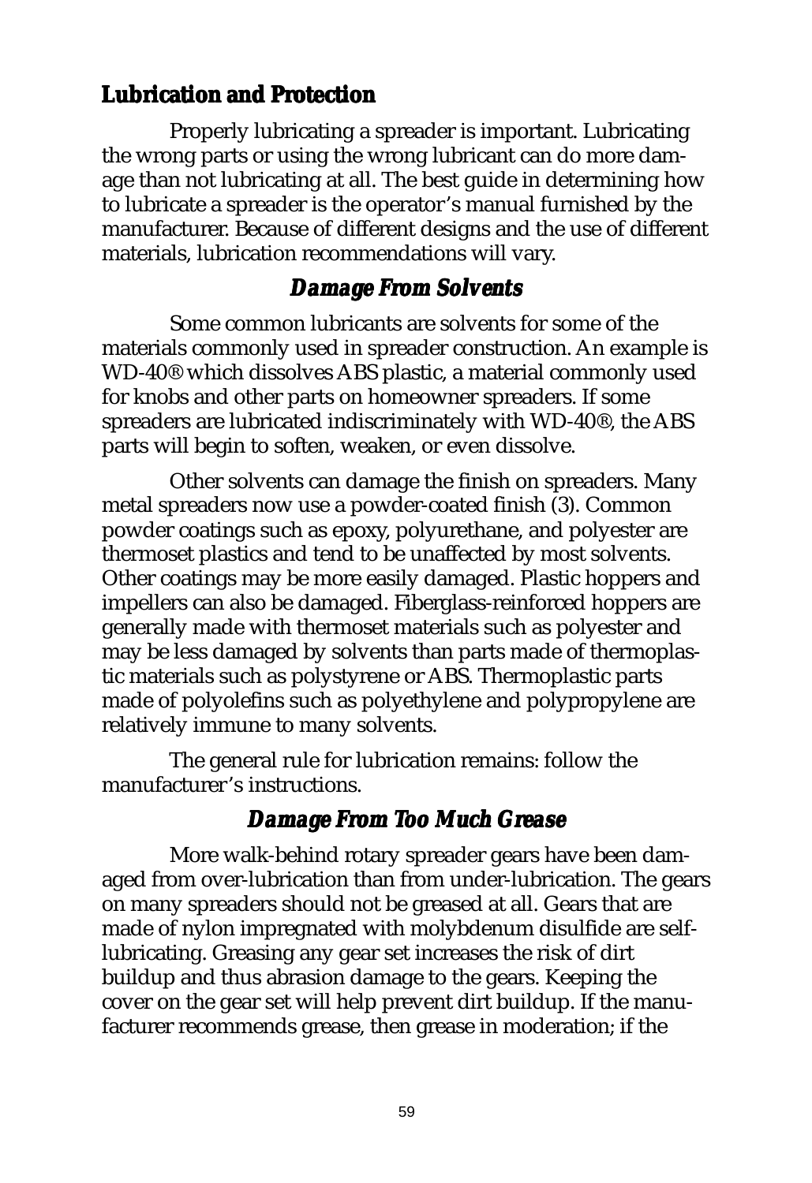## Lubrication and Protection

Properly lubricating a spreader is important. Lubricating the wrong parts or using the wrong lubricant can do more damage than not lubricating at all. The best guide in determining how to lubricate a spreader is the operator's manual furnished by the manufacturer. Because of different designs and the use of different materials, lubrication recommendations will vary.

### *Damage From Solvents*

Some common lubricants are solvents for some of the materials commonly used in spreader construction. An example is WD-40® which dissolves ABS plastic, a material commonly used for knobs and other parts on homeowner spreaders. If some spreaders are lubricated indiscriminately with WD-40®, the ABS parts will begin to soften, weaken, or even dissolve.

Other solvents can damage the finish on spreaders. Many metal spreaders now use a powder-coated finish (3). Common powder coatings such as epoxy, polyurethane, and polyester are thermoset plastics and tend to be unaffected by most solvents. Other coatings may be more easily damaged. Plastic hoppers and impellers can also be damaged. Fiberglass-reinforced hoppers are generally made with thermoset materials such as polyester and may be less damaged by solvents than parts made of thermoplastic materials such as polystyrene or ABS. Thermoplastic parts made of polyolefins such as polyethylene and polypropylene are relatively immune to many solvents.

The general rule for lubrication remains: follow the manufacturer's instructions.

### *Damage From Too Much Grease*

More walk-behind rotary spreader gears have been damaged from over-lubrication than from under-lubrication. The gears on many spreaders should not be greased at all. Gears that are made of nylon impregnated with molybdenum disulfide are self-lubricating. Greasing any gear set increases the risk of dirt buildup and thus abrasion damage to the gears. Keeping the cover on the gear set will help prevent dirt buildup. If the manufacturer recommends grease, then grease in moderation; if the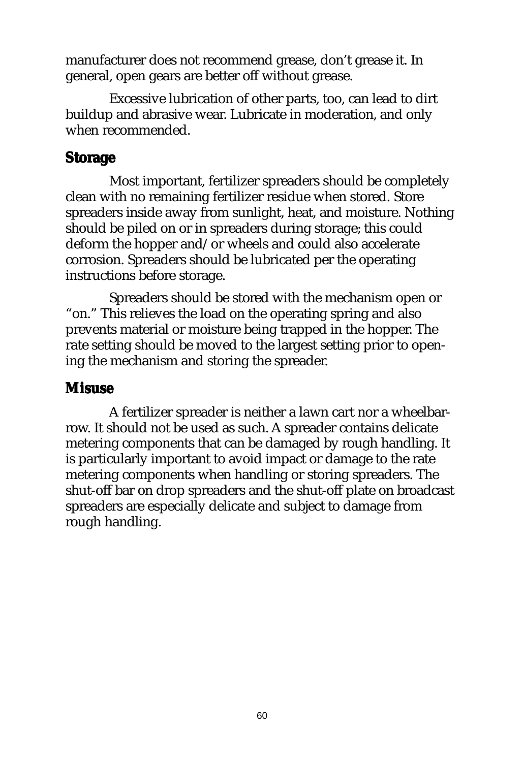manufacturer does not recommend grease, don't grease it. In general, open gears are better off without grease.

Excessive lubrication of other parts, too, can lead to dirt buildup and abrasive wear. Lubricate in moderation, and only when recommended.

## Storage

Most important, fertilizer spreaders should be completely clean with no remaining fertilizer residue when stored. Store spreaders inside away from sunlight, heat, and moisture. Nothing should be piled on or in spreaders during storage; this could deform the hopper and/or wheels and could also accelerate corrosion. Spreaders should be lubricated per the operating instructions before storage.

Spreaders should be stored with the mechanism open or "on." This relieves the load on the operating spring and also prevents material or moisture being trapped in the hopper. The rate setting should be moved to the largest setting prior to opening the mechanism and storing the spreader.

## Misuse

A fertilizer spreader is neither a lawn cart nor a wheelbarrow. It should not be used as such. A spreader contains delicate metering components that can be damaged by rough handling. It is particularly important to avoid impact or damage to the rate metering components when handling or storing spreaders. The shut-off bar on drop spreaders and the shut-off plate on broadcast spreaders are especially delicate and subject to damage from rough handling.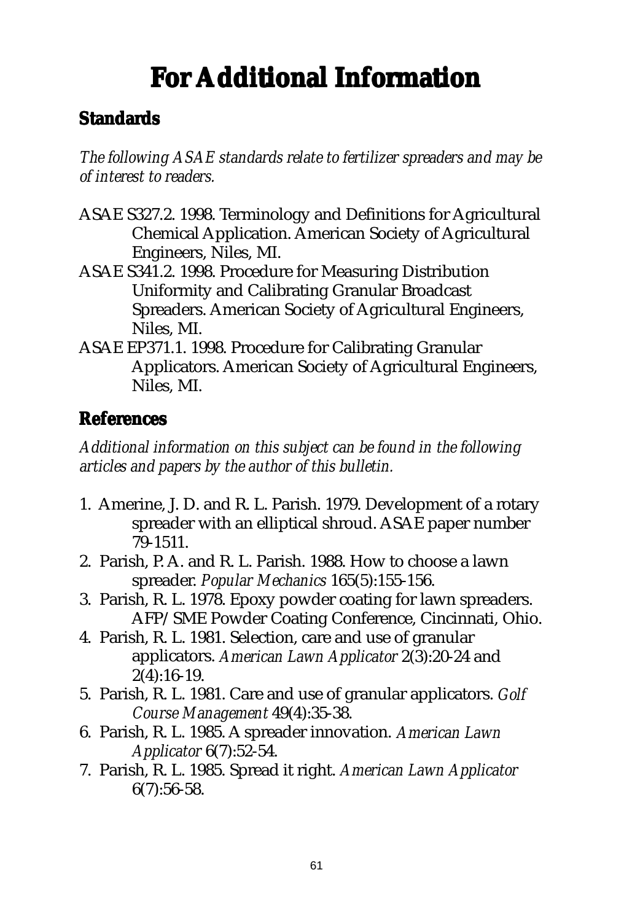# For Additional Information

## Standards

*The following ASAE standards relate to fertilizer spreaders and may be of interest to readers.*

ASAE S327.2. 1998. Terminology and Definitions for Agricultural Chemical Application. American Society of Agricultural Engineers, Niles, MI.

ASAE S341.2. 1998. Procedure for Measuring Distribution Uniformity and Calibrating Granular Broadcast Spreaders. American Society of Agricultural Engineers, Niles, MI.

ASAE EP371.1. 1998. Procedure for Calibrating Granular Applicators. American Society of Agricultural Engineers, Niles, MI.

## References

*Additional information on this subject can be found in the following articles and papers by the author of this bulletin.*

1. Amerine, J. D. and R. L. Parish. 1979. Development of a rotary spreader with an elliptical shroud. ASAE paper number 79-1511.
2. Parish, P. A. and R. L. Parish. 1988. How to choose a lawn spreader. *Popular Mechanics* 165(5):155-156.
3. Parish, R. L. 1978. Epoxy powder coating for lawn spreaders. AFP/SME Powder Coating Conference, Cincinnati, Ohio.
4. Parish, R. L. 1981. Selection, care and use of granular applicators. *American Lawn Applicator* 2(3):20-24 and 2(4):16-19.
5. Parish, R. L. 1981. Care and use of granular applicators. *Golf Course Management* 49(4):35-38.
6. Parish, R. L. 1985. A spreader innovation. *American Lawn Applicator* 6(7):52-54.
7. Parish, R. L. 1985. Spread it right. *American Lawn Applicator* 6(7):56-58.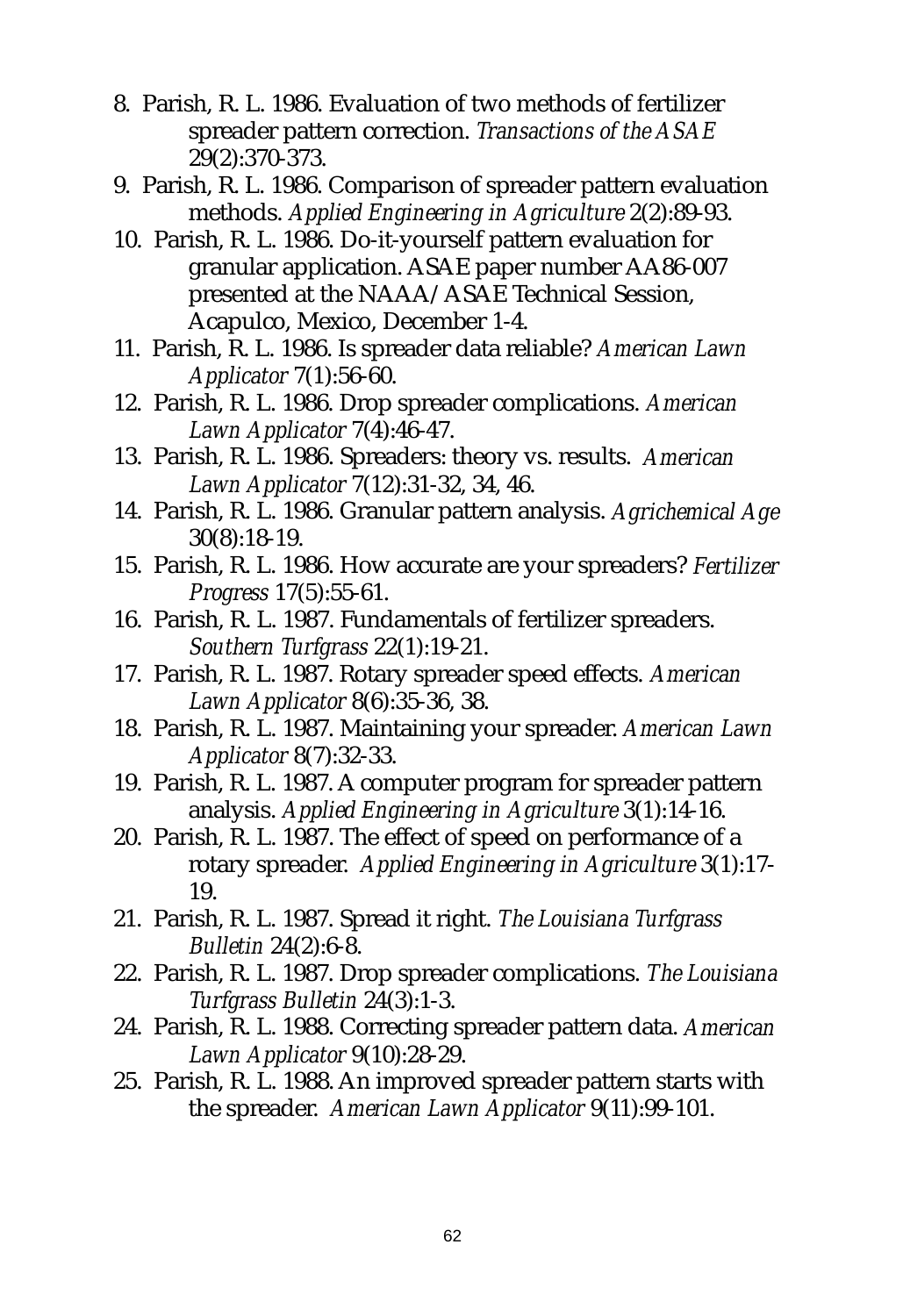8. Parish, R. L. 1986. Evaluation of two methods of fertilizer spreader pattern correction. *Transactions of the ASAE* 29(2):370-373.
9. Parish, R. L. 1986. Comparison of spreader pattern evaluation methods. *Applied Engineering in Agriculture* 2(2):89-93.
10. Parish, R. L. 1986. Do-it-yourself pattern evaluation for granular application. ASAE paper number AA86-007 presented at the NAAA/ASAE Technical Session, Acapulco, Mexico, December 1-4.
11. Parish, R. L. 1986. Is spreader data reliable? *American Lawn Applicator* 7(1):56-60.
12. Parish, R. L. 1986. Drop spreader complications. *American Lawn Applicator* 7(4):46-47.
13. Parish, R. L. 1986. Spreaders: theory vs. results. *American Lawn Applicator* 7(12):31-32, 34, 46.
14. Parish, R. L. 1986. Granular pattern analysis. *Agrichemical Age* 30(8):18-19.
15. Parish, R. L. 1986. How accurate are your spreaders? *Fertilizer Progress* 17(5):55-61.
16. Parish, R. L. 1987. Fundamentals of fertilizer spreaders. *Southern Turfgrass* 22(1):19-21.
17. Parish, R. L. 1987. Rotary spreader speed effects. *American Lawn Applicator* 8(6):35-36, 38.
18. Parish, R. L. 1987. Maintaining your spreader. *American Lawn Applicator* 8(7):32-33.
19. Parish, R. L. 1987. A computer program for spreader pattern analysis. *Applied Engineering in Agriculture* 3(1):14-16.
20. Parish, R. L. 1987. The effect of speed on performance of a rotary spreader. *Applied Engineering in Agriculture* 3(1):17-19.
21. Parish, R. L. 1987. Spread it right. *The Louisiana Turfgrass Bulletin* 24(2):6-8.
22. Parish, R. L. 1987. Drop spreader complications. *The Louisiana Turfgrass Bulletin* 24(3):1-3.
24. Parish, R. L. 1988. Correcting spreader pattern data. *American Lawn Applicator* 9(10):28-29.
25. Parish, R. L. 1988. An improved spreader pattern starts with the spreader. *American Lawn Applicator* 9(11):99-101.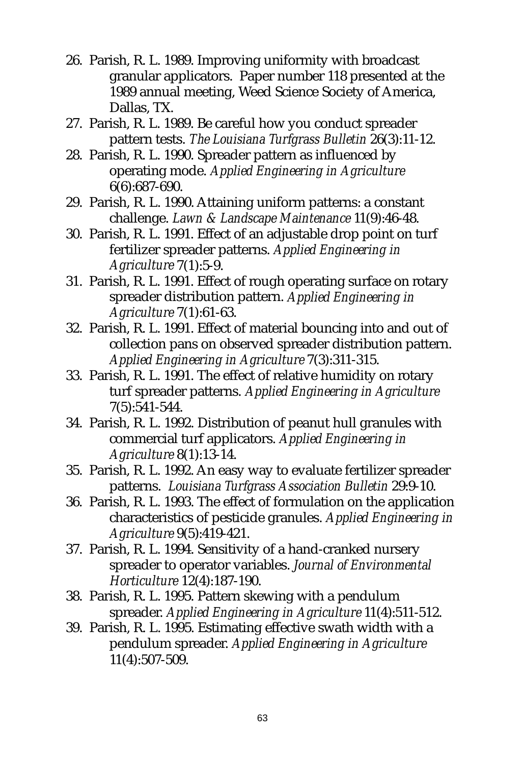26. Parish, R. L. 1989. Improving uniformity with broadcast granular applicators. Paper number 118 presented at the 1989 annual meeting, Weed Science Society of America, Dallas, TX.
27. Parish, R. L. 1989. Be careful how you conduct spreader pattern tests. *The Louisiana Turfgrass Bulletin* 26(3):11-12.
28. Parish, R. L. 1990. Spreader pattern as influenced by operating mode. *Applied Engineering in Agriculture* 6(6):687-690.
29. Parish, R. L. 1990. Attaining uniform patterns: a constant challenge. *Lawn & Landscape Maintenance* 11(9):46-48.
30. Parish, R. L. 1991. Effect of an adjustable drop point on turf fertilizer spreader patterns. *Applied Engineering in Agriculture* 7(1):5-9.
31. Parish, R. L. 1991. Effect of rough operating surface on rotary spreader distribution pattern. *Applied Engineering in Agriculture* 7(1):61-63.
32. Parish, R. L. 1991. Effect of material bouncing into and out of collection pans on observed spreader distribution pattern. *Applied Engineering in Agriculture* 7(3):311-315.
33. Parish, R. L. 1991. The effect of relative humidity on rotary turf spreader patterns. *Applied Engineering in Agriculture* 7(5):541-544.
34. Parish, R. L. 1992. Distribution of peanut hull granules with commercial turf applicators. *Applied Engineering in Agriculture* 8(1):13-14.
35. Parish, R. L. 1992. An easy way to evaluate fertilizer spreader patterns. *Louisiana Turfgrass Association Bulletin* 29:9-10.
36. Parish, R. L. 1993. The effect of formulation on the application characteristics of pesticide granules. *Applied Engineering in Agriculture* 9(5):419-421.
37. Parish, R. L. 1994. Sensitivity of a hand-cranked nursery spreader to operator variables. *Journal of Environmental Horticulture* 12(4):187-190.
38. Parish, R. L. 1995. Pattern skewing with a pendulum spreader. *Applied Engineering in Agriculture* 11(4):511-512.
39. Parish, R. L. 1995. Estimating effective swath width with a pendulum spreader. *Applied Engineering in Agriculture* 11(4):507-509.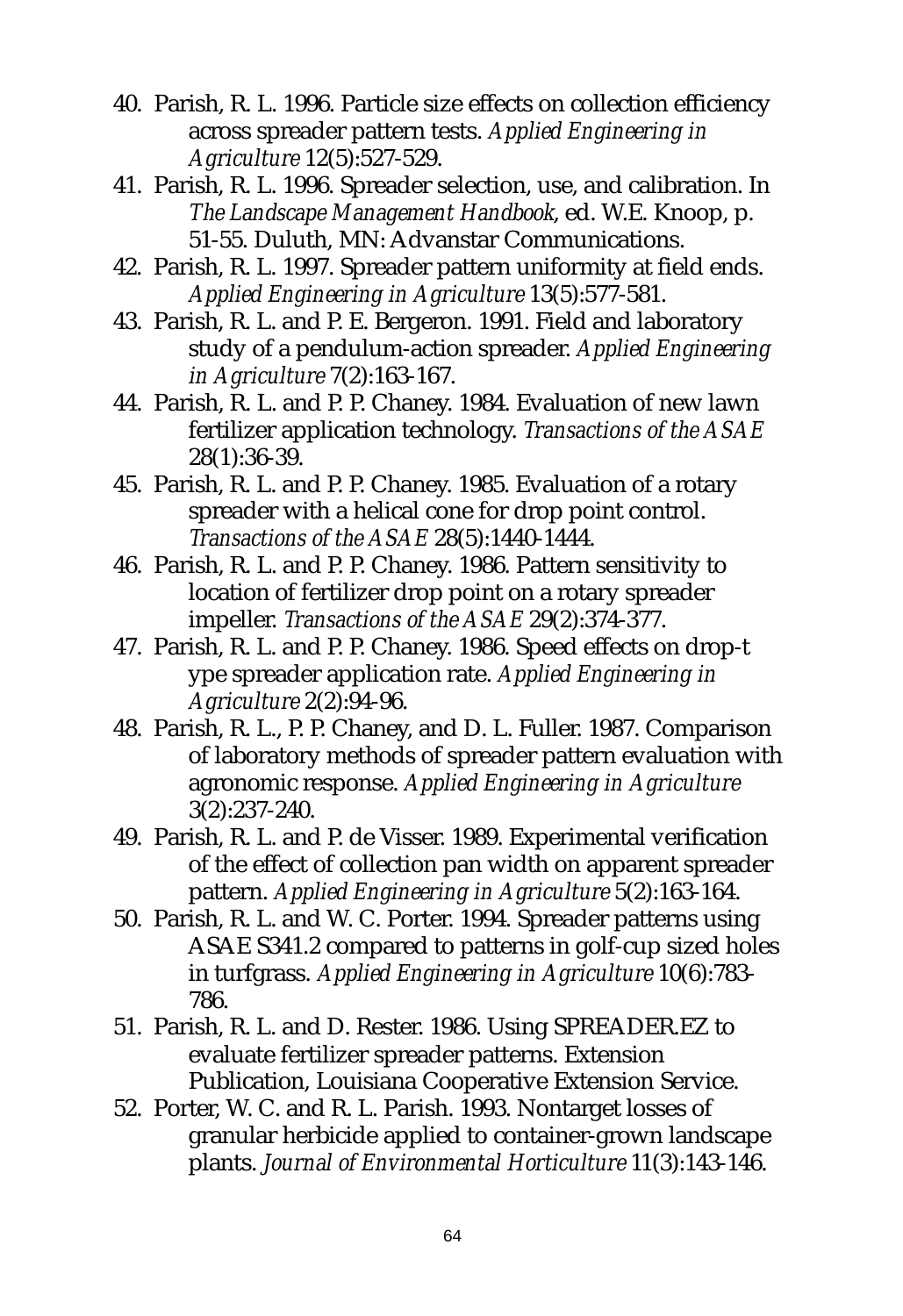40. Parish, R. L. 1996. Particle size effects on collection efficiency across spreader pattern tests. *Applied Engineering in Agriculture* 12(5):527-529.
41. Parish, R. L. 1996. Spreader selection, use, and calibration. In *The Landscape Management Handbook*, ed. W.E. Knoop, p. 51-55. Duluth, MN: Advanstar Communications.
42. Parish, R. L. 1997. Spreader pattern uniformity at field ends. *Applied Engineering in Agriculture* 13(5):577-581.
43. Parish, R. L. and P. E. Bergeron. 1991. Field and laboratory study of a pendulum-action spreader. *Applied Engineering in Agriculture* 7(2):163-167.
44. Parish, R. L. and P. P. Chaney. 1984. Evaluation of new lawn fertilizer application technology. *Transactions of the ASAE* 28(1):36-39.
45. Parish, R. L. and P. P. Chaney. 1985. Evaluation of a rotary spreader with a helical cone for drop point control. *Transactions of the ASAE* 28(5):1440-1444.
46. Parish, R. L. and P. P. Chaney. 1986. Pattern sensitivity to location of fertilizer drop point on a rotary spreader impeller. *Transactions of the ASAE* 29(2):374-377.
47. Parish, R. L. and P. P. Chaney. 1986. Speed effects on drop-t ype spreader application rate. *Applied Engineering in Agriculture* 2(2):94-96.
48. Parish, R. L., P. P. Chaney, and D. L. Fuller. 1987. Comparison of laboratory methods of spreader pattern evaluation with agronomic response. *Applied Engineering in Agriculture* 3(2):237-240.
49. Parish, R. L. and P. de Visser. 1989. Experimental verification of the effect of collection pan width on apparent spreader pattern. *Applied Engineering in Agriculture* 5(2):163-164.
50. Parish, R. L. and W. C. Porter. 1994. Spreader patterns using ASAE S341.2 compared to patterns in golf-cup sized holes in turfgrass. *Applied Engineering in Agriculture* 10(6):783-786.
51. Parish, R. L. and D. Rester. 1986. Using SPREADER.EZ to evaluate fertilizer spreader patterns. Extension Publication, Louisiana Cooperative Extension Service.
52. Porter, W. C. and R. L. Parish. 1993. Nontarget losses of granular herbicide applied to container-grown landscape plants. *Journal of Environmental Horticulture* 11(3):143-146.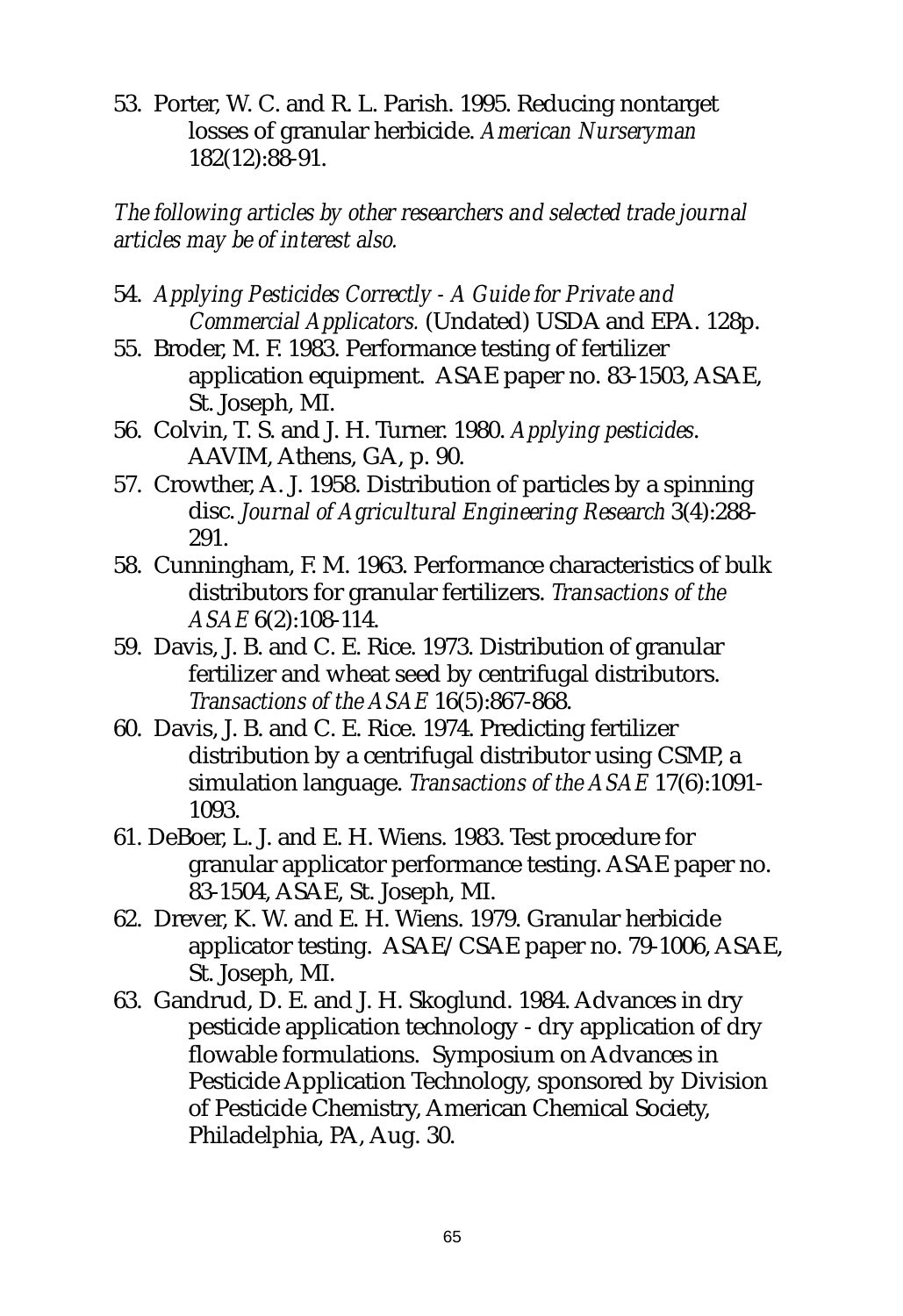53. Porter, W. C. and R. L. Parish. 1995. Reducing nontarget losses of granular herbicide. *American Nurseryman* 182(12):88-91.

*The following articles by other researchers and selected trade journal articles may be of interest also.*

54. *Applying Pesticides Correctly - A Guide for Private and Commercial Applicators.* (Undated) USDA and EPA. 128p.
55. Broder, M. F. 1983. Performance testing of fertilizer application equipment. ASAE paper no. 83-1503, ASAE, St. Joseph, MI.
56. Colvin, T. S. and J. H. Turner. 1980. *Applying pesticides*. AAVIM, Athens, GA, p. 90.
57. Crowther, A. J. 1958. Distribution of particles by a spinning disc. *Journal of Agricultural Engineering Research* 3(4):288-291.
58. Cunningham, F. M. 1963. Performance characteristics of bulk distributors for granular fertilizers. *Transactions of the ASAE* 6(2):108-114.
59. Davis, J. B. and C. E. Rice. 1973. Distribution of granular fertilizer and wheat seed by centrifugal distributors. *Transactions of the ASAE* 16(5):867-868.
60. Davis, J. B. and C. E. Rice. 1974. Predicting fertilizer distribution by a centrifugal distributor using CSMP, a simulation language. *Transactions of the ASAE* 17(6):1091-1093.
61. DeBoer, L. J. and E. H. Wiens. 1983. Test procedure for granular applicator performance testing. ASAE paper no. 83-1504, ASAE, St. Joseph, MI.
62. Drever, K. W. and E. H. Wiens. 1979. Granular herbicide applicator testing. ASAE/CSAE paper no. 79-1006, ASAE, St. Joseph, MI.
63. Gandrud, D. E. and J. H. Skoglund. 1984. Advances in dry pesticide application technology - dry application of dry flowable formulations. Symposium on Advances in Pesticide Application Technology, sponsored by Division of Pesticide Chemistry, American Chemical Society, Philadelphia, PA, Aug. 30.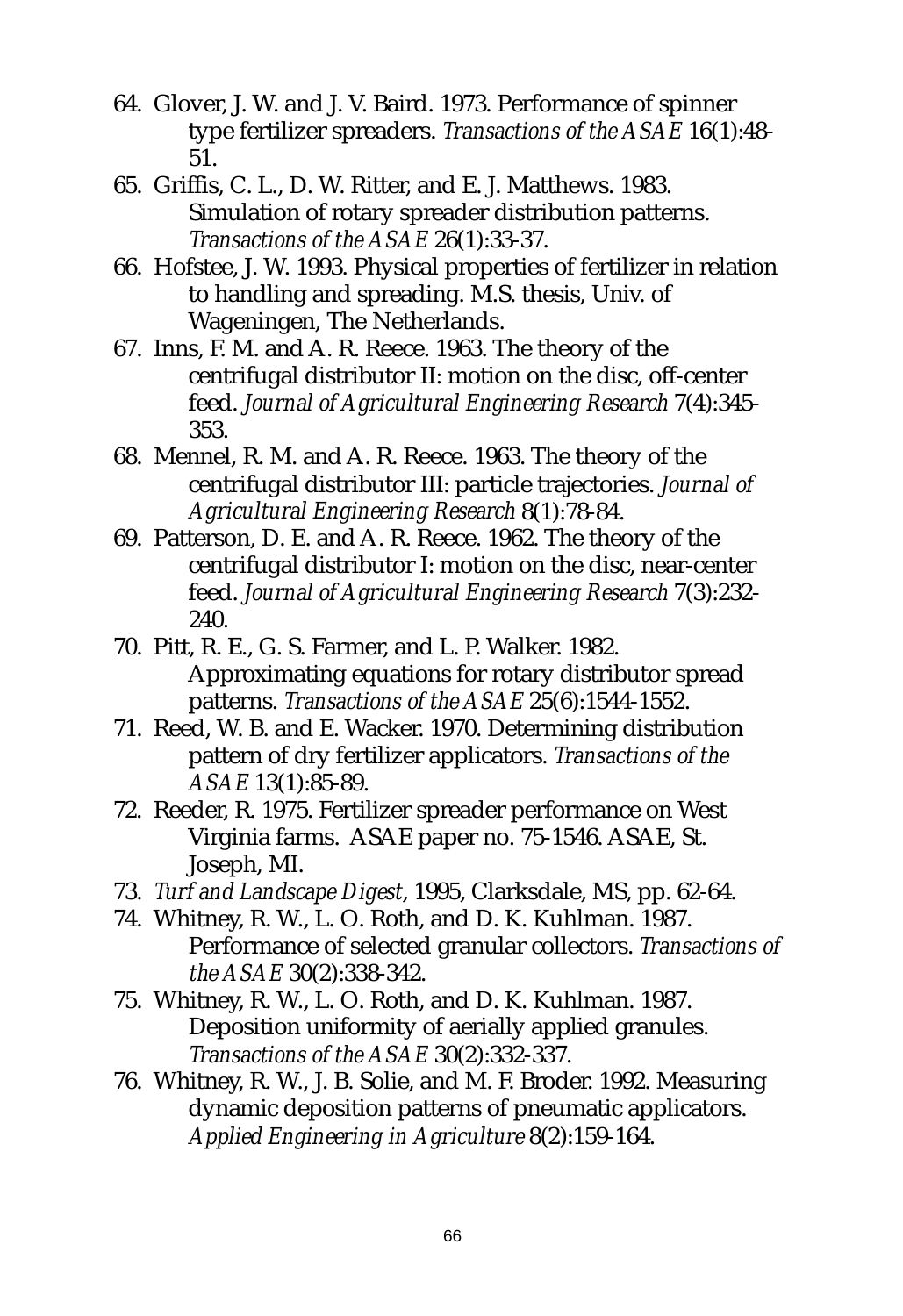64. Glover, J. W. and J. V. Baird. 1973. Performance of spinner type fertilizer spreaders. *Transactions of the ASAE* 16(1):48-51.
65. Griffis, C. L., D. W. Ritter, and E. J. Matthews. 1983. Simulation of rotary spreader distribution patterns. *Transactions of the ASAE* 26(1):33-37.
66. Hofstee, J. W. 1993. Physical properties of fertilizer in relation to handling and spreading. M.S. thesis, Univ. of Wageningen, The Netherlands.
67. Inns, F. M. and A. R. Reece. 1963. The theory of the centrifugal distributor II: motion on the disc, off-center feed. *Journal of Agricultural Engineering Research* 7(4):345-353.
68. Mennel, R. M. and A. R. Reece. 1963. The theory of the centrifugal distributor III: particle trajectories. *Journal of Agricultural Engineering Research* 8(1):78-84.
69. Patterson, D. E. and A. R. Reece. 1962. The theory of the centrifugal distributor I: motion on the disc, near-center feed. *Journal of Agricultural Engineering Research* 7(3):232-240.
70. Pitt, R. E., G. S. Farmer, and L. P. Walker. 1982. Approximating equations for rotary distributor spread patterns. *Transactions of the ASAE* 25(6):1544-1552.
71. Reed, W. B. and E. Wacker. 1970. Determining distribution pattern of dry fertilizer applicators. *Transactions of the ASAE* 13(1):85-89.
72. Reeder, R. 1975. Fertilizer spreader performance on West Virginia farms. ASAE paper no. 75-1546. ASAE, St. Joseph, MI.
73. *Turf and Landscape Digest*, 1995, Clarksdale, MS, pp. 62-64.
74. Whitney, R. W., L. O. Roth, and D. K. Kuhlman. 1987. Performance of selected granular collectors. *Transactions of the ASAE* 30(2):338-342.
75. Whitney, R. W., L. O. Roth, and D. K. Kuhlman. 1987. Deposition uniformity of aerially applied granules. *Transactions of the ASAE* 30(2):332-337.
76. Whitney, R. W., J. B. Solie, and M. F. Broder. 1992. Measuring dynamic deposition patterns of pneumatic applicators. *Applied Engineering in Agriculture* 8(2):159-164.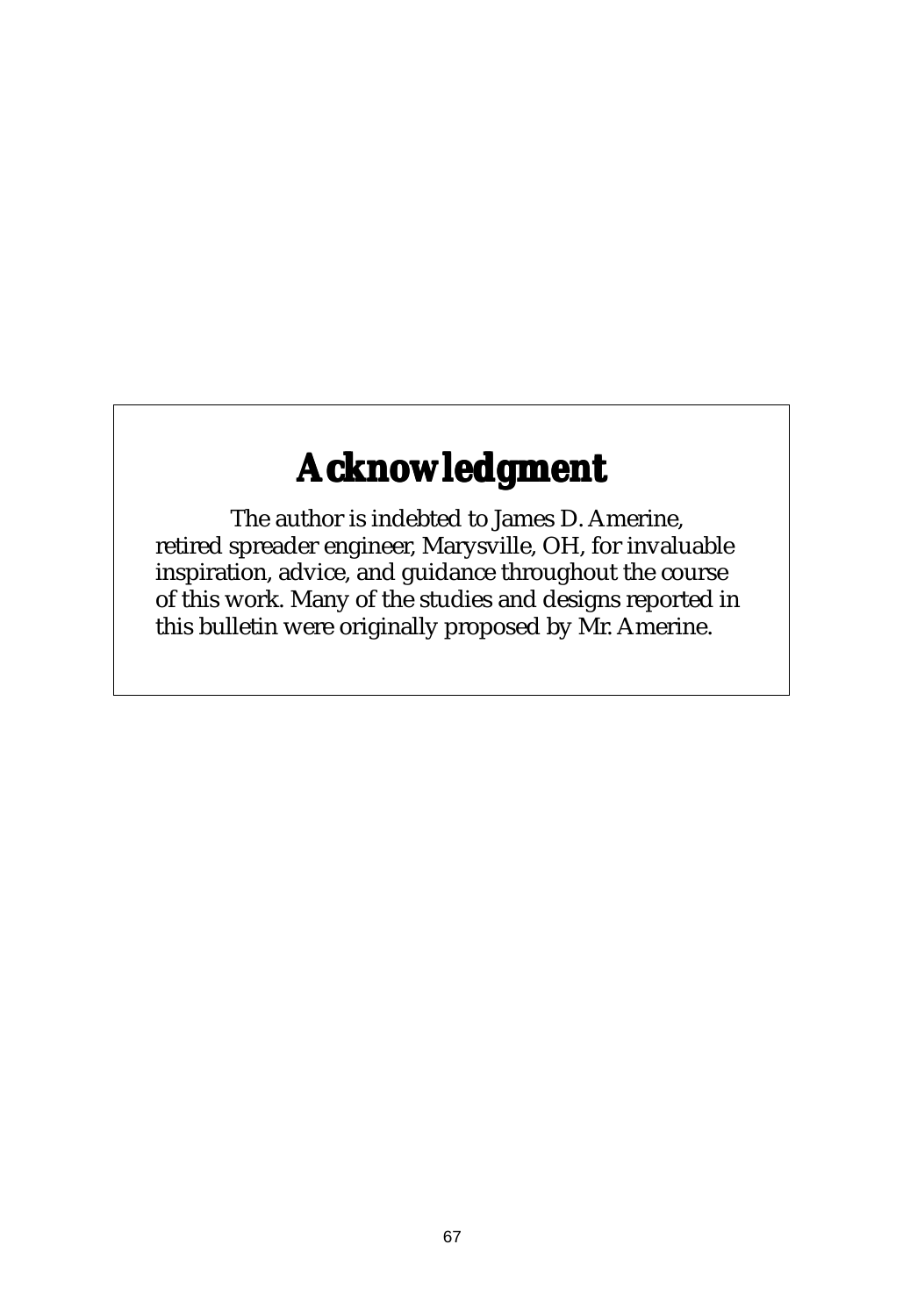# Acknowledgment

The author is indebted to James D. Amerine, retired spreader engineer, Marysville, OH, for invaluable inspiration, advice, and guidance throughout the course of this work. Many of the studies and designs reported in this bulletin were originally proposed by Mr. Amerine.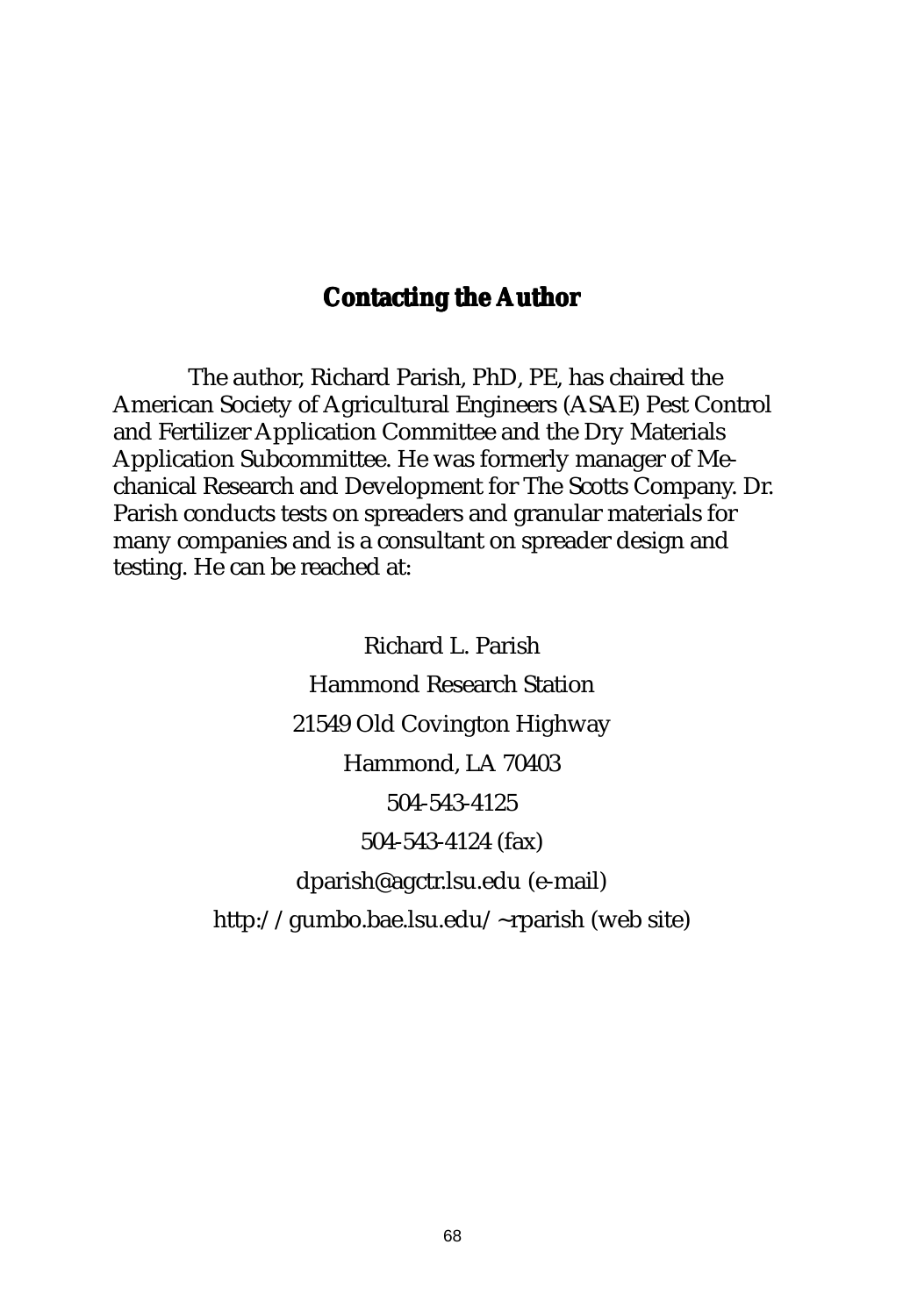## Contacting the Author

The author, Richard Parish, PhD, PE, has chaired the American Society of Agricultural Engineers (ASAE) Pest Control and Fertilizer Application Committee and the Dry Materials Application Subcommittee. He was formerly manager of Mechanical Research and Development for The Scotts Company. Dr. Parish conducts tests on spreaders and granular materials for many companies and is a consultant on spreader design and testing. He can be reached at:

Richard L. Parish

Hammond Research Station

21549 Old Covington Highway

Hammond, LA 70403

504-543-4125

504-543-4124 (fax)

dparish@agctr.lsu.edu (e-mail)

http://gumbo.bae.lsu.edu/~rparish (web site)